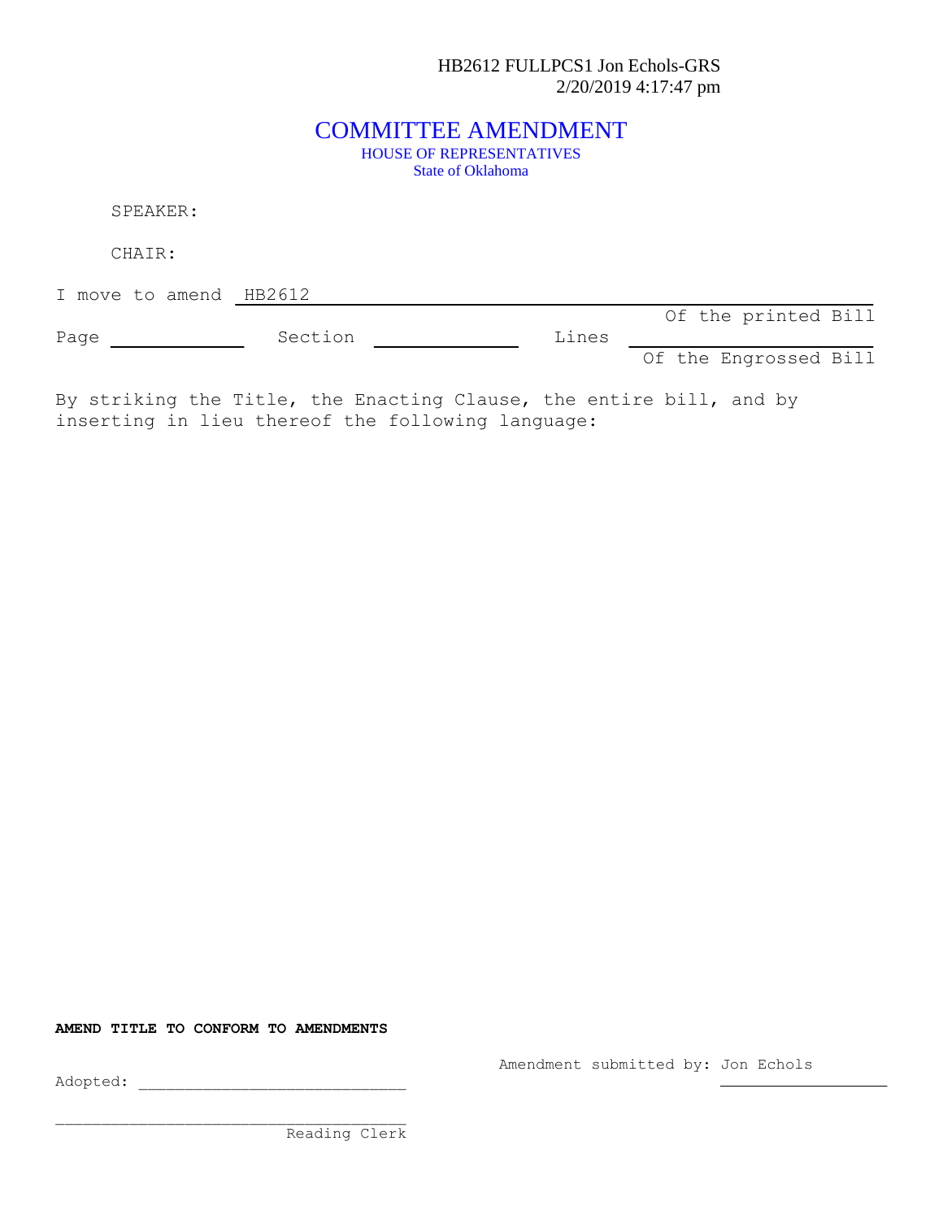HB2612 FULLPCS1 Jon Echols-GRS
2/20/2019 4:17:47 pm

# COMMITTEE AMENDMENT

HOUSE OF REPRESENTATIVES
State of Oklahoma

SPEAKER:

CHAIR:

I move to amend HB2612

Of the printed Bill

Page ______ Section ______ Lines ______

Of the Engrossed Bill

By striking the Title, the Enacting Clause, the entire bill, and by inserting in lieu thereof the following language:

**AMEND TITLE TO CONFORM TO AMENDMENTS**

Amendment submitted by: Jon Echols

Adopted: ____________________________

____________________________
Reading Clerk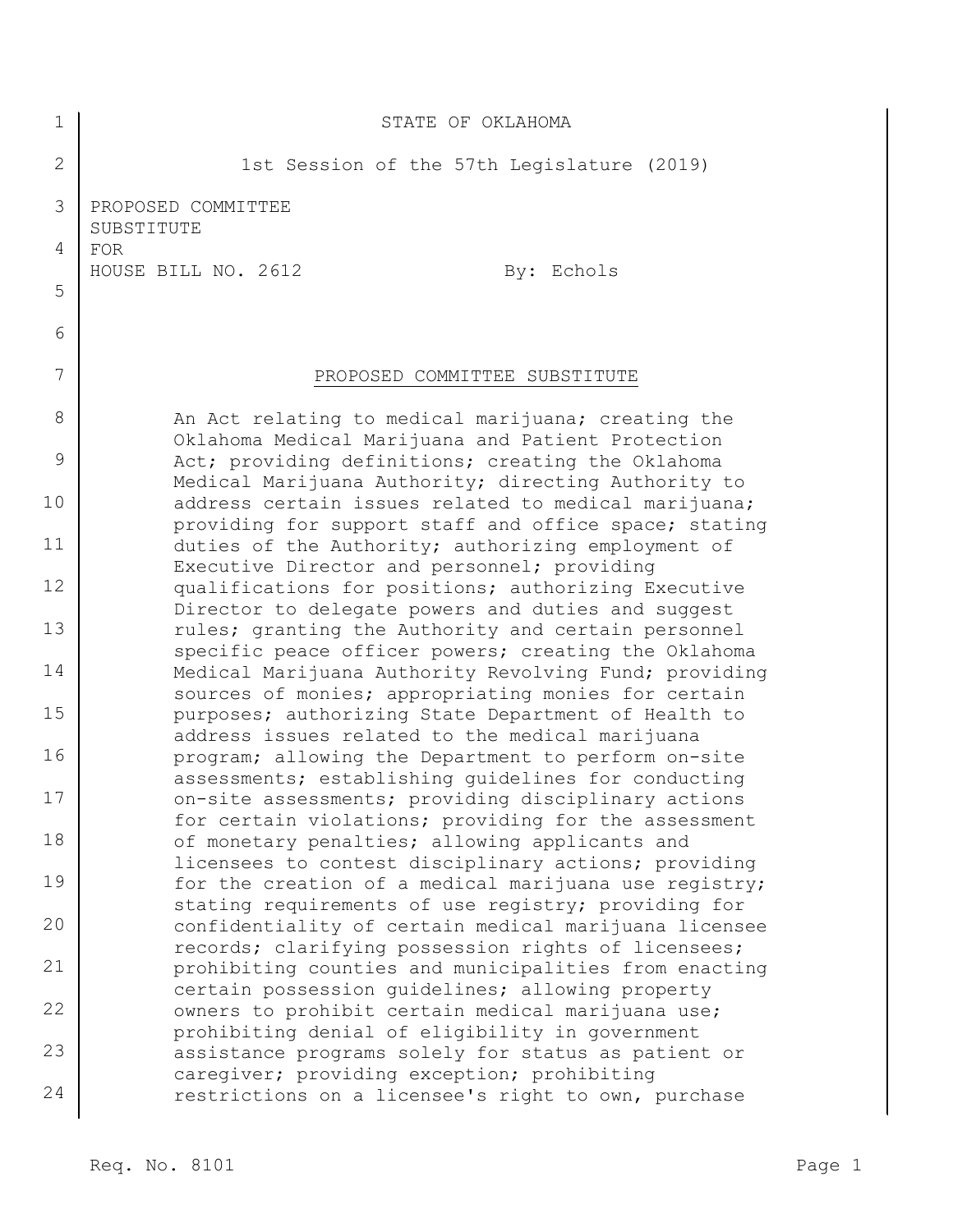STATE OF OKLAHOMA

1st Session of the 57th Legislature (2019)

PROPOSED COMMITTEE SUBSTITUTE FOR HOUSE BILL NO. 2612 — By: Echols

PROPOSED COMMITTEE SUBSTITUTE

An Act relating to medical marijuana; creating the Oklahoma Medical Marijuana and Patient Protection Act; providing definitions; creating the Oklahoma Medical Marijuana Authority; directing Authority to address certain issues related to medical marijuana; providing for support staff and office space; stating duties of the Authority; authorizing employment of Executive Director and personnel; providing qualifications for positions; authorizing Executive Director to delegate powers and duties and suggest rules; granting the Authority and certain personnel specific peace officer powers; creating the Oklahoma Medical Marijuana Authority Revolving Fund; providing sources of monies; appropriating monies for certain purposes; authorizing State Department of Health to address issues related to the medical marijuana program; allowing the Department to perform on-site assessments; establishing guidelines for conducting on-site assessments; providing disciplinary actions for certain violations; providing for the assessment of monetary penalties; allowing applicants and licensees to contest disciplinary actions; providing for the creation of a medical marijuana use registry; stating requirements of use registry; providing for confidentiality of certain medical marijuana licensee records; clarifying possession rights of licensees; prohibiting counties and municipalities from enacting certain possession guidelines; allowing property owners to prohibit certain medical marijuana use; prohibiting denial of eligibility in government assistance programs solely for status as patient or caregiver; providing exception; prohibiting restrictions on a licensee's right to own, purchase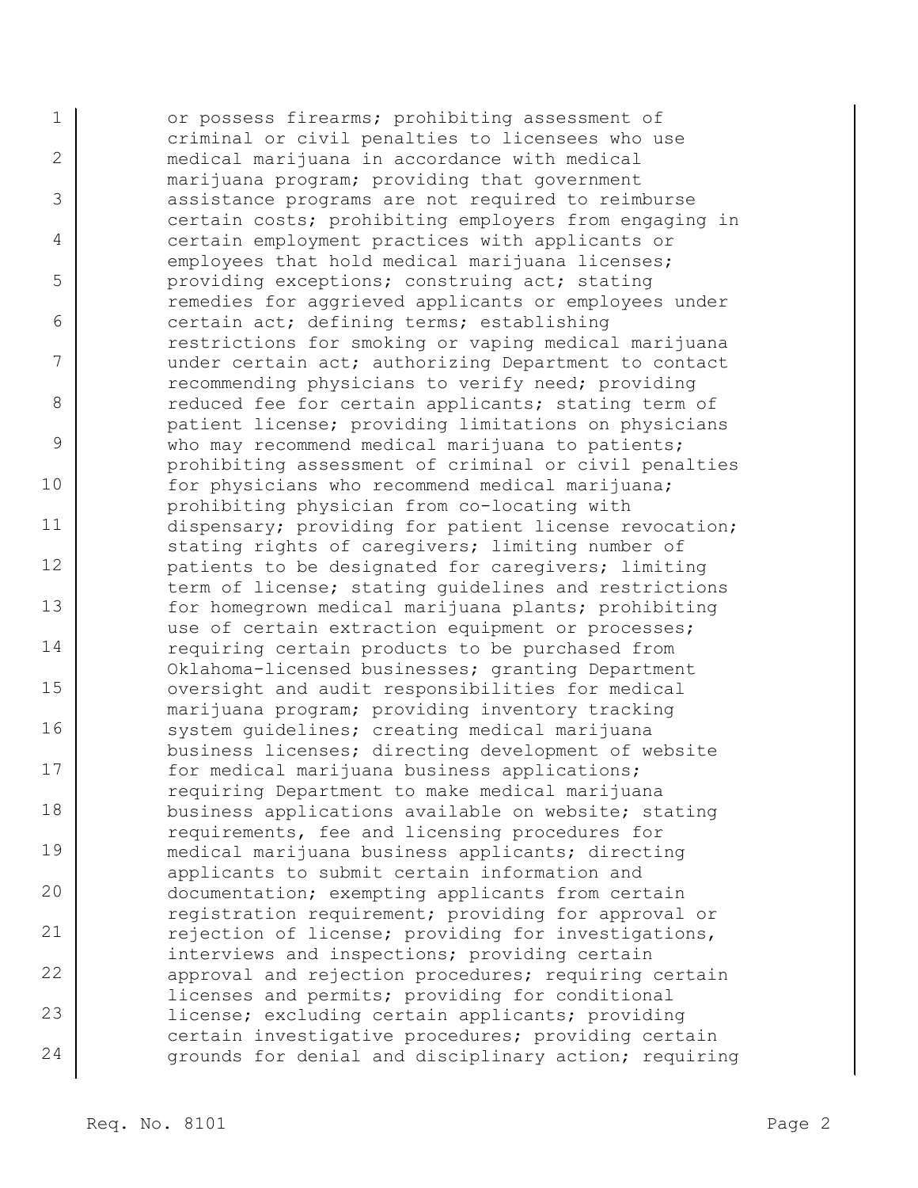or possess firearms; prohibiting assessment of criminal or civil penalties to licensees who use medical marijuana in accordance with medical marijuana program; providing that government assistance programs are not required to reimburse certain costs; prohibiting employers from engaging in certain employment practices with applicants or employees that hold medical marijuana licenses; providing exceptions; construing act; stating remedies for aggrieved applicants or employees under certain act; defining terms; establishing restrictions for smoking or vaping medical marijuana under certain act; authorizing Department to contact recommending physicians to verify need; providing reduced fee for certain applicants; stating term of patient license; providing limitations on physicians who may recommend medical marijuana to patients; prohibiting assessment of criminal or civil penalties for physicians who recommend medical marijuana; prohibiting physician from co-locating with dispensary; providing for patient license revocation; stating rights of caregivers; limiting number of patients to be designated for caregivers; limiting term of license; stating guidelines and restrictions for homegrown medical marijuana plants; prohibiting use of certain extraction equipment or processes; requiring certain products to be purchased from Oklahoma-licensed businesses; granting Department oversight and audit responsibilities for medical marijuana program; providing inventory tracking system guidelines; creating medical marijuana business licenses; directing development of website for medical marijuana business applications; requiring Department to make medical marijuana business applications available on website; stating requirements, fee and licensing procedures for medical marijuana business applicants; directing applicants to submit certain information and documentation; exempting applicants from certain registration requirement; providing for approval or rejection of license; providing for investigations, interviews and inspections; providing certain approval and rejection procedures; requiring certain licenses and permits; providing for conditional license; excluding certain applicants; providing certain investigative procedures; providing certain grounds for denial and disciplinary action; requiring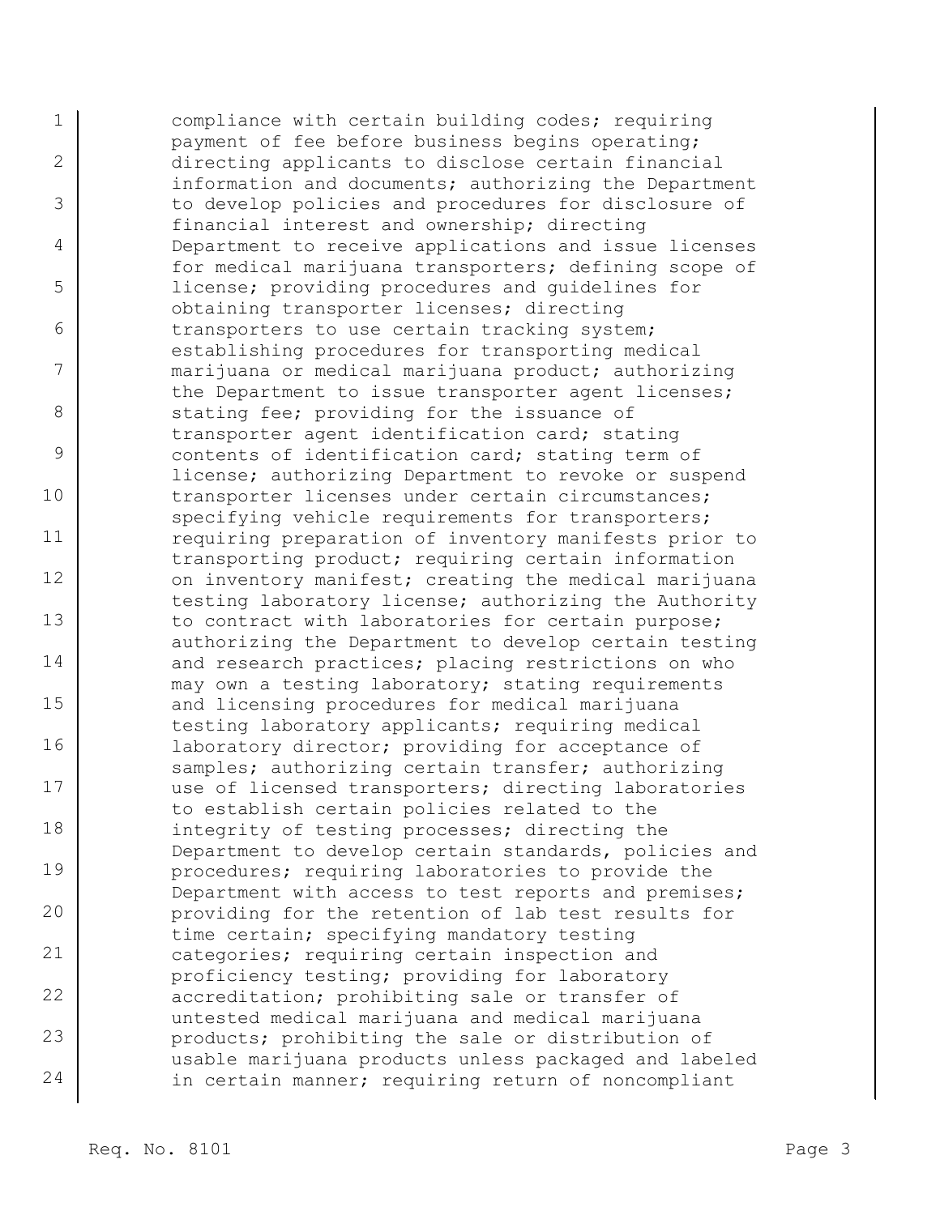compliance with certain building codes; requiring payment of fee before business begins operating; directing applicants to disclose certain financial information and documents; authorizing the Department to develop policies and procedures for disclosure of financial interest and ownership; directing Department to receive applications and issue licenses for medical marijuana transporters; defining scope of license; providing procedures and guidelines for obtaining transporter licenses; directing transporters to use certain tracking system; establishing procedures for transporting medical marijuana or medical marijuana product; authorizing the Department to issue transporter agent licenses; stating fee; providing for the issuance of transporter agent identification card; stating contents of identification card; stating term of license; authorizing Department to revoke or suspend transporter licenses under certain circumstances; specifying vehicle requirements for transporters; requiring preparation of inventory manifests prior to transporting product; requiring certain information on inventory manifest; creating the medical marijuana testing laboratory license; authorizing the Authority to contract with laboratories for certain purpose; authorizing the Department to develop certain testing and research practices; placing restrictions on who may own a testing laboratory; stating requirements and licensing procedures for medical marijuana testing laboratory applicants; requiring medical laboratory director; providing for acceptance of samples; authorizing certain transfer; authorizing use of licensed transporters; directing laboratories to establish certain policies related to the integrity of testing processes; directing the Department to develop certain standards, policies and procedures; requiring laboratories to provide the Department with access to test reports and premises; providing for the retention of lab test results for time certain; specifying mandatory testing categories; requiring certain inspection and proficiency testing; providing for laboratory accreditation; prohibiting sale or transfer of untested medical marijuana and medical marijuana products; prohibiting the sale or distribution of usable marijuana products unless packaged and labeled in certain manner; requiring return of noncompliant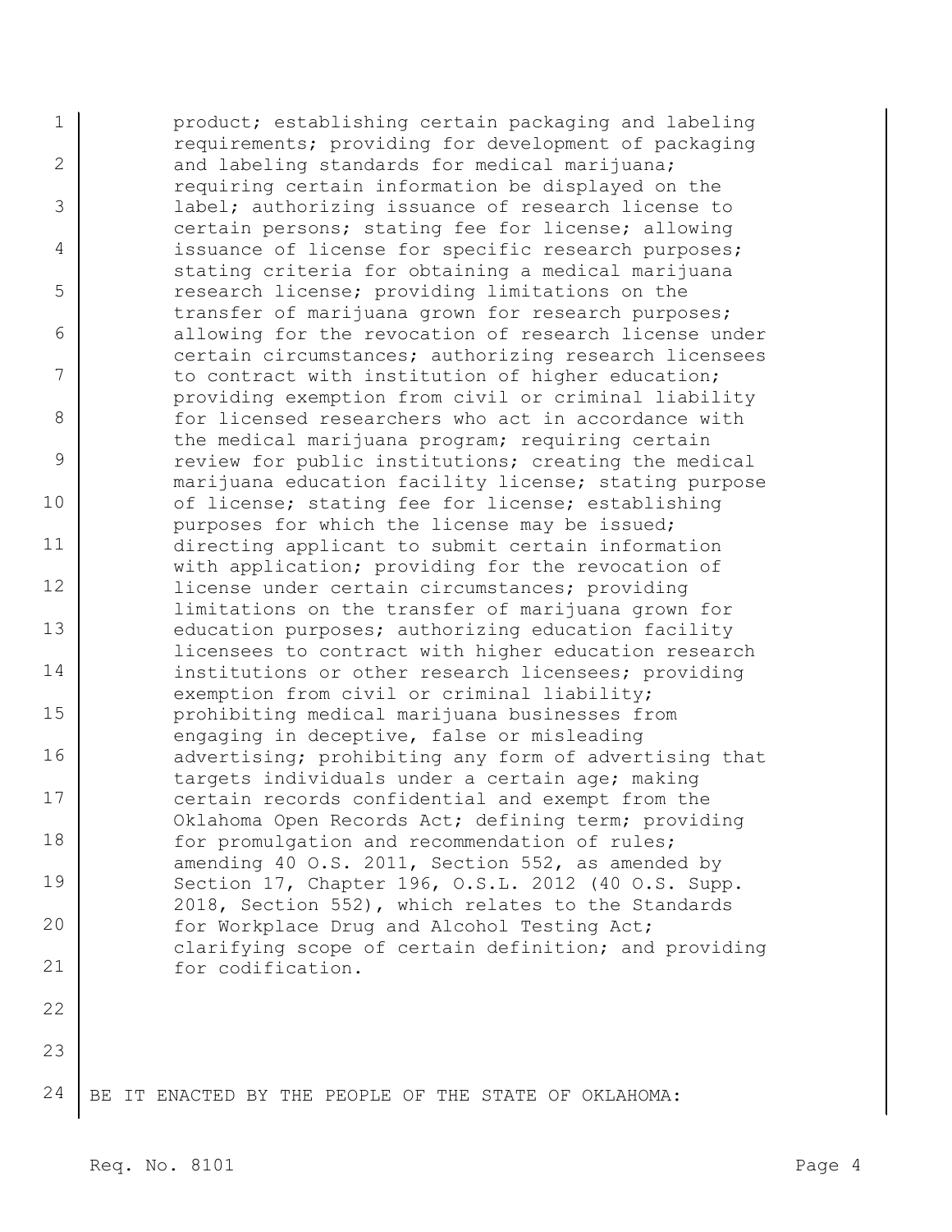product; establishing certain packaging and labeling requirements; providing for development of packaging and labeling standards for medical marijuana; requiring certain information be displayed on the label; authorizing issuance of research license to certain persons; stating fee for license; allowing issuance of license for specific research purposes; stating criteria for obtaining a medical marijuana research license; providing limitations on the transfer of marijuana grown for research purposes; allowing for the revocation of research license under certain circumstances; authorizing research licensees to contract with institution of higher education; providing exemption from civil or criminal liability for licensed researchers who act in accordance with the medical marijuana program; requiring certain review for public institutions; creating the medical marijuana education facility license; stating purpose of license; stating fee for license; establishing purposes for which the license may be issued; directing applicant to submit certain information with application; providing for the revocation of license under certain circumstances; providing limitations on the transfer of marijuana grown for education purposes; authorizing education facility licensees to contract with higher education research institutions or other research licensees; providing exemption from civil or criminal liability; prohibiting medical marijuana businesses from engaging in deceptive, false or misleading advertising; prohibiting any form of advertising that targets individuals under a certain age; making certain records confidential and exempt from the Oklahoma Open Records Act; defining term; providing for promulgation and recommendation of rules; amending 40 O.S. 2011, Section 552, as amended by Section 17, Chapter 196, O.S.L. 2012 (40 O.S. Supp. 2018, Section 552), which relates to the Standards for Workplace Drug and Alcohol Testing Act; clarifying scope of certain definition; and providing for codification.

BE IT ENACTED BY THE PEOPLE OF THE STATE OF OKLAHOMA: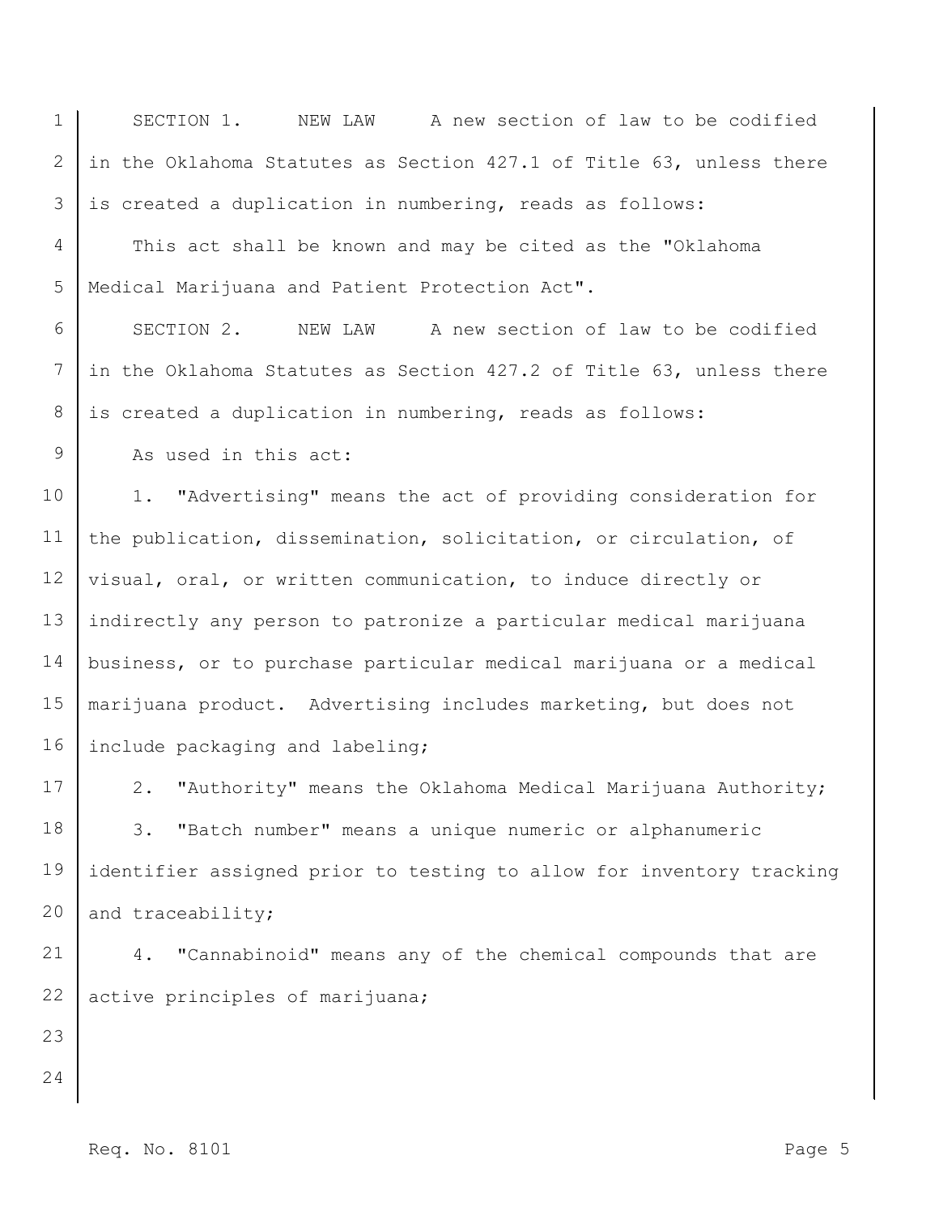SECTION 1. NEW LAW A new section of law to be codified in the Oklahoma Statutes as Section 427.1 of Title 63, unless there is created a duplication in numbering, reads as follows:

This act shall be known and may be cited as the "Oklahoma Medical Marijuana and Patient Protection Act".

SECTION 2. NEW LAW A new section of law to be codified in the Oklahoma Statutes as Section 427.2 of Title 63, unless there is created a duplication in numbering, reads as follows:

As used in this act:

1. "Advertising" means the act of providing consideration for the publication, dissemination, solicitation, or circulation, of visual, oral, or written communication, to induce directly or indirectly any person to patronize a particular medical marijuana business, or to purchase particular medical marijuana or a medical marijuana product. Advertising includes marketing, but does not include packaging and labeling;

2. "Authority" means the Oklahoma Medical Marijuana Authority;

3. "Batch number" means a unique numeric or alphanumeric identifier assigned prior to testing to allow for inventory tracking and traceability;

4. "Cannabinoid" means any of the chemical compounds that are active principles of marijuana;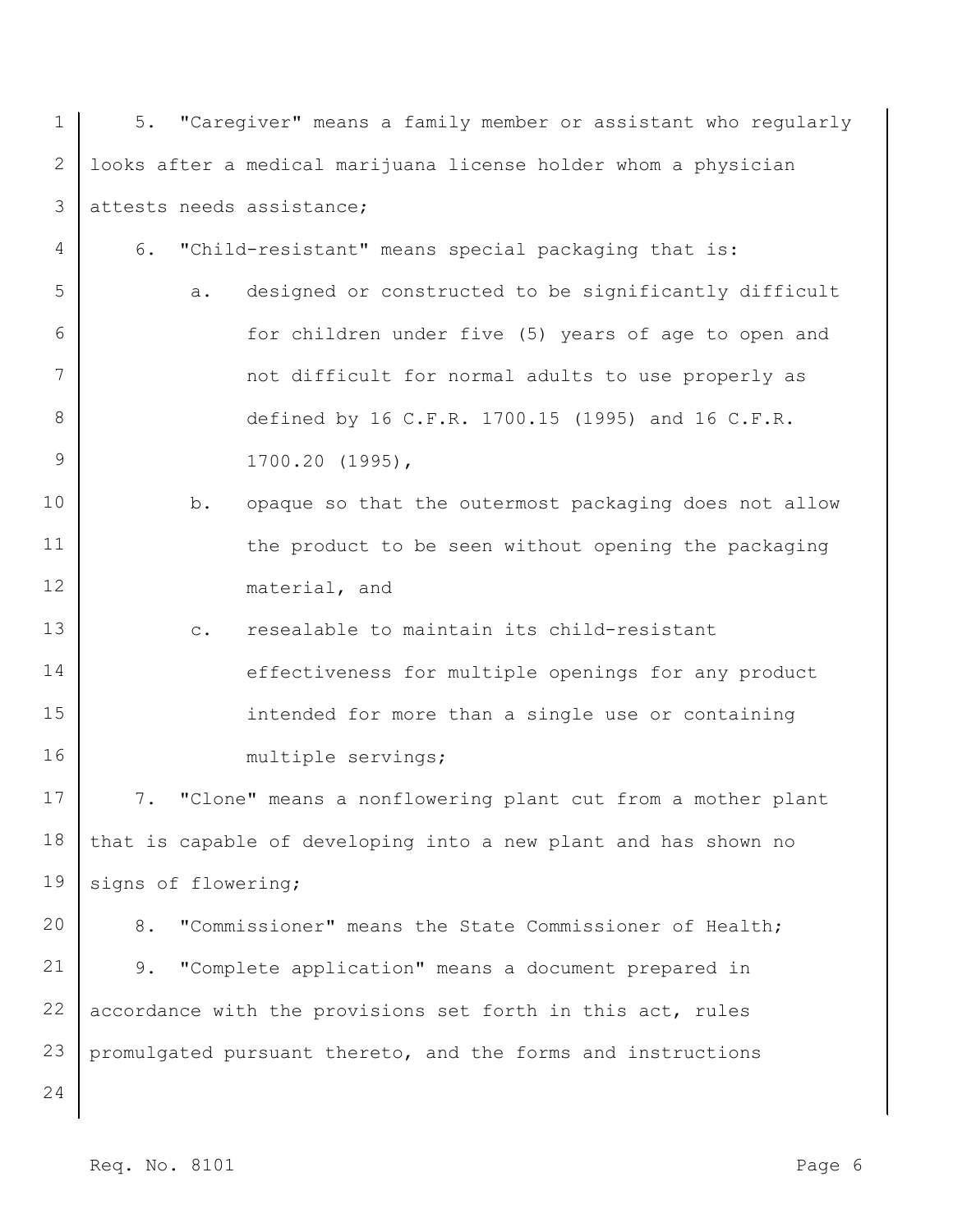5. "Caregiver" means a family member or assistant who regularly looks after a medical marijuana license holder whom a physician attests needs assistance;

6. "Child-resistant" means special packaging that is:

   a. designed or constructed to be significantly difficult for children under five (5) years of age to open and not difficult for normal adults to use properly as defined by 16 C.F.R. 1700.15 (1995) and 16 C.F.R. 1700.20 (1995),

   b. opaque so that the outermost packaging does not allow the product to be seen without opening the packaging material, and

   c. resealable to maintain its child-resistant effectiveness for multiple openings for any product intended for more than a single use or containing multiple servings;

7. "Clone" means a nonflowering plant cut from a mother plant that is capable of developing into a new plant and has shown no signs of flowering;

8. "Commissioner" means the State Commissioner of Health;

9. "Complete application" means a document prepared in accordance with the provisions set forth in this act, rules promulgated pursuant thereto, and the forms and instructions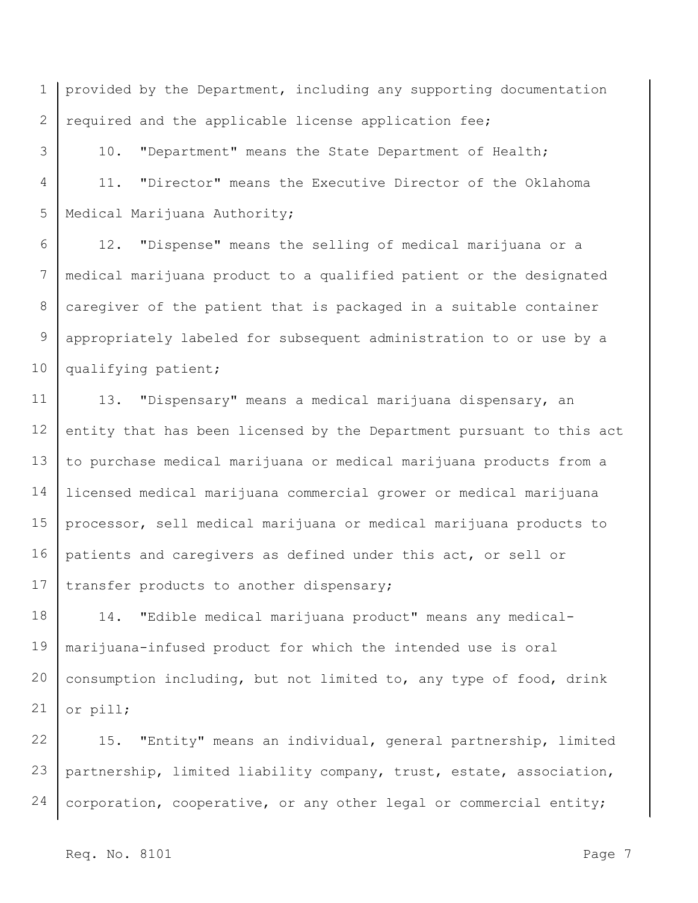provided by the Department, including any supporting documentation required and the applicable license application fee;

10. "Department" means the State Department of Health;

11. "Director" means the Executive Director of the Oklahoma Medical Marijuana Authority;

12. "Dispense" means the selling of medical marijuana or a medical marijuana product to a qualified patient or the designated caregiver of the patient that is packaged in a suitable container appropriately labeled for subsequent administration to or use by a qualifying patient;

13. "Dispensary" means a medical marijuana dispensary, an entity that has been licensed by the Department pursuant to this act to purchase medical marijuana or medical marijuana products from a licensed medical marijuana commercial grower or medical marijuana processor, sell medical marijuana or medical marijuana products to patients and caregivers as defined under this act, or sell or transfer products to another dispensary;

14. "Edible medical marijuana product" means any medical-marijuana-infused product for which the intended use is oral consumption including, but not limited to, any type of food, drink or pill;

15. "Entity" means an individual, general partnership, limited partnership, limited liability company, trust, estate, association, corporation, cooperative, or any other legal or commercial entity;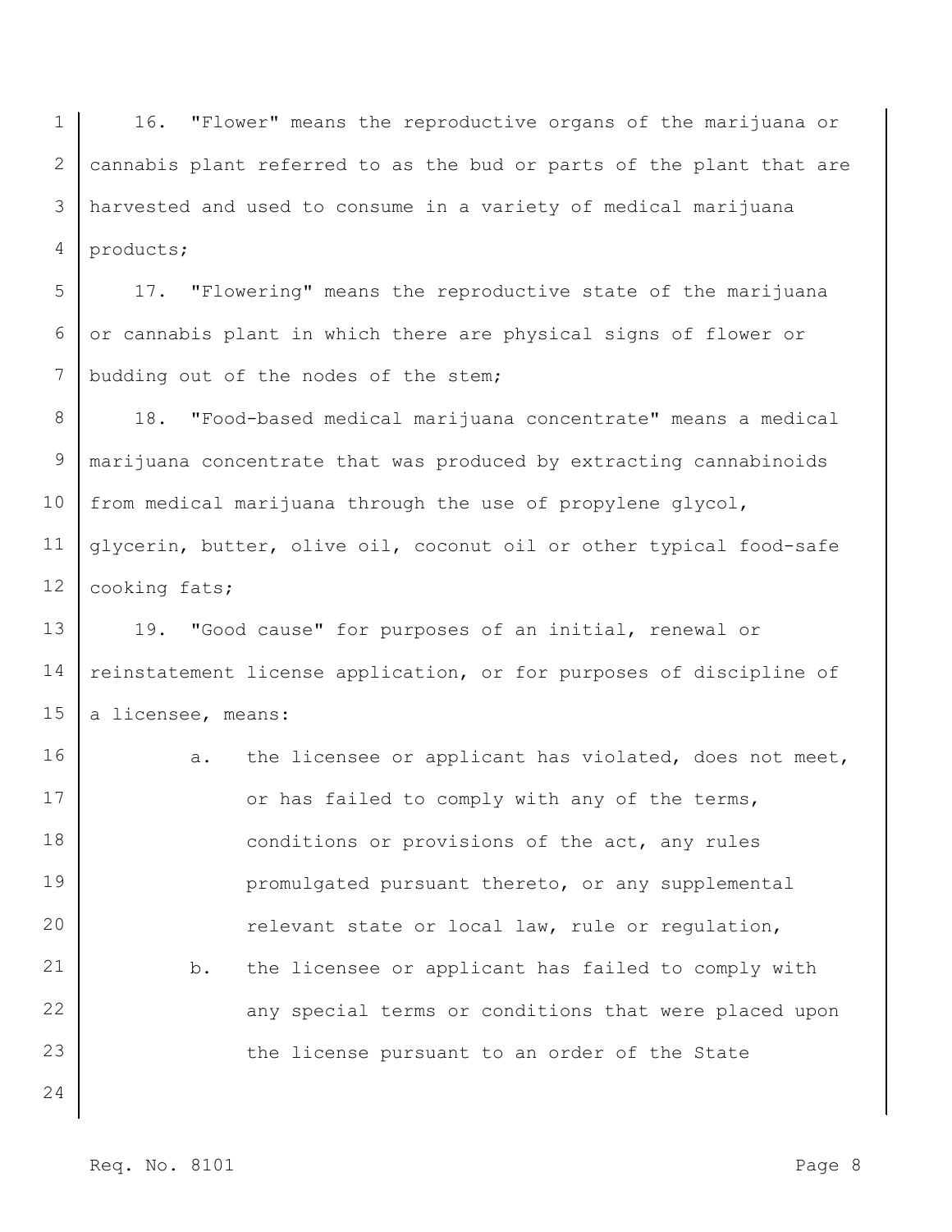16. "Flower" means the reproductive organs of the marijuana or cannabis plant referred to as the bud or parts of the plant that are harvested and used to consume in a variety of medical marijuana products;

17. "Flowering" means the reproductive state of the marijuana or cannabis plant in which there are physical signs of flower or budding out of the nodes of the stem;

18. "Food-based medical marijuana concentrate" means a medical marijuana concentrate that was produced by extracting cannabinoids from medical marijuana through the use of propylene glycol, glycerin, butter, olive oil, coconut oil or other typical food-safe cooking fats;

19. "Good cause" for purposes of an initial, renewal or reinstatement license application, or for purposes of discipline of a licensee, means:

a. the licensee or applicant has violated, does not meet, or has failed to comply with any of the terms, conditions or provisions of the act, any rules promulgated pursuant thereto, or any supplemental relevant state or local law, rule or regulation,

b. the licensee or applicant has failed to comply with any special terms or conditions that were placed upon the license pursuant to an order of the State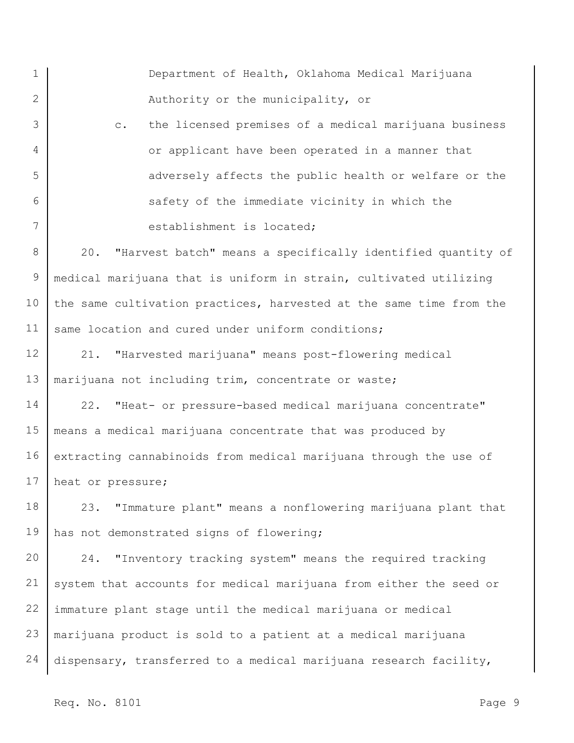Department of Health, Oklahoma Medical Marijuana Authority or the municipality, or

c. the licensed premises of a medical marijuana business or applicant have been operated in a manner that adversely affects the public health or welfare or the safety of the immediate vicinity in which the establishment is located;

20. "Harvest batch" means a specifically identified quantity of medical marijuana that is uniform in strain, cultivated utilizing the same cultivation practices, harvested at the same time from the same location and cured under uniform conditions;

21. "Harvested marijuana" means post-flowering medical marijuana not including trim, concentrate or waste;

22. "Heat- or pressure-based medical marijuana concentrate" means a medical marijuana concentrate that was produced by extracting cannabinoids from medical marijuana through the use of heat or pressure;

23. "Immature plant" means a nonflowering marijuana plant that has not demonstrated signs of flowering;

24. "Inventory tracking system" means the required tracking system that accounts for medical marijuana from either the seed or immature plant stage until the medical marijuana or medical marijuana product is sold to a patient at a medical marijuana dispensary, transferred to a medical marijuana research facility,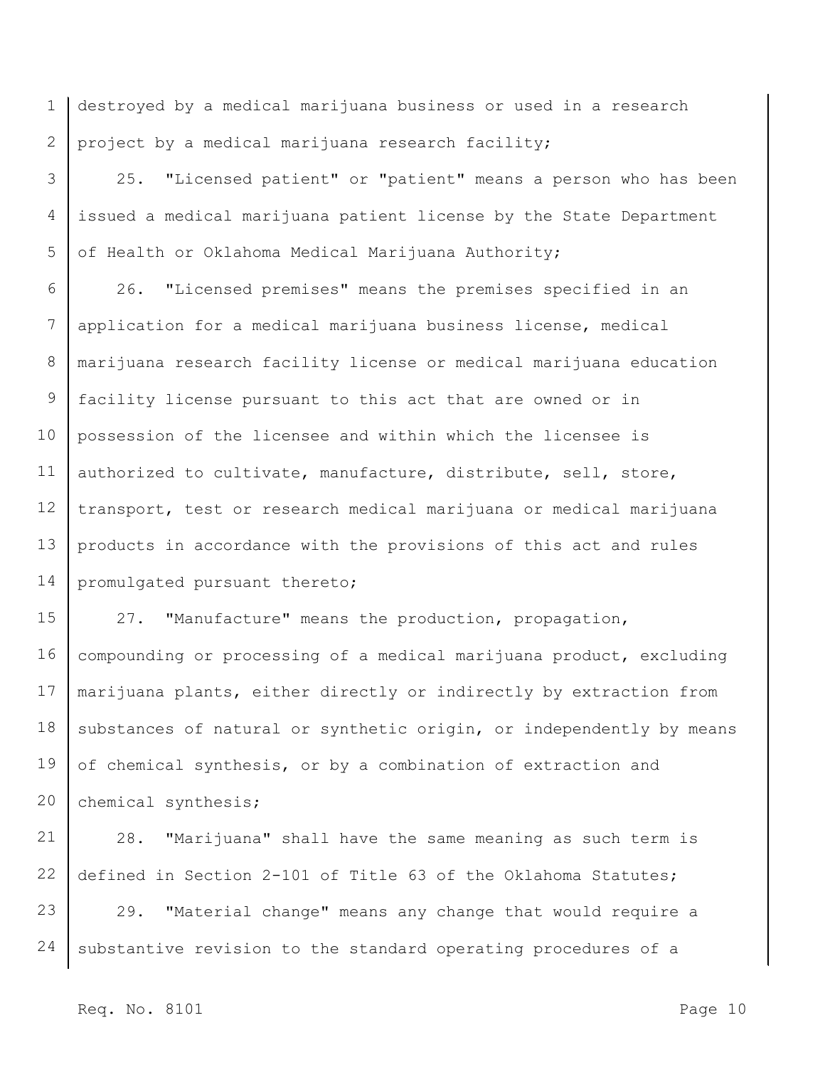destroyed by a medical marijuana business or used in a research project by a medical marijuana research facility;

25. "Licensed patient" or "patient" means a person who has been issued a medical marijuana patient license by the State Department of Health or Oklahoma Medical Marijuana Authority;

26. "Licensed premises" means the premises specified in an application for a medical marijuana business license, medical marijuana research facility license or medical marijuana education facility license pursuant to this act that are owned or in possession of the licensee and within which the licensee is authorized to cultivate, manufacture, distribute, sell, store, transport, test or research medical marijuana or medical marijuana products in accordance with the provisions of this act and rules promulgated pursuant thereto;

27. "Manufacture" means the production, propagation, compounding or processing of a medical marijuana product, excluding marijuana plants, either directly or indirectly by extraction from substances of natural or synthetic origin, or independently by means of chemical synthesis, or by a combination of extraction and chemical synthesis;

28. "Marijuana" shall have the same meaning as such term is defined in Section 2-101 of Title 63 of the Oklahoma Statutes;

29. "Material change" means any change that would require a substantive revision to the standard operating procedures of a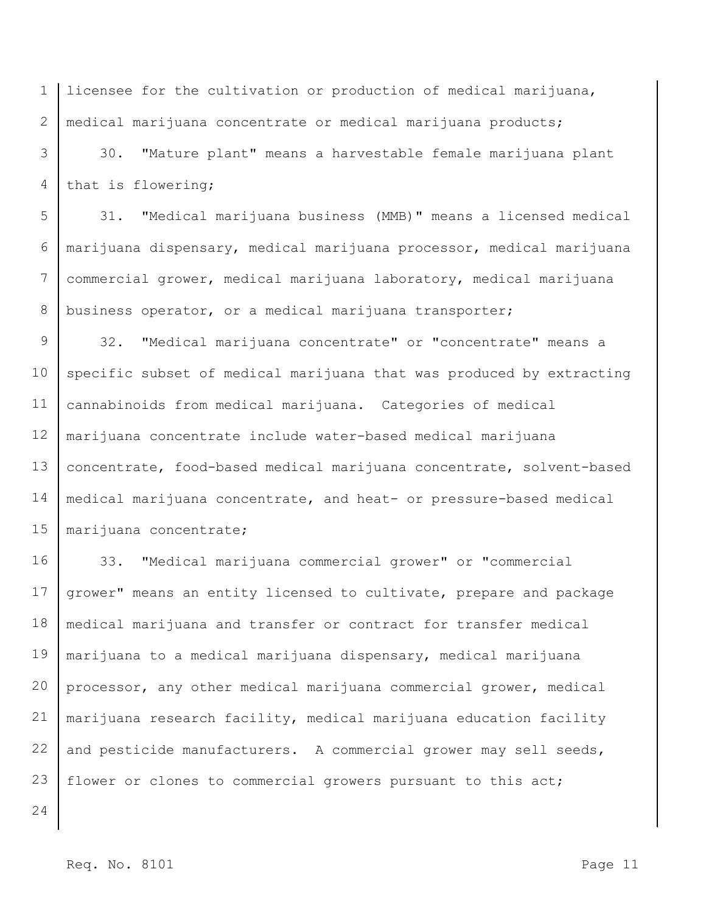licensee for the cultivation or production of medical marijuana, medical marijuana concentrate or medical marijuana products;

30. "Mature plant" means a harvestable female marijuana plant that is flowering;

31. "Medical marijuana business (MMB)" means a licensed medical marijuana dispensary, medical marijuana processor, medical marijuana commercial grower, medical marijuana laboratory, medical marijuana business operator, or a medical marijuana transporter;

32. "Medical marijuana concentrate" or "concentrate" means a specific subset of medical marijuana that was produced by extracting cannabinoids from medical marijuana. Categories of medical marijuana concentrate include water-based medical marijuana concentrate, food-based medical marijuana concentrate, solvent-based medical marijuana concentrate, and heat- or pressure-based medical marijuana concentrate;

33. "Medical marijuana commercial grower" or "commercial grower" means an entity licensed to cultivate, prepare and package medical marijuana and transfer or contract for transfer medical marijuana to a medical marijuana dispensary, medical marijuana processor, any other medical marijuana commercial grower, medical marijuana research facility, medical marijuana education facility and pesticide manufacturers. A commercial grower may sell seeds, flower or clones to commercial growers pursuant to this act;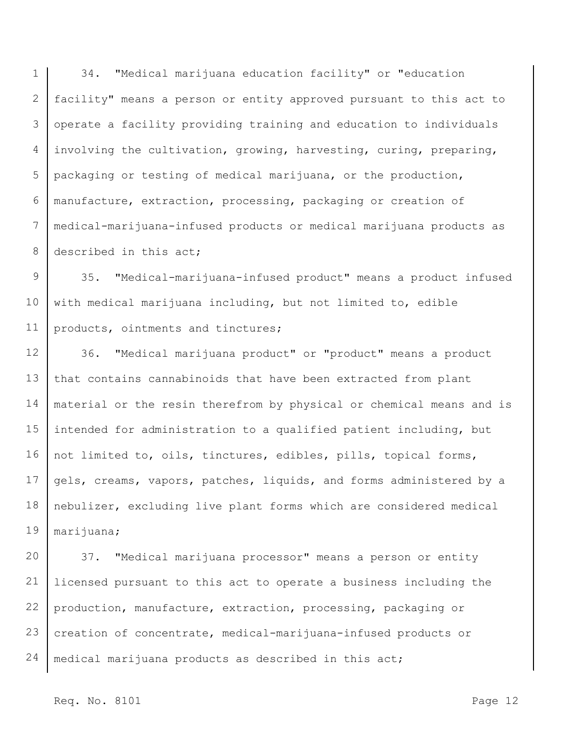34. "Medical marijuana education facility" or "education facility" means a person or entity approved pursuant to this act to operate a facility providing training and education to individuals involving the cultivation, growing, harvesting, curing, preparing, packaging or testing of medical marijuana, or the production, manufacture, extraction, processing, packaging or creation of medical-marijuana-infused products or medical marijuana products as described in this act;

35. "Medical-marijuana-infused product" means a product infused with medical marijuana including, but not limited to, edible products, ointments and tinctures;

36. "Medical marijuana product" or "product" means a product that contains cannabinoids that have been extracted from plant material or the resin therefrom by physical or chemical means and is intended for administration to a qualified patient including, but not limited to, oils, tinctures, edibles, pills, topical forms, gels, creams, vapors, patches, liquids, and forms administered by a nebulizer, excluding live plant forms which are considered medical marijuana;

37. "Medical marijuana processor" means a person or entity licensed pursuant to this act to operate a business including the production, manufacture, extraction, processing, packaging or creation of concentrate, medical-marijuana-infused products or medical marijuana products as described in this act;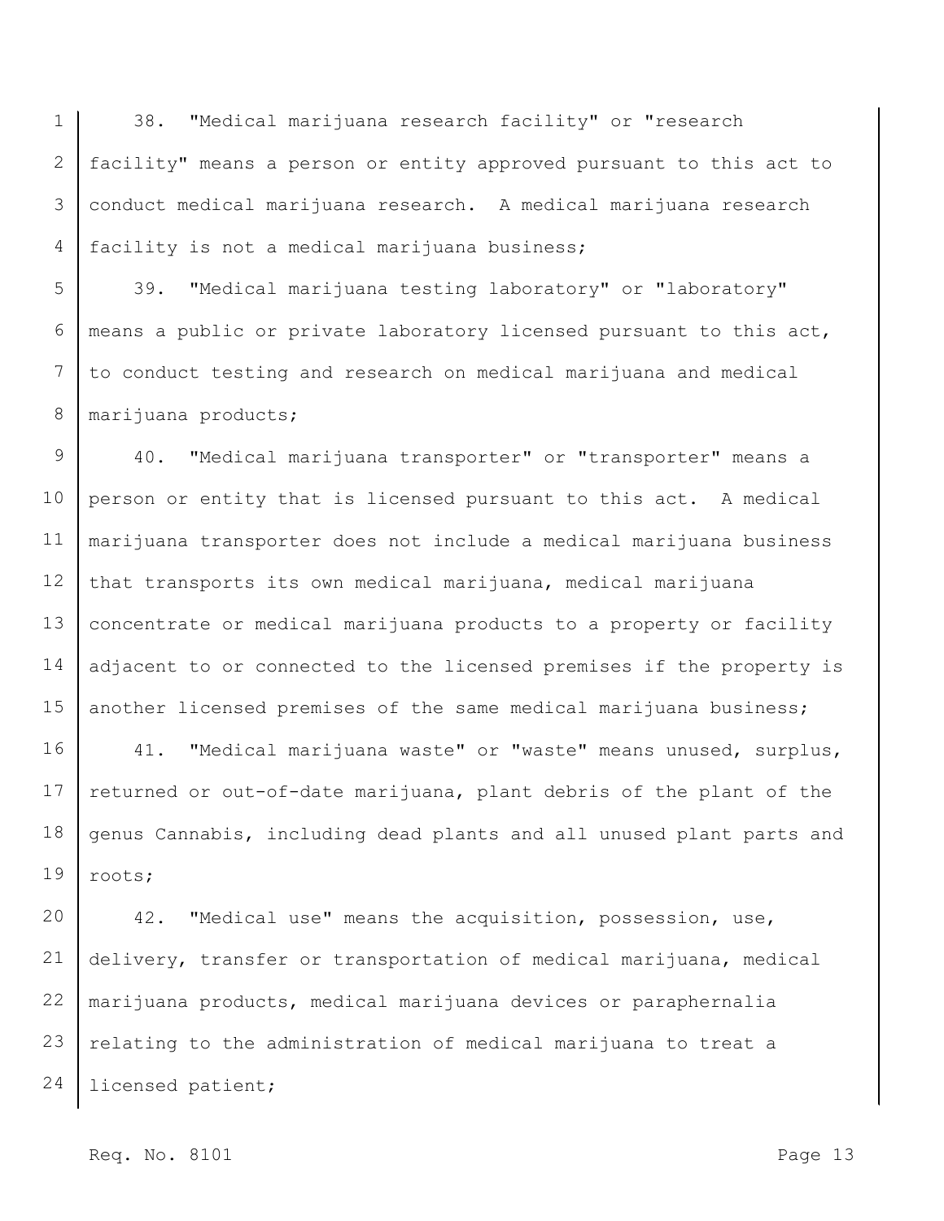38. "Medical marijuana research facility" or "research facility" means a person or entity approved pursuant to this act to conduct medical marijuana research. A medical marijuana research facility is not a medical marijuana business;

39. "Medical marijuana testing laboratory" or "laboratory" means a public or private laboratory licensed pursuant to this act, to conduct testing and research on medical marijuana and medical marijuana products;

40. "Medical marijuana transporter" or "transporter" means a person or entity that is licensed pursuant to this act. A medical marijuana transporter does not include a medical marijuana business that transports its own medical marijuana, medical marijuana concentrate or medical marijuana products to a property or facility adjacent to or connected to the licensed premises if the property is another licensed premises of the same medical marijuana business;

41. "Medical marijuana waste" or "waste" means unused, surplus, returned or out-of-date marijuana, plant debris of the plant of the genus Cannabis, including dead plants and all unused plant parts and roots;

42. "Medical use" means the acquisition, possession, use, delivery, transfer or transportation of medical marijuana, medical marijuana products, medical marijuana devices or paraphernalia relating to the administration of medical marijuana to treat a licensed patient;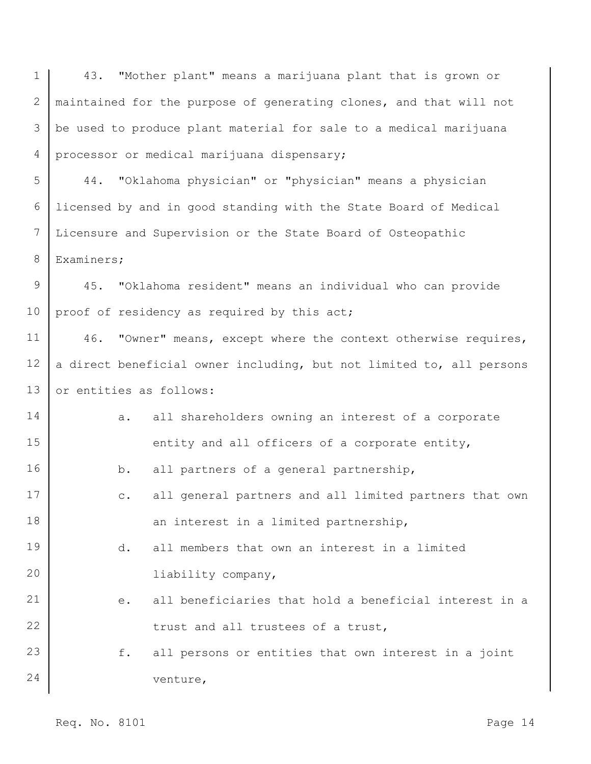43. "Mother plant" means a marijuana plant that is grown or maintained for the purpose of generating clones, and that will not be used to produce plant material for sale to a medical marijuana processor or medical marijuana dispensary;

44. "Oklahoma physician" or "physician" means a physician licensed by and in good standing with the State Board of Medical Licensure and Supervision or the State Board of Osteopathic Examiners;

45. "Oklahoma resident" means an individual who can provide proof of residency as required by this act;

46. "Owner" means, except where the context otherwise requires, a direct beneficial owner including, but not limited to, all persons or entities as follows:

a. all shareholders owning an interest of a corporate entity and all officers of a corporate entity,

b. all partners of a general partnership,

c. all general partners and all limited partners that own an interest in a limited partnership,

d. all members that own an interest in a limited liability company,

e. all beneficiaries that hold a beneficial interest in a trust and all trustees of a trust,

f. all persons or entities that own interest in a joint venture,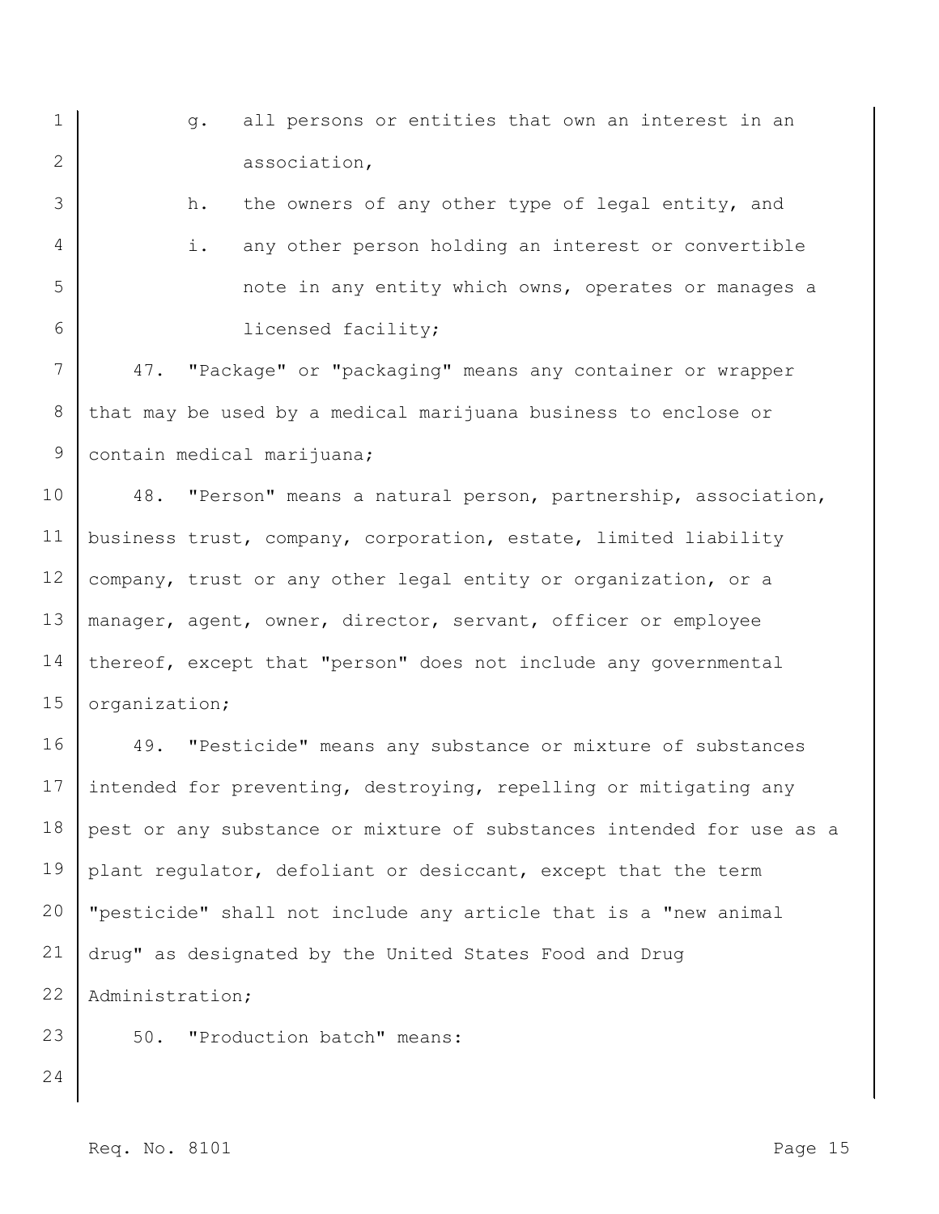g. all persons or entities that own an interest in an association,

h. the owners of any other type of legal entity, and

i. any other person holding an interest or convertible note in any entity which owns, operates or manages a licensed facility;

47. "Package" or "packaging" means any container or wrapper that may be used by a medical marijuana business to enclose or contain medical marijuana;

48. "Person" means a natural person, partnership, association, business trust, company, corporation, estate, limited liability company, trust or any other legal entity or organization, or a manager, agent, owner, director, servant, officer or employee thereof, except that "person" does not include any governmental organization;

49. "Pesticide" means any substance or mixture of substances intended for preventing, destroying, repelling or mitigating any pest or any substance or mixture of substances intended for use as a plant regulator, defoliant or desiccant, except that the term "pesticide" shall not include any article that is a "new animal drug" as designated by the United States Food and Drug Administration;

50. "Production batch" means: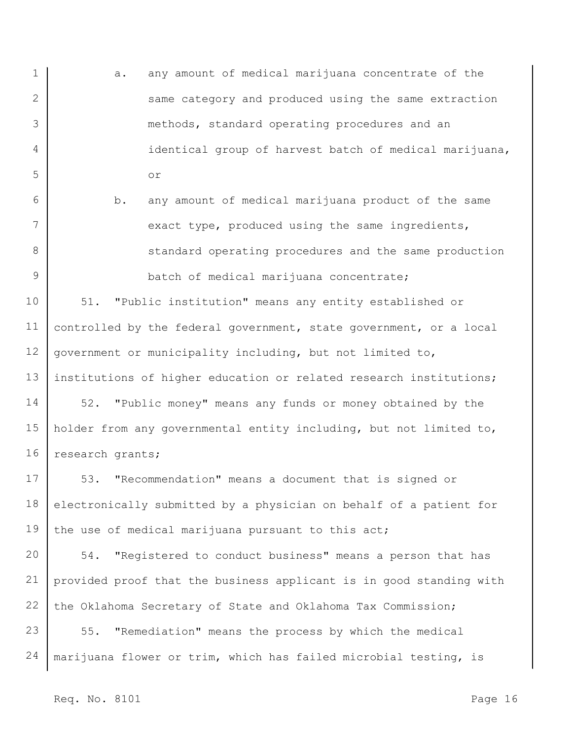a. any amount of medical marijuana concentrate of the same category and produced using the same extraction methods, standard operating procedures and an identical group of harvest batch of medical marijuana, or

b. any amount of medical marijuana product of the same exact type, produced using the same ingredients, standard operating procedures and the same production batch of medical marijuana concentrate;

51. "Public institution" means any entity established or controlled by the federal government, state government, or a local government or municipality including, but not limited to, institutions of higher education or related research institutions;

52. "Public money" means any funds or money obtained by the holder from any governmental entity including, but not limited to, research grants;

53. "Recommendation" means a document that is signed or electronically submitted by a physician on behalf of a patient for the use of medical marijuana pursuant to this act;

54. "Registered to conduct business" means a person that has provided proof that the business applicant is in good standing with the Oklahoma Secretary of State and Oklahoma Tax Commission;

55. "Remediation" means the process by which the medical marijuana flower or trim, which has failed microbial testing, is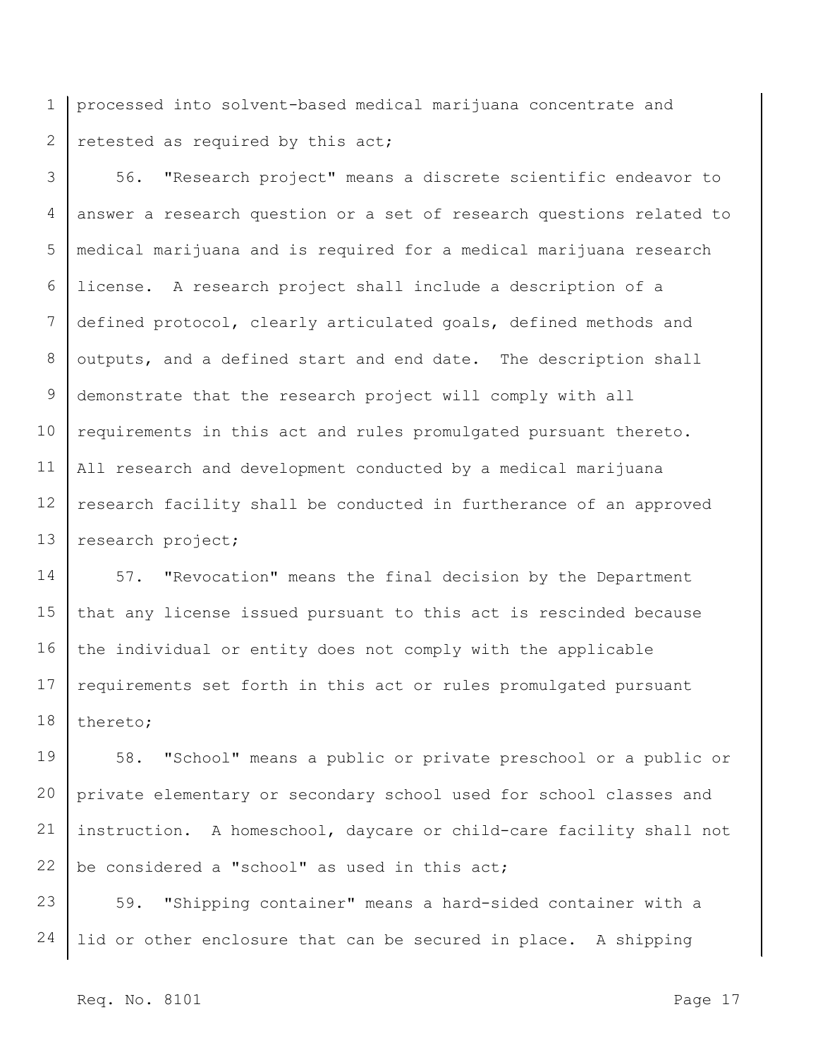processed into solvent-based medical marijuana concentrate and retested as required by this act;

56. "Research project" means a discrete scientific endeavor to answer a research question or a set of research questions related to medical marijuana and is required for a medical marijuana research license. A research project shall include a description of a defined protocol, clearly articulated goals, defined methods and outputs, and a defined start and end date. The description shall demonstrate that the research project will comply with all requirements in this act and rules promulgated pursuant thereto. All research and development conducted by a medical marijuana research facility shall be conducted in furtherance of an approved research project;

57. "Revocation" means the final decision by the Department that any license issued pursuant to this act is rescinded because the individual or entity does not comply with the applicable requirements set forth in this act or rules promulgated pursuant thereto;

58. "School" means a public or private preschool or a public or private elementary or secondary school used for school classes and instruction. A homeschool, daycare or child-care facility shall not be considered a "school" as used in this act;

59. "Shipping container" means a hard-sided container with a lid or other enclosure that can be secured in place. A shipping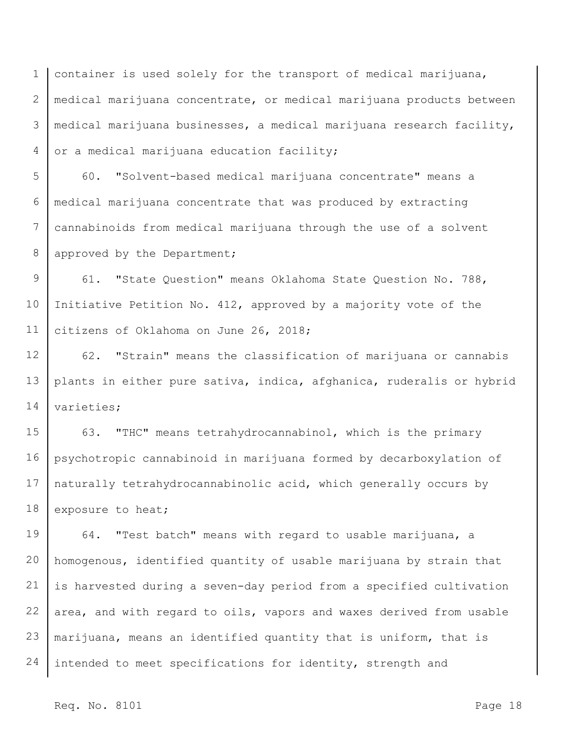container is used solely for the transport of medical marijuana, medical marijuana concentrate, or medical marijuana products between medical marijuana businesses, a medical marijuana research facility, or a medical marijuana education facility;

60. "Solvent-based medical marijuana concentrate" means a medical marijuana concentrate that was produced by extracting cannabinoids from medical marijuana through the use of a solvent approved by the Department;

61. "State Question" means Oklahoma State Question No. 788, Initiative Petition No. 412, approved by a majority vote of the citizens of Oklahoma on June 26, 2018;

62. "Strain" means the classification of marijuana or cannabis plants in either pure sativa, indica, afghanica, ruderalis or hybrid varieties;

63. "THC" means tetrahydrocannabinol, which is the primary psychotropic cannabinoid in marijuana formed by decarboxylation of naturally tetrahydrocannabinolic acid, which generally occurs by exposure to heat;

64. "Test batch" means with regard to usable marijuana, a homogenous, identified quantity of usable marijuana by strain that is harvested during a seven-day period from a specified cultivation area, and with regard to oils, vapors and waxes derived from usable marijuana, means an identified quantity that is uniform, that is intended to meet specifications for identity, strength and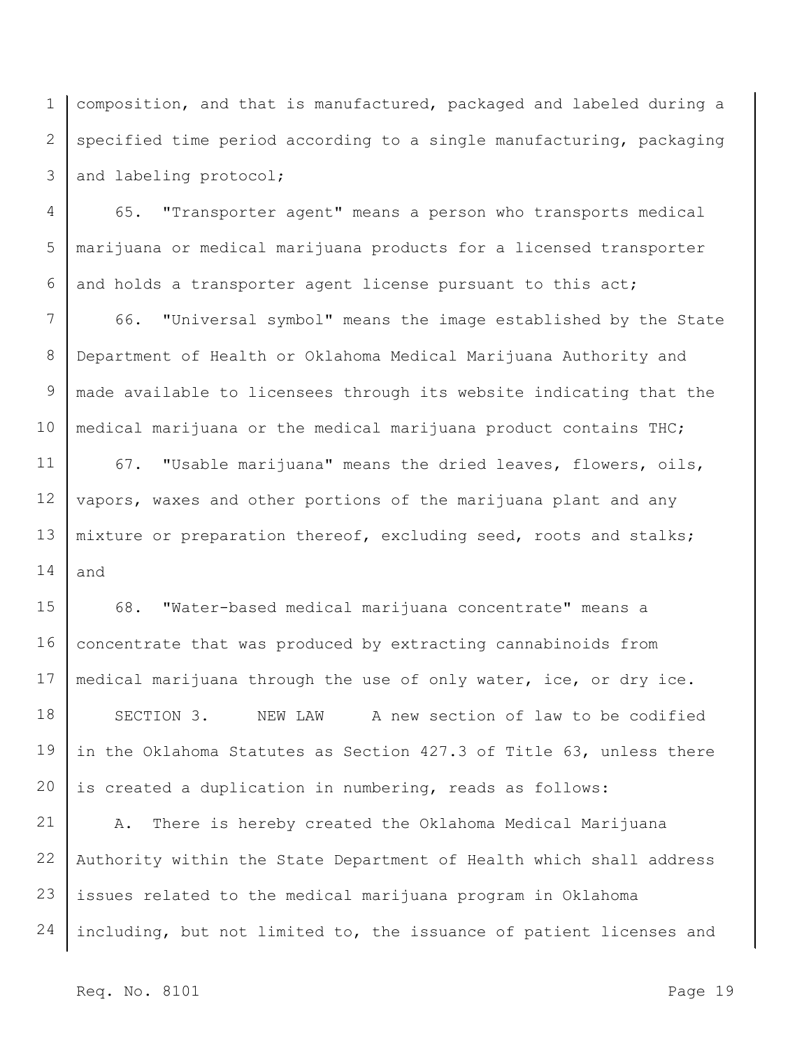composition, and that is manufactured, packaged and labeled during a specified time period according to a single manufacturing, packaging and labeling protocol;

65. "Transporter agent" means a person who transports medical marijuana or medical marijuana products for a licensed transporter and holds a transporter agent license pursuant to this act;

66. "Universal symbol" means the image established by the State Department of Health or Oklahoma Medical Marijuana Authority and made available to licensees through its website indicating that the medical marijuana or the medical marijuana product contains THC;

67. "Usable marijuana" means the dried leaves, flowers, oils, vapors, waxes and other portions of the marijuana plant and any mixture or preparation thereof, excluding seed, roots and stalks; and

68. "Water-based medical marijuana concentrate" means a concentrate that was produced by extracting cannabinoids from medical marijuana through the use of only water, ice, or dry ice.

SECTION 3. NEW LAW A new section of law to be codified in the Oklahoma Statutes as Section 427.3 of Title 63, unless there is created a duplication in numbering, reads as follows:

A. There is hereby created the Oklahoma Medical Marijuana Authority within the State Department of Health which shall address issues related to the medical marijuana program in Oklahoma including, but not limited to, the issuance of patient licenses and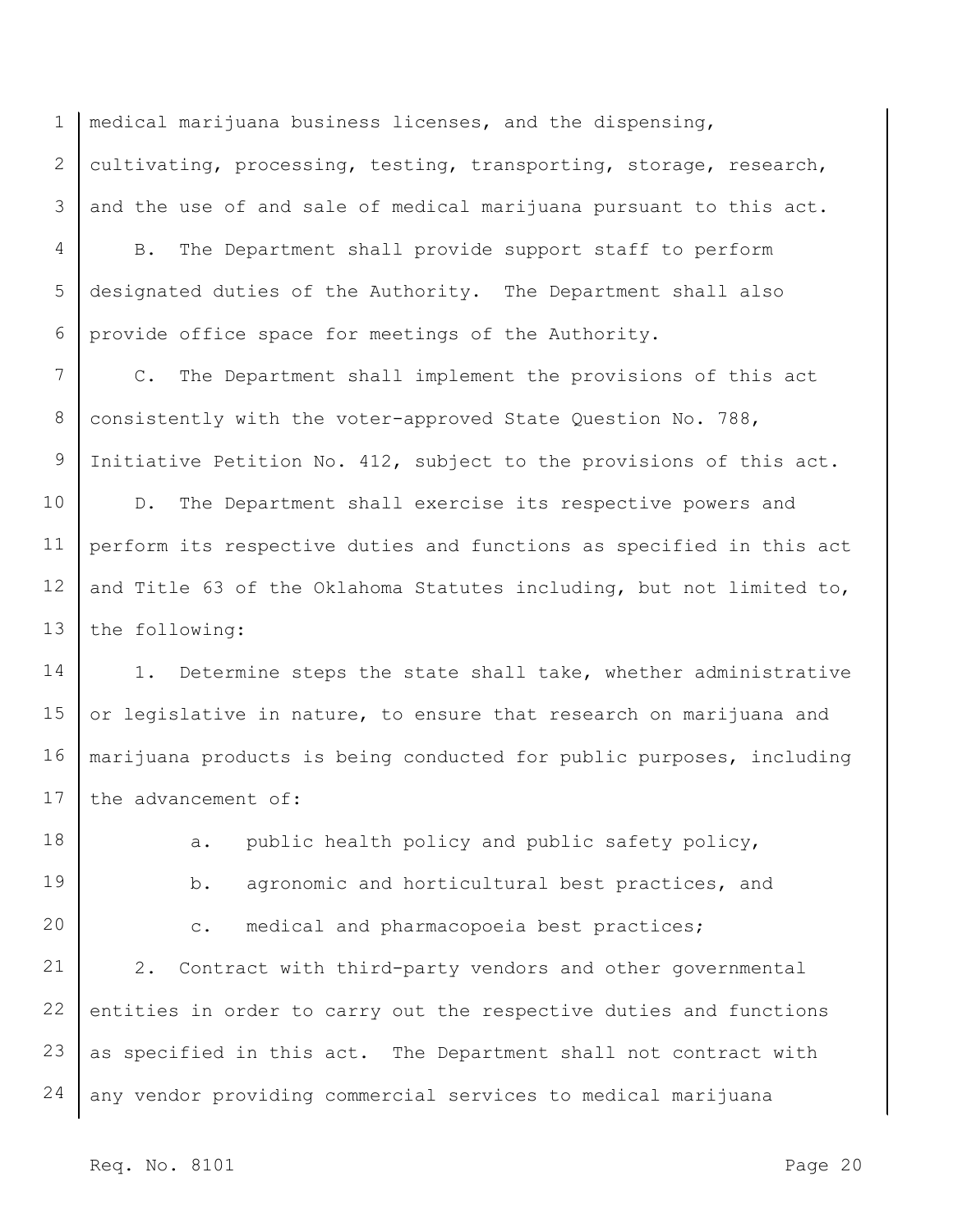medical marijuana business licenses, and the dispensing, cultivating, processing, testing, transporting, storage, research, and the use of and sale of medical marijuana pursuant to this act.

B. The Department shall provide support staff to perform designated duties of the Authority. The Department shall also provide office space for meetings of the Authority.

C. The Department shall implement the provisions of this act consistently with the voter-approved State Question No. 788, Initiative Petition No. 412, subject to the provisions of this act.

D. The Department shall exercise its respective powers and perform its respective duties and functions as specified in this act and Title 63 of the Oklahoma Statutes including, but not limited to, the following:

1. Determine steps the state shall take, whether administrative or legislative in nature, to ensure that research on marijuana and marijuana products is being conducted for public purposes, including the advancement of:

   a. public health policy and public safety policy,

   b. agronomic and horticultural best practices, and

   c. medical and pharmacopoeia best practices;

2. Contract with third-party vendors and other governmental entities in order to carry out the respective duties and functions as specified in this act. The Department shall not contract with any vendor providing commercial services to medical marijuana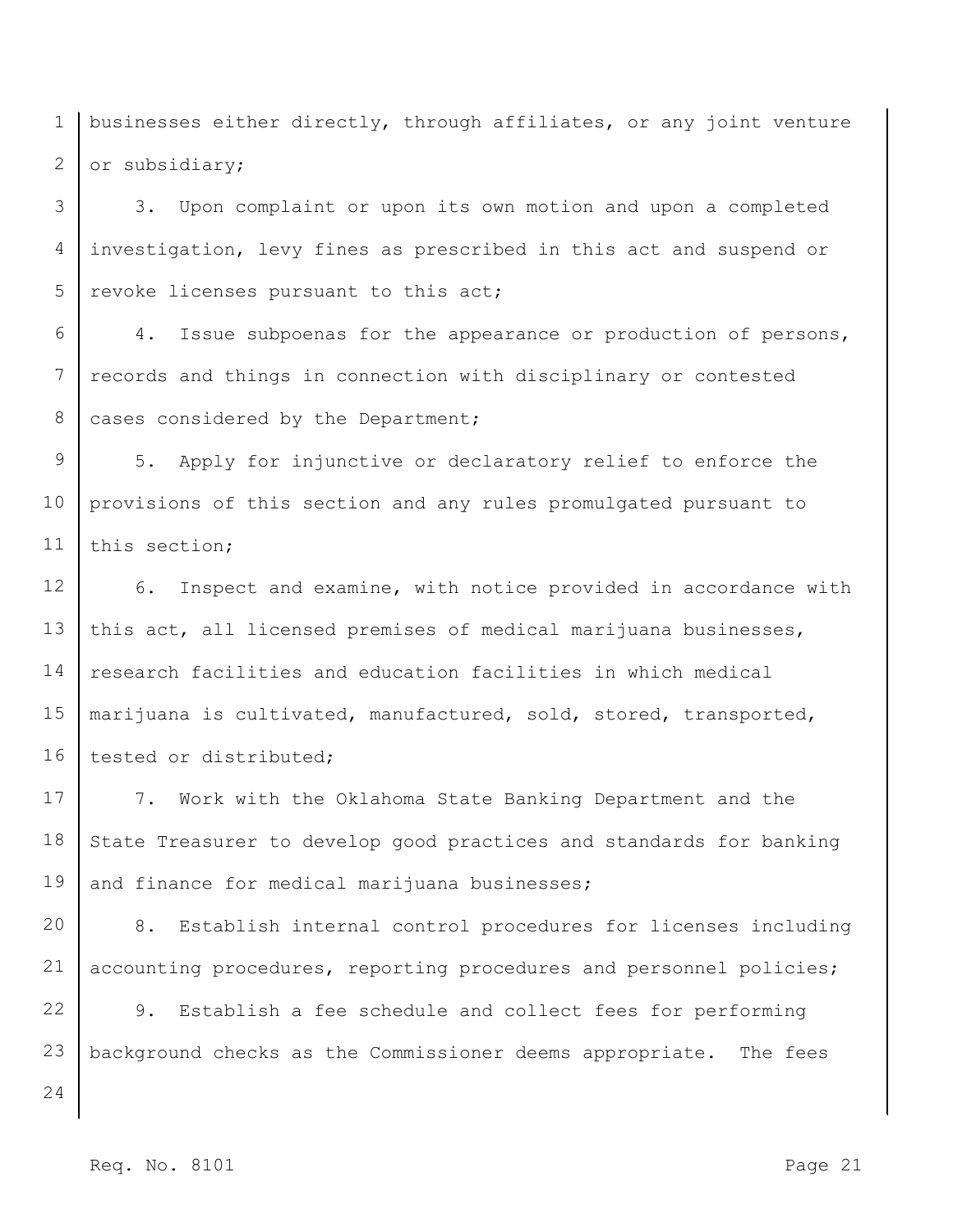businesses either directly, through affiliates, or any joint venture or subsidiary;

3. Upon complaint or upon its own motion and upon a completed investigation, levy fines as prescribed in this act and suspend or revoke licenses pursuant to this act;

4. Issue subpoenas for the appearance or production of persons, records and things in connection with disciplinary or contested cases considered by the Department;

5. Apply for injunctive or declaratory relief to enforce the provisions of this section and any rules promulgated pursuant to this section;

6. Inspect and examine, with notice provided in accordance with this act, all licensed premises of medical marijuana businesses, research facilities and education facilities in which medical marijuana is cultivated, manufactured, sold, stored, transported, tested or distributed;

7. Work with the Oklahoma State Banking Department and the State Treasurer to develop good practices and standards for banking and finance for medical marijuana businesses;

8. Establish internal control procedures for licenses including accounting procedures, reporting procedures and personnel policies;

9. Establish a fee schedule and collect fees for performing background checks as the Commissioner deems appropriate. The fees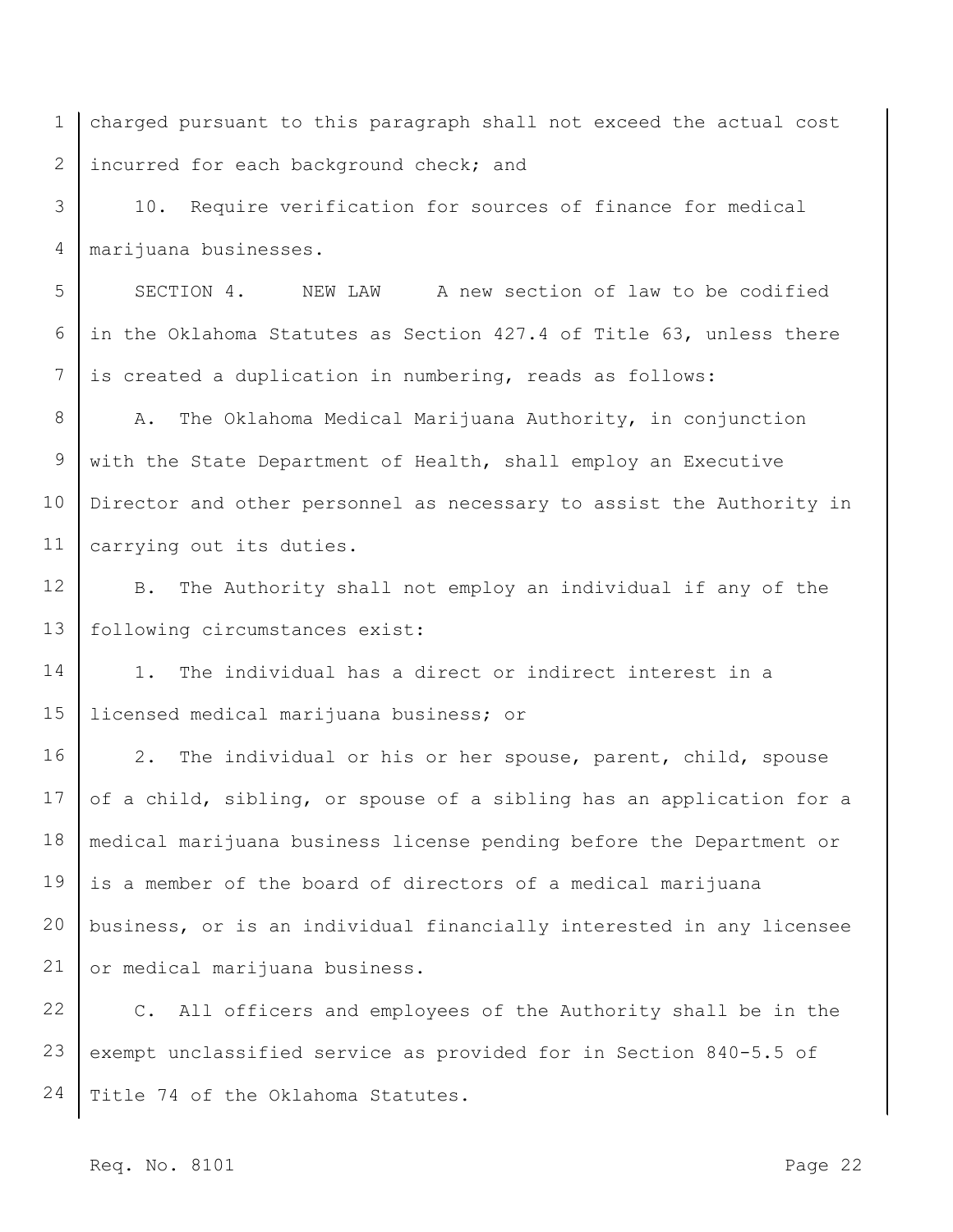charged pursuant to this paragraph shall not exceed the actual cost incurred for each background check; and

10. Require verification for sources of finance for medical marijuana businesses.

SECTION 4. NEW LAW A new section of law to be codified in the Oklahoma Statutes as Section 427.4 of Title 63, unless there is created a duplication in numbering, reads as follows:

A. The Oklahoma Medical Marijuana Authority, in conjunction with the State Department of Health, shall employ an Executive Director and other personnel as necessary to assist the Authority in carrying out its duties.

B. The Authority shall not employ an individual if any of the following circumstances exist:

1. The individual has a direct or indirect interest in a licensed medical marijuana business; or

2. The individual or his or her spouse, parent, child, spouse of a child, sibling, or spouse of a sibling has an application for a medical marijuana business license pending before the Department or is a member of the board of directors of a medical marijuana business, or is an individual financially interested in any licensee or medical marijuana business.

C. All officers and employees of the Authority shall be in the exempt unclassified service as provided for in Section 840-5.5 of Title 74 of the Oklahoma Statutes.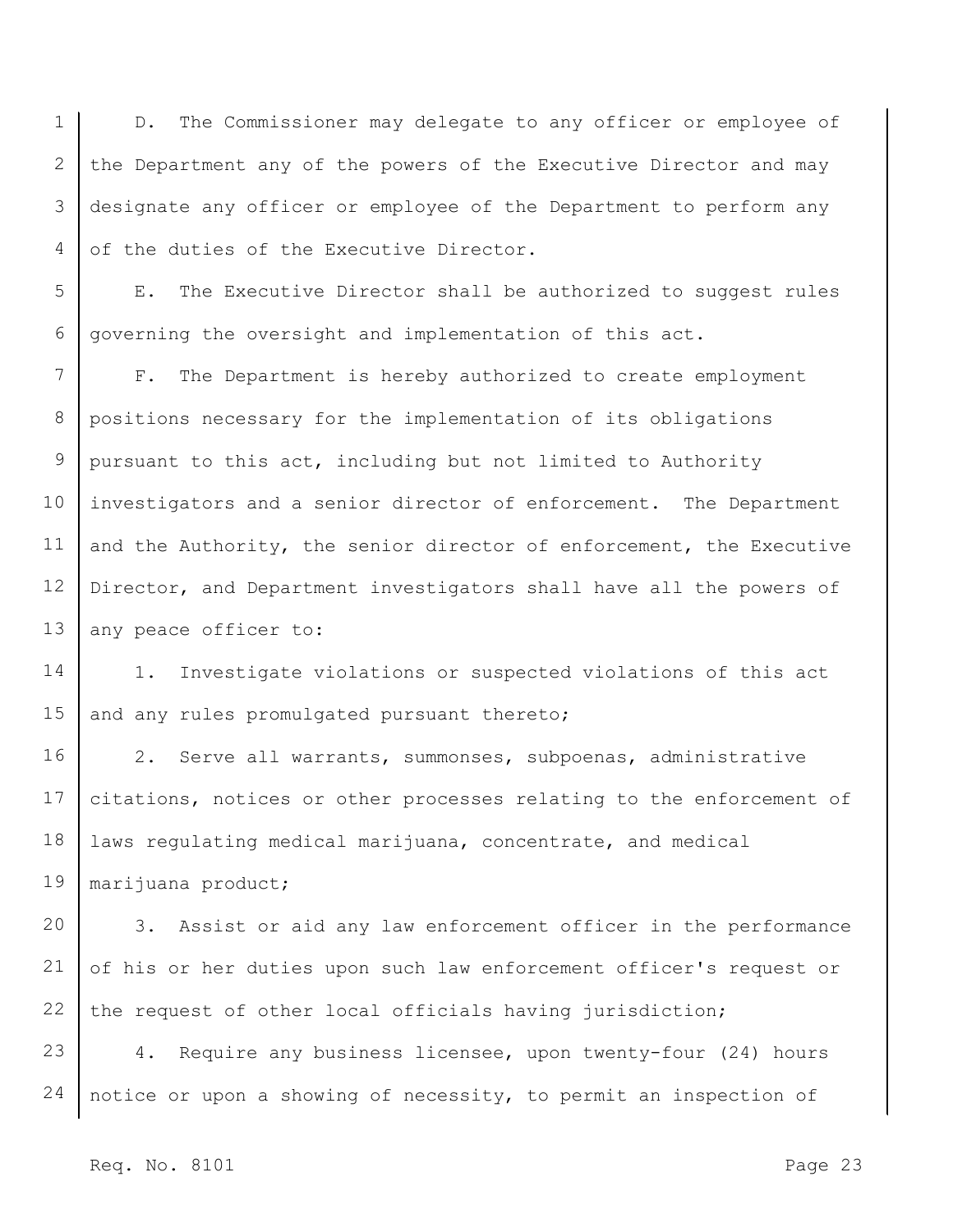D. The Commissioner may delegate to any officer or employee of the Department any of the powers of the Executive Director and may designate any officer or employee of the Department to perform any of the duties of the Executive Director.

E. The Executive Director shall be authorized to suggest rules governing the oversight and implementation of this act.

F. The Department is hereby authorized to create employment positions necessary for the implementation of its obligations pursuant to this act, including but not limited to Authority investigators and a senior director of enforcement. The Department and the Authority, the senior director of enforcement, the Executive Director, and Department investigators shall have all the powers of any peace officer to:

1. Investigate violations or suspected violations of this act and any rules promulgated pursuant thereto;

2. Serve all warrants, summonses, subpoenas, administrative citations, notices or other processes relating to the enforcement of laws regulating medical marijuana, concentrate, and medical marijuana product;

3. Assist or aid any law enforcement officer in the performance of his or her duties upon such law enforcement officer's request or the request of other local officials having jurisdiction;

4. Require any business licensee, upon twenty-four (24) hours notice or upon a showing of necessity, to permit an inspection of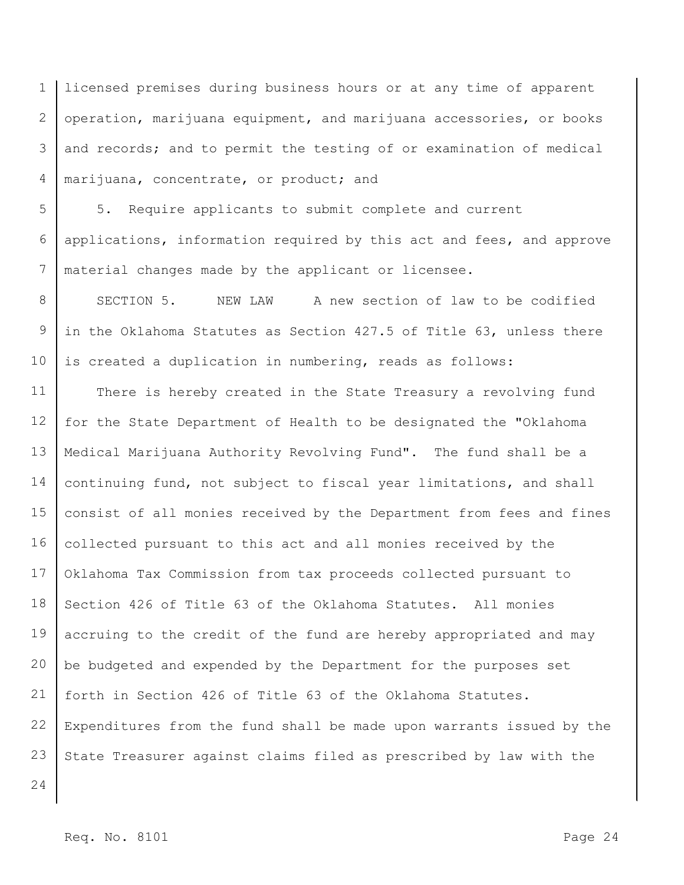licensed premises during business hours or at any time of apparent operation, marijuana equipment, and marijuana accessories, or books and records; and to permit the testing of or examination of medical marijuana, concentrate, or product; and

5. Require applicants to submit complete and current applications, information required by this act and fees, and approve material changes made by the applicant or licensee.

SECTION 5. NEW LAW A new section of law to be codified in the Oklahoma Statutes as Section 427.5 of Title 63, unless there is created a duplication in numbering, reads as follows:

There is hereby created in the State Treasury a revolving fund for the State Department of Health to be designated the "Oklahoma Medical Marijuana Authority Revolving Fund". The fund shall be a continuing fund, not subject to fiscal year limitations, and shall consist of all monies received by the Department from fees and fines collected pursuant to this act and all monies received by the Oklahoma Tax Commission from tax proceeds collected pursuant to Section 426 of Title 63 of the Oklahoma Statutes. All monies accruing to the credit of the fund are hereby appropriated and may be budgeted and expended by the Department for the purposes set forth in Section 426 of Title 63 of the Oklahoma Statutes. Expenditures from the fund shall be made upon warrants issued by the State Treasurer against claims filed as prescribed by law with the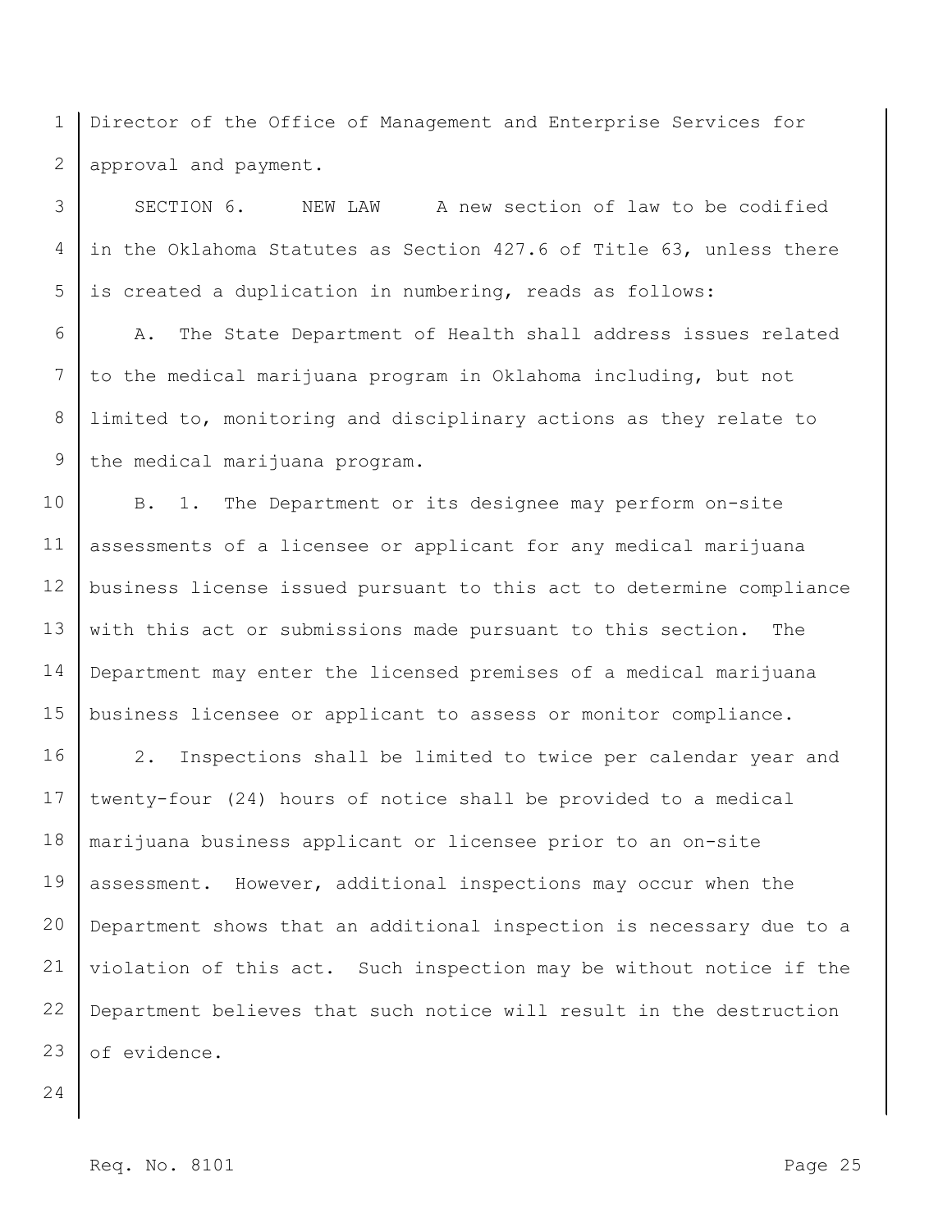Director of the Office of Management and Enterprise Services for approval and payment.

SECTION 6. NEW LAW A new section of law to be codified in the Oklahoma Statutes as Section 427.6 of Title 63, unless there is created a duplication in numbering, reads as follows:

A. The State Department of Health shall address issues related to the medical marijuana program in Oklahoma including, but not limited to, monitoring and disciplinary actions as they relate to the medical marijuana program.

B. 1. The Department or its designee may perform on-site assessments of a licensee or applicant for any medical marijuana business license issued pursuant to this act to determine compliance with this act or submissions made pursuant to this section. The Department may enter the licensed premises of a medical marijuana business licensee or applicant to assess or monitor compliance.

2. Inspections shall be limited to twice per calendar year and twenty-four (24) hours of notice shall be provided to a medical marijuana business applicant or licensee prior to an on-site assessment. However, additional inspections may occur when the Department shows that an additional inspection is necessary due to a violation of this act. Such inspection may be without notice if the Department believes that such notice will result in the destruction of evidence.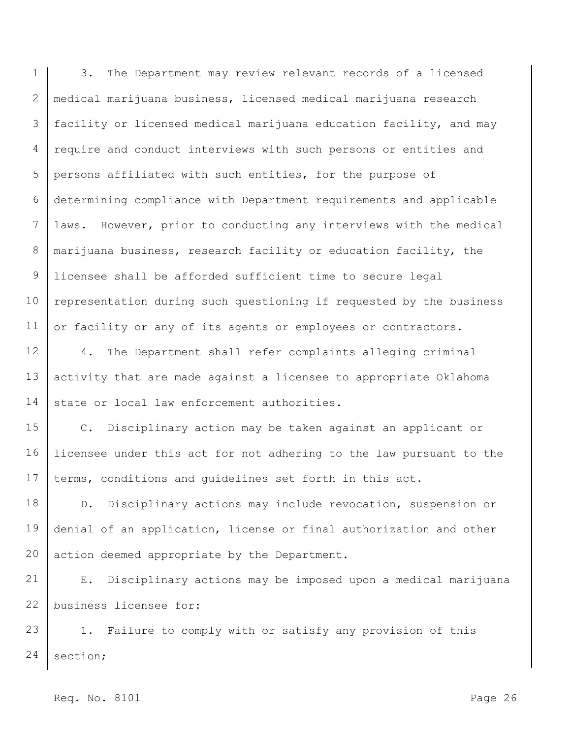3. The Department may review relevant records of a licensed medical marijuana business, licensed medical marijuana research facility or licensed medical marijuana education facility, and may require and conduct interviews with such persons or entities and persons affiliated with such entities, for the purpose of determining compliance with Department requirements and applicable laws. However, prior to conducting any interviews with the medical marijuana business, research facility or education facility, the licensee shall be afforded sufficient time to secure legal representation during such questioning if requested by the business or facility or any of its agents or employees or contractors.

4. The Department shall refer complaints alleging criminal activity that are made against a licensee to appropriate Oklahoma state or local law enforcement authorities.

C. Disciplinary action may be taken against an applicant or licensee under this act for not adhering to the law pursuant to the terms, conditions and guidelines set forth in this act.

D. Disciplinary actions may include revocation, suspension or denial of an application, license or final authorization and other action deemed appropriate by the Department.

E. Disciplinary actions may be imposed upon a medical marijuana business licensee for:

1. Failure to comply with or satisfy any provision of this section;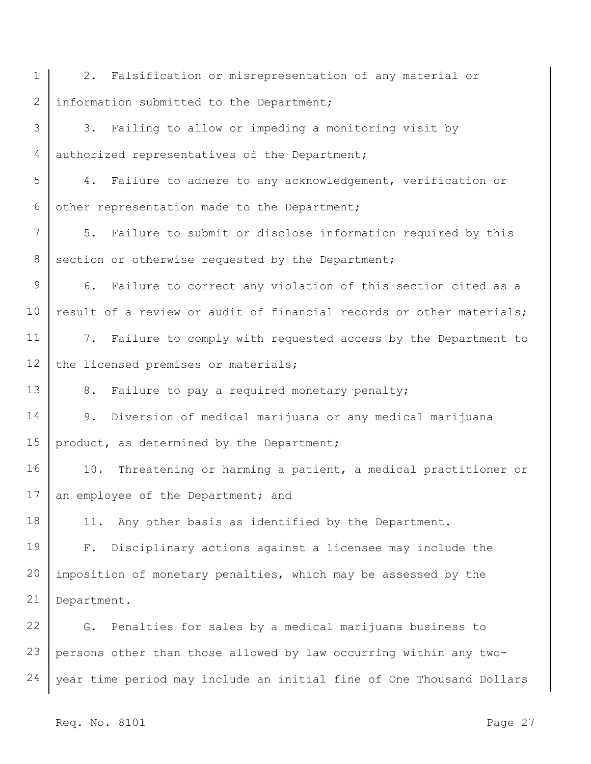2. Falsification or misrepresentation of any material or information submitted to the Department;

3. Failing to allow or impeding a monitoring visit by authorized representatives of the Department;

4. Failure to adhere to any acknowledgement, verification or other representation made to the Department;

5. Failure to submit or disclose information required by this section or otherwise requested by the Department;

6. Failure to correct any violation of this section cited as a result of a review or audit of financial records or other materials;

7. Failure to comply with requested access by the Department to the licensed premises or materials;

8. Failure to pay a required monetary penalty;

9. Diversion of medical marijuana or any medical marijuana product, as determined by the Department;

10. Threatening or harming a patient, a medical practitioner or an employee of the Department; and

11. Any other basis as identified by the Department.

F. Disciplinary actions against a licensee may include the imposition of monetary penalties, which may be assessed by the Department.

G. Penalties for sales by a medical marijuana business to persons other than those allowed by law occurring within any two-year time period may include an initial fine of One Thousand Dollars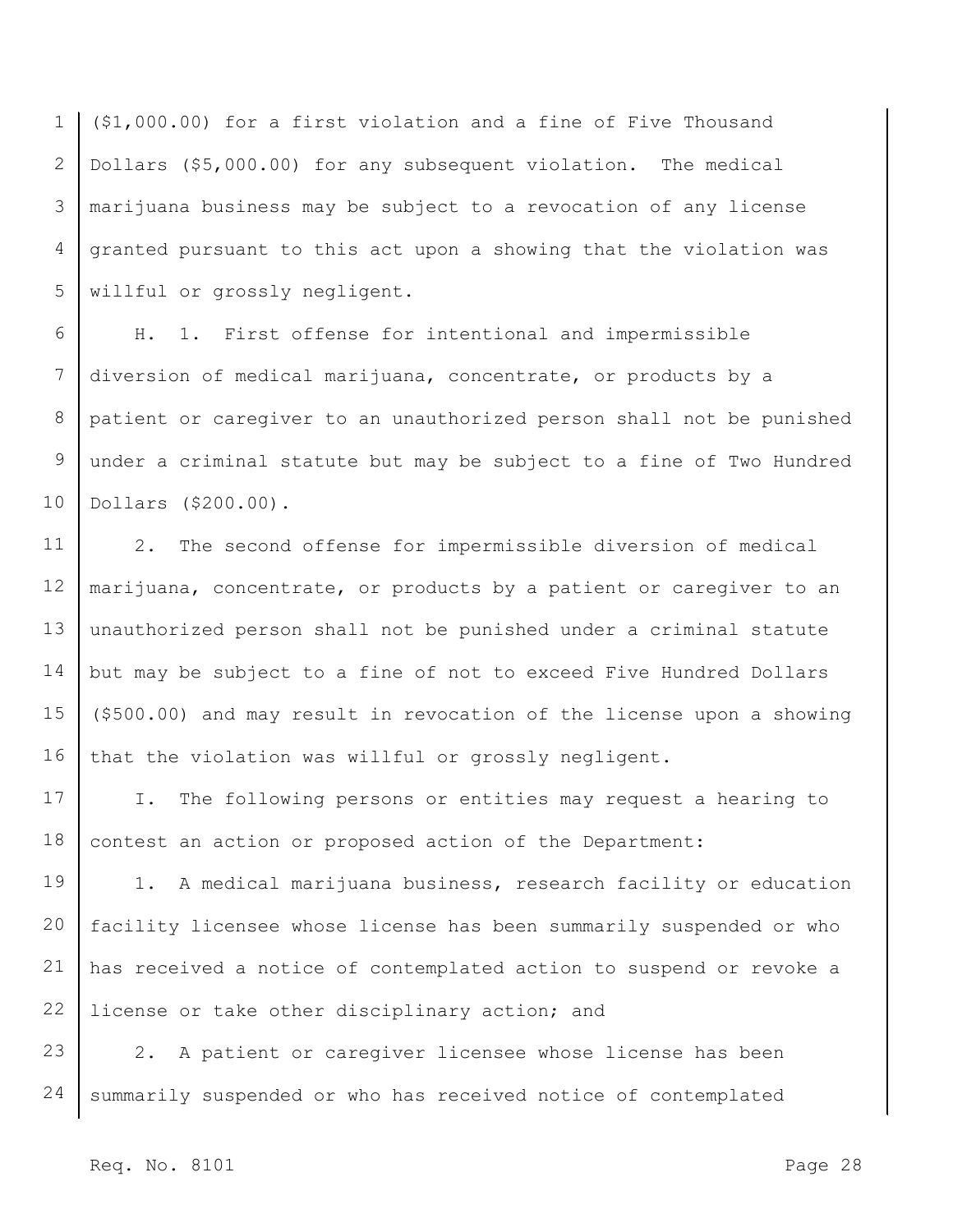($1,000.00) for a first violation and a fine of Five Thousand Dollars ($5,000.00) for any subsequent violation. The medical marijuana business may be subject to a revocation of any license granted pursuant to this act upon a showing that the violation was willful or grossly negligent.

H. 1. First offense for intentional and impermissible diversion of medical marijuana, concentrate, or products by a patient or caregiver to an unauthorized person shall not be punished under a criminal statute but may be subject to a fine of Two Hundred Dollars ($200.00).

2. The second offense for impermissible diversion of medical marijuana, concentrate, or products by a patient or caregiver to an unauthorized person shall not be punished under a criminal statute but may be subject to a fine of not to exceed Five Hundred Dollars ($500.00) and may result in revocation of the license upon a showing that the violation was willful or grossly negligent.

I. The following persons or entities may request a hearing to contest an action or proposed action of the Department:

1. A medical marijuana business, research facility or education facility licensee whose license has been summarily suspended or who has received a notice of contemplated action to suspend or revoke a license or take other disciplinary action; and

2. A patient or caregiver licensee whose license has been summarily suspended or who has received notice of contemplated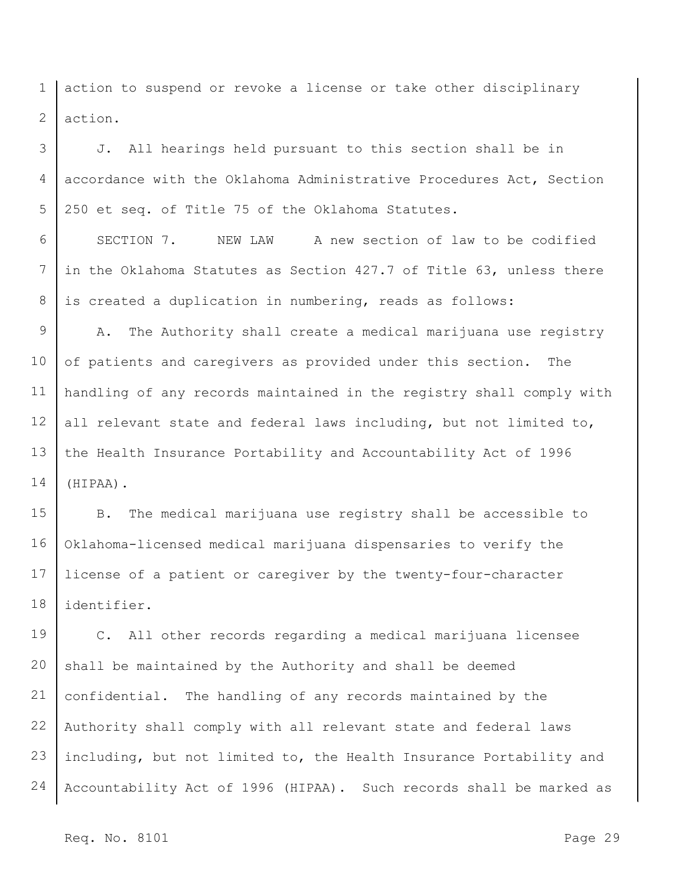action to suspend or revoke a license or take other disciplinary action.

J. All hearings held pursuant to this section shall be in accordance with the Oklahoma Administrative Procedures Act, Section 250 et seq. of Title 75 of the Oklahoma Statutes.

SECTION 7. NEW LAW A new section of law to be codified in the Oklahoma Statutes as Section 427.7 of Title 63, unless there is created a duplication in numbering, reads as follows:

A. The Authority shall create a medical marijuana use registry of patients and caregivers as provided under this section. The handling of any records maintained in the registry shall comply with all relevant state and federal laws including, but not limited to, the Health Insurance Portability and Accountability Act of 1996 (HIPAA).

B. The medical marijuana use registry shall be accessible to Oklahoma-licensed medical marijuana dispensaries to verify the license of a patient or caregiver by the twenty-four-character identifier.

C. All other records regarding a medical marijuana licensee shall be maintained by the Authority and shall be deemed confidential. The handling of any records maintained by the Authority shall comply with all relevant state and federal laws including, but not limited to, the Health Insurance Portability and Accountability Act of 1996 (HIPAA). Such records shall be marked as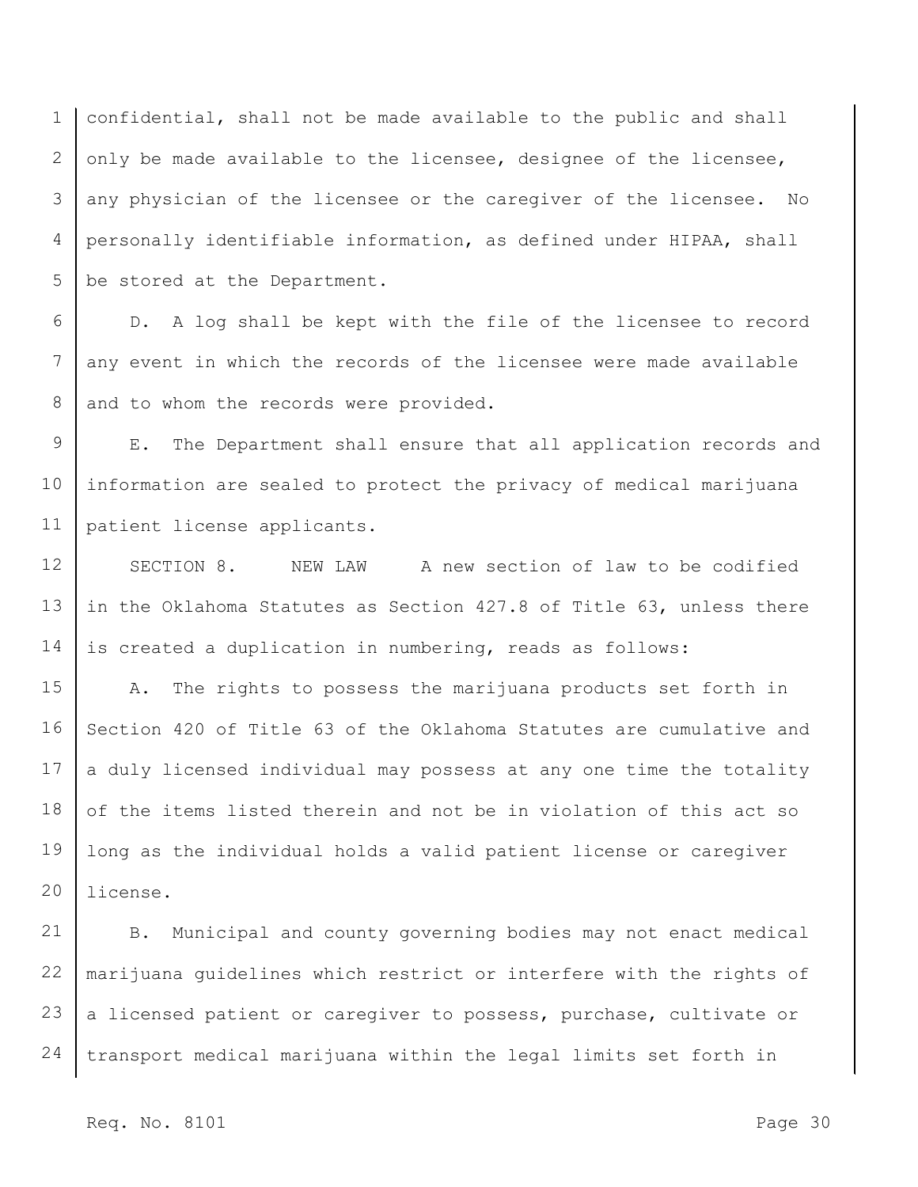confidential, shall not be made available to the public and shall only be made available to the licensee, designee of the licensee, any physician of the licensee or the caregiver of the licensee. No personally identifiable information, as defined under HIPAA, shall be stored at the Department.

D. A log shall be kept with the file of the licensee to record any event in which the records of the licensee were made available and to whom the records were provided.

E. The Department shall ensure that all application records and information are sealed to protect the privacy of medical marijuana patient license applicants.

SECTION 8. NEW LAW A new section of law to be codified in the Oklahoma Statutes as Section 427.8 of Title 63, unless there is created a duplication in numbering, reads as follows:

A. The rights to possess the marijuana products set forth in Section 420 of Title 63 of the Oklahoma Statutes are cumulative and a duly licensed individual may possess at any one time the totality of the items listed therein and not be in violation of this act so long as the individual holds a valid patient license or caregiver license.

B. Municipal and county governing bodies may not enact medical marijuana guidelines which restrict or interfere with the rights of a licensed patient or caregiver to possess, purchase, cultivate or transport medical marijuana within the legal limits set forth in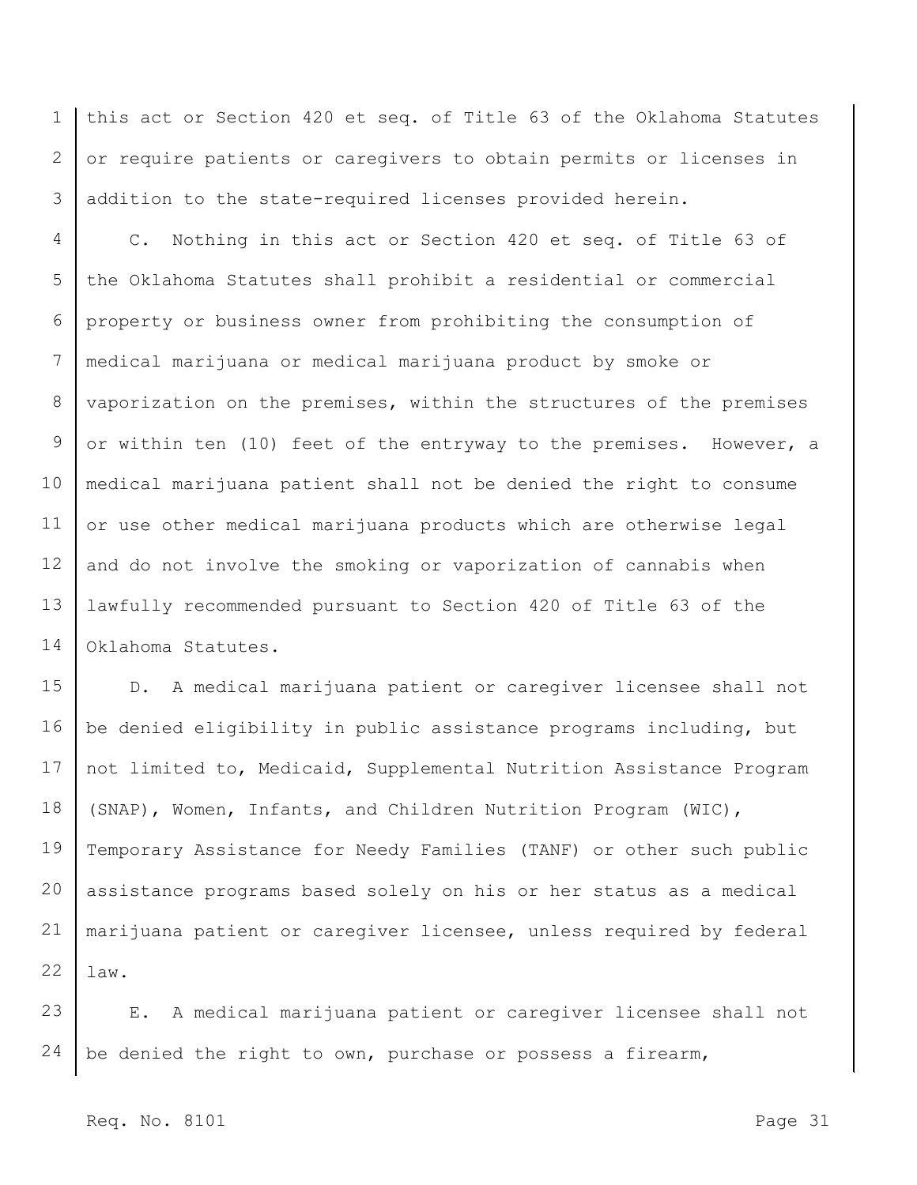this act or Section 420 et seq. of Title 63 of the Oklahoma Statutes or require patients or caregivers to obtain permits or licenses in addition to the state-required licenses provided herein.

C. Nothing in this act or Section 420 et seq. of Title 63 of the Oklahoma Statutes shall prohibit a residential or commercial property or business owner from prohibiting the consumption of medical marijuana or medical marijuana product by smoke or vaporization on the premises, within the structures of the premises or within ten (10) feet of the entryway to the premises. However, a medical marijuana patient shall not be denied the right to consume or use other medical marijuana products which are otherwise legal and do not involve the smoking or vaporization of cannabis when lawfully recommended pursuant to Section 420 of Title 63 of the Oklahoma Statutes.

D. A medical marijuana patient or caregiver licensee shall not be denied eligibility in public assistance programs including, but not limited to, Medicaid, Supplemental Nutrition Assistance Program (SNAP), Women, Infants, and Children Nutrition Program (WIC), Temporary Assistance for Needy Families (TANF) or other such public assistance programs based solely on his or her status as a medical marijuana patient or caregiver licensee, unless required by federal law.

E. A medical marijuana patient or caregiver licensee shall not be denied the right to own, purchase or possess a firearm,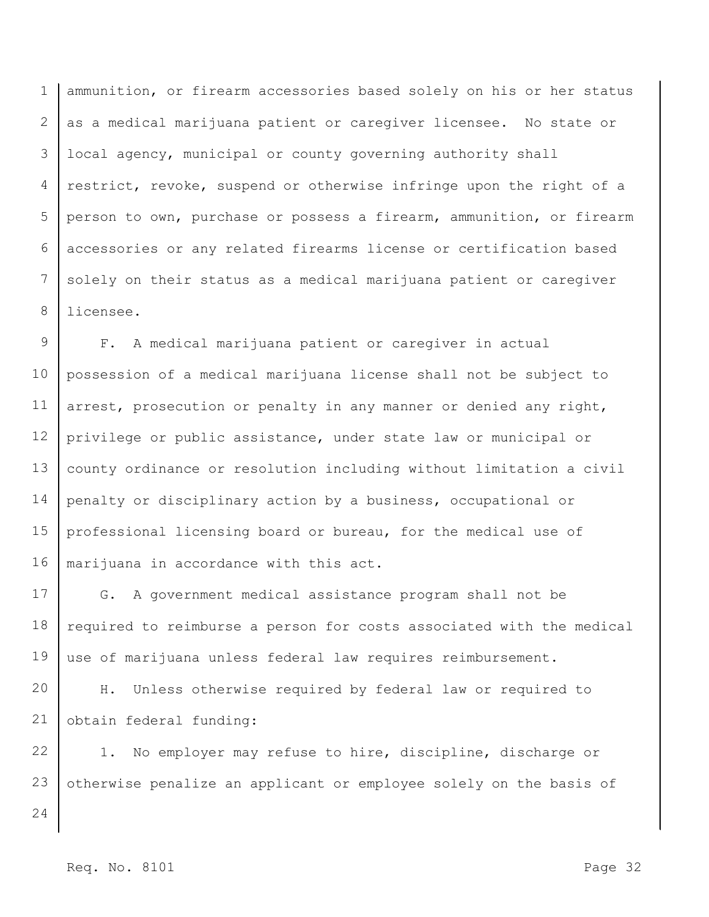ammunition, or firearm accessories based solely on his or her status as a medical marijuana patient or caregiver licensee. No state or local agency, municipal or county governing authority shall restrict, revoke, suspend or otherwise infringe upon the right of a person to own, purchase or possess a firearm, ammunition, or firearm accessories or any related firearms license or certification based solely on their status as a medical marijuana patient or caregiver licensee.

F. A medical marijuana patient or caregiver in actual possession of a medical marijuana license shall not be subject to arrest, prosecution or penalty in any manner or denied any right, privilege or public assistance, under state law or municipal or county ordinance or resolution including without limitation a civil penalty or disciplinary action by a business, occupational or professional licensing board or bureau, for the medical use of marijuana in accordance with this act.

G. A government medical assistance program shall not be required to reimburse a person for costs associated with the medical use of marijuana unless federal law requires reimbursement.

H. Unless otherwise required by federal law or required to obtain federal funding:

1. No employer may refuse to hire, discipline, discharge or otherwise penalize an applicant or employee solely on the basis of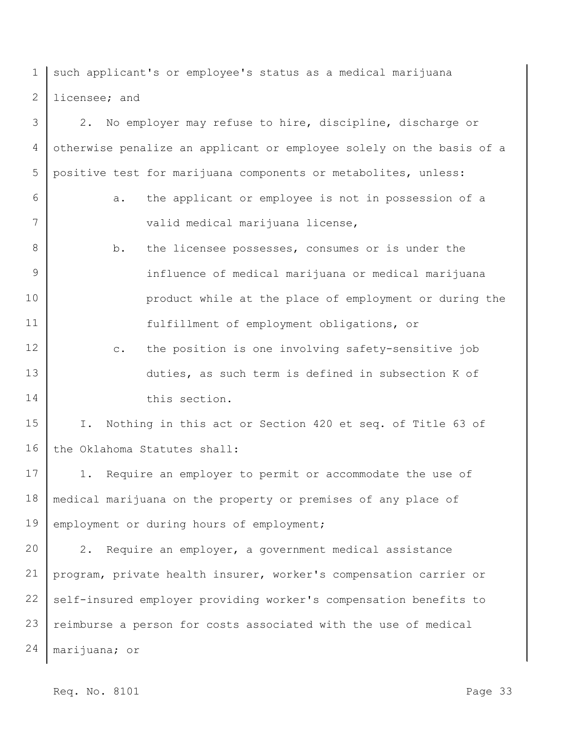such applicant's or employee's status as a medical marijuana licensee; and

2. No employer may refuse to hire, discipline, discharge or otherwise penalize an applicant or employee solely on the basis of a positive test for marijuana components or metabolites, unless:

   a. the applicant or employee is not in possession of a valid medical marijuana license,

   b. the licensee possesses, consumes or is under the influence of medical marijuana or medical marijuana product while at the place of employment or during the fulfillment of employment obligations, or

   c. the position is one involving safety-sensitive job duties, as such term is defined in subsection K of this section.

I. Nothing in this act or Section 420 et seq. of Title 63 of the Oklahoma Statutes shall:

1. Require an employer to permit or accommodate the use of medical marijuana on the property or premises of any place of employment or during hours of employment;

2. Require an employer, a government medical assistance program, private health insurer, worker's compensation carrier or self-insured employer providing worker's compensation benefits to reimburse a person for costs associated with the use of medical marijuana; or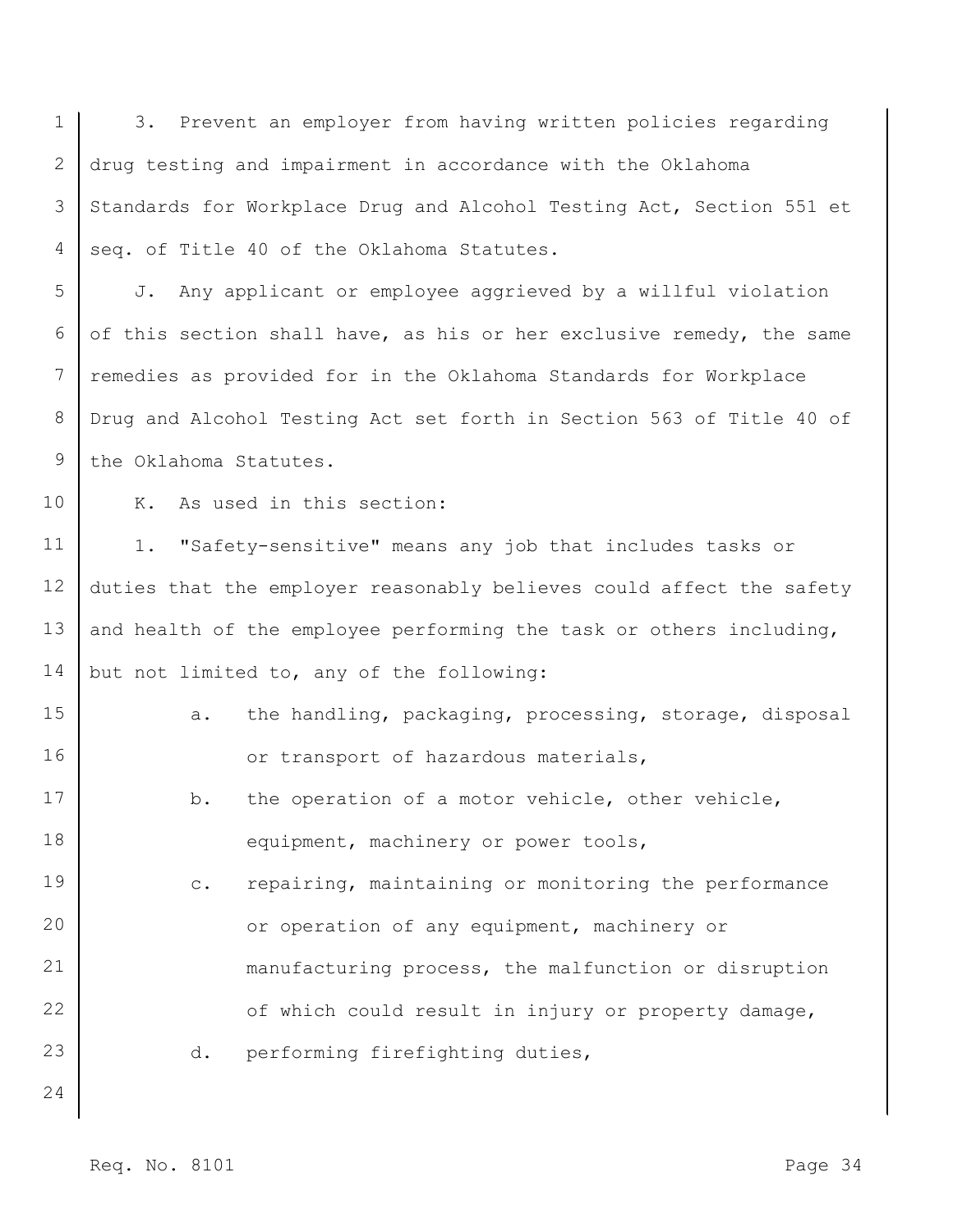3. Prevent an employer from having written policies regarding drug testing and impairment in accordance with the Oklahoma Standards for Workplace Drug and Alcohol Testing Act, Section 551 et seq. of Title 40 of the Oklahoma Statutes.

J. Any applicant or employee aggrieved by a willful violation of this section shall have, as his or her exclusive remedy, the same remedies as provided for in the Oklahoma Standards for Workplace Drug and Alcohol Testing Act set forth in Section 563 of Title 40 of the Oklahoma Statutes.

K. As used in this section:

1. "Safety-sensitive" means any job that includes tasks or duties that the employer reasonably believes could affect the safety and health of the employee performing the task or others including, but not limited to, any of the following:

   a. the handling, packaging, processing, storage, disposal or transport of hazardous materials,

   b. the operation of a motor vehicle, other vehicle, equipment, machinery or power tools,

   c. repairing, maintaining or monitoring the performance or operation of any equipment, machinery or manufacturing process, the malfunction or disruption of which could result in injury or property damage,

   d. performing firefighting duties,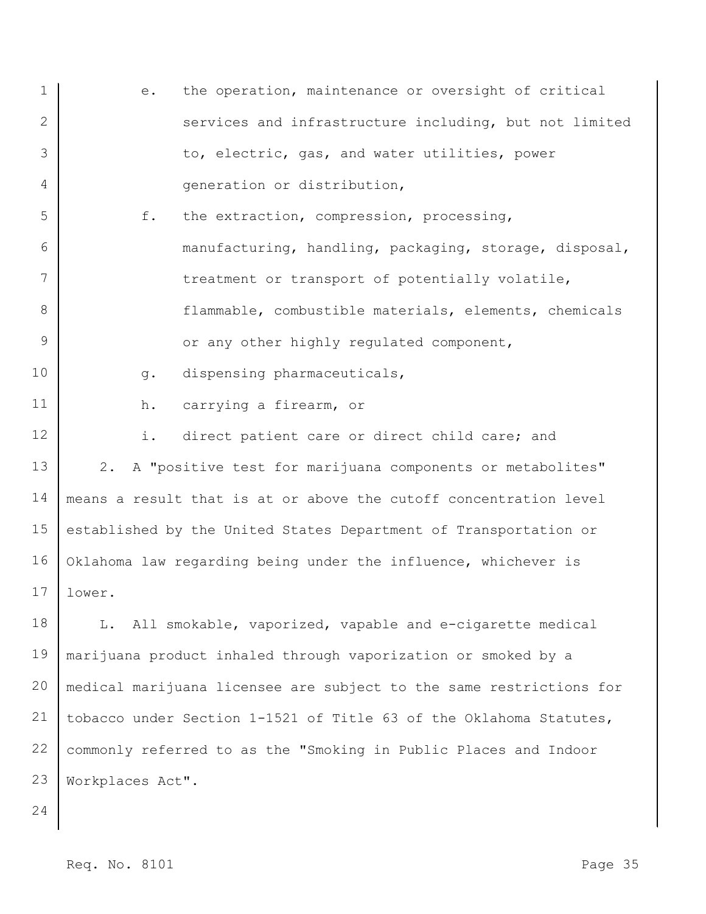e. the operation, maintenance or oversight of critical services and infrastructure including, but not limited to, electric, gas, and water utilities, power generation or distribution,

f. the extraction, compression, processing, manufacturing, handling, packaging, storage, disposal, treatment or transport of potentially volatile, flammable, combustible materials, elements, chemicals or any other highly regulated component,

g. dispensing pharmaceuticals,

h. carrying a firearm, or

i. direct patient care or direct child care; and

2. A "positive test for marijuana components or metabolites" means a result that is at or above the cutoff concentration level established by the United States Department of Transportation or Oklahoma law regarding being under the influence, whichever is lower.

L. All smokable, vaporized, vapable and e-cigarette medical marijuana product inhaled through vaporization or smoked by a medical marijuana licensee are subject to the same restrictions for tobacco under Section 1-1521 of Title 63 of the Oklahoma Statutes, commonly referred to as the "Smoking in Public Places and Indoor Workplaces Act".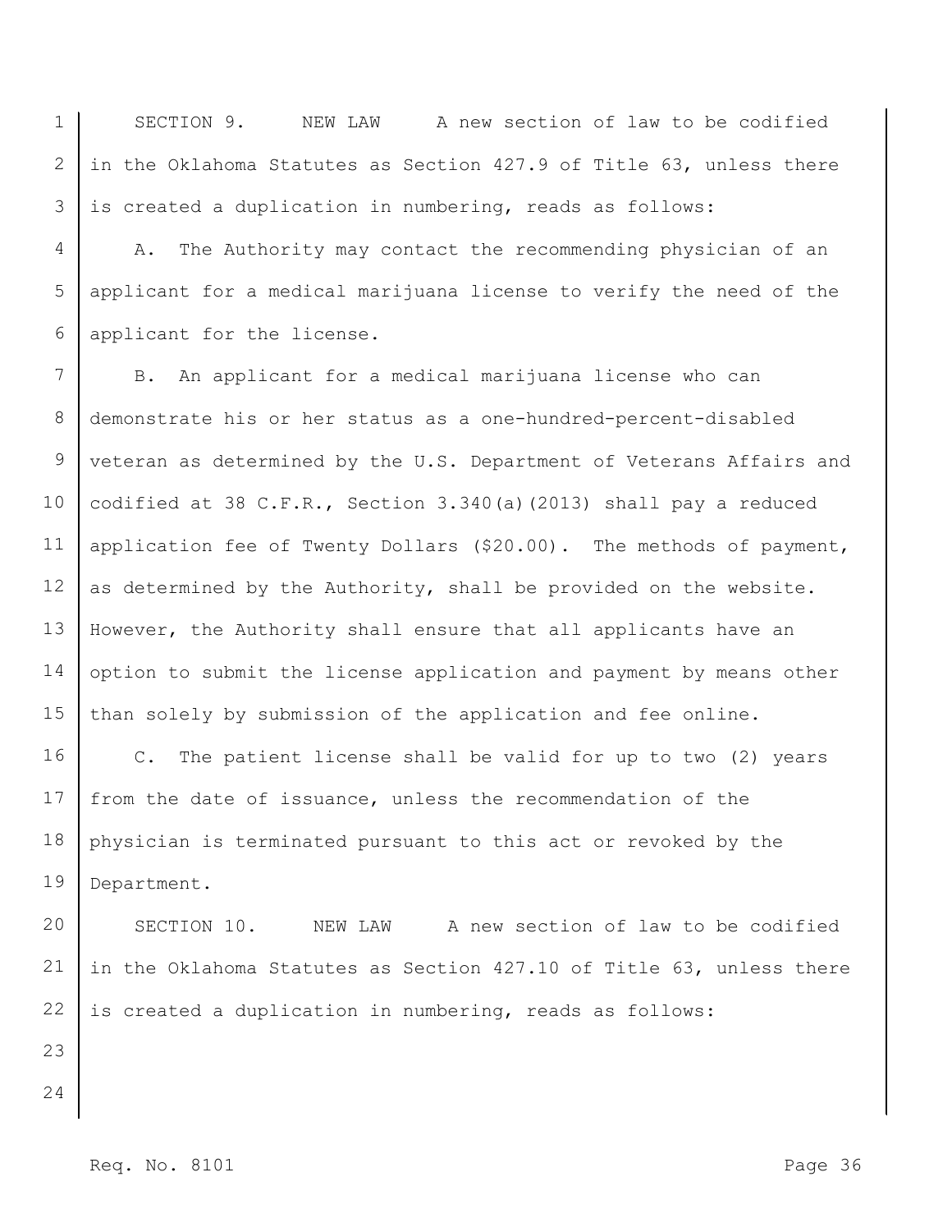SECTION 9. NEW LAW A new section of law to be codified in the Oklahoma Statutes as Section 427.9 of Title 63, unless there is created a duplication in numbering, reads as follows:

A. The Authority may contact the recommending physician of an applicant for a medical marijuana license to verify the need of the applicant for the license.

B. An applicant for a medical marijuana license who can demonstrate his or her status as a one-hundred-percent-disabled veteran as determined by the U.S. Department of Veterans Affairs and codified at 38 C.F.R., Section 3.340(a)(2013) shall pay a reduced application fee of Twenty Dollars ($20.00). The methods of payment, as determined by the Authority, shall be provided on the website. However, the Authority shall ensure that all applicants have an option to submit the license application and payment by means other than solely by submission of the application and fee online.

C. The patient license shall be valid for up to two (2) years from the date of issuance, unless the recommendation of the physician is terminated pursuant to this act or revoked by the Department.

SECTION 10. NEW LAW A new section of law to be codified in the Oklahoma Statutes as Section 427.10 of Title 63, unless there is created a duplication in numbering, reads as follows: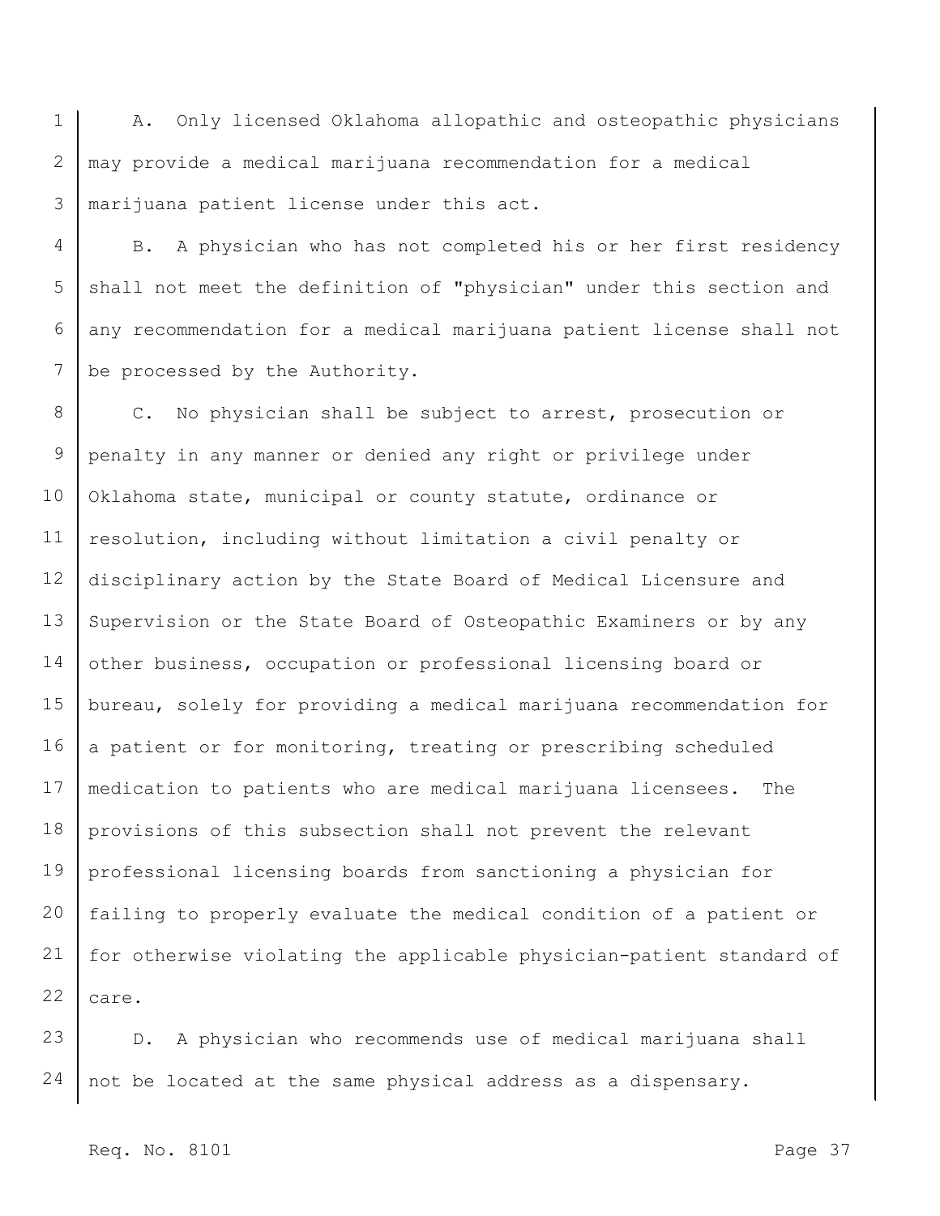A. Only licensed Oklahoma allopathic and osteopathic physicians may provide a medical marijuana recommendation for a medical marijuana patient license under this act.

B. A physician who has not completed his or her first residency shall not meet the definition of "physician" under this section and any recommendation for a medical marijuana patient license shall not be processed by the Authority.

C. No physician shall be subject to arrest, prosecution or penalty in any manner or denied any right or privilege under Oklahoma state, municipal or county statute, ordinance or resolution, including without limitation a civil penalty or disciplinary action by the State Board of Medical Licensure and Supervision or the State Board of Osteopathic Examiners or by any other business, occupation or professional licensing board or bureau, solely for providing a medical marijuana recommendation for a patient or for monitoring, treating or prescribing scheduled medication to patients who are medical marijuana licensees. The provisions of this subsection shall not prevent the relevant professional licensing boards from sanctioning a physician for failing to properly evaluate the medical condition of a patient or for otherwise violating the applicable physician-patient standard of care.

D. A physician who recommends use of medical marijuana shall not be located at the same physical address as a dispensary.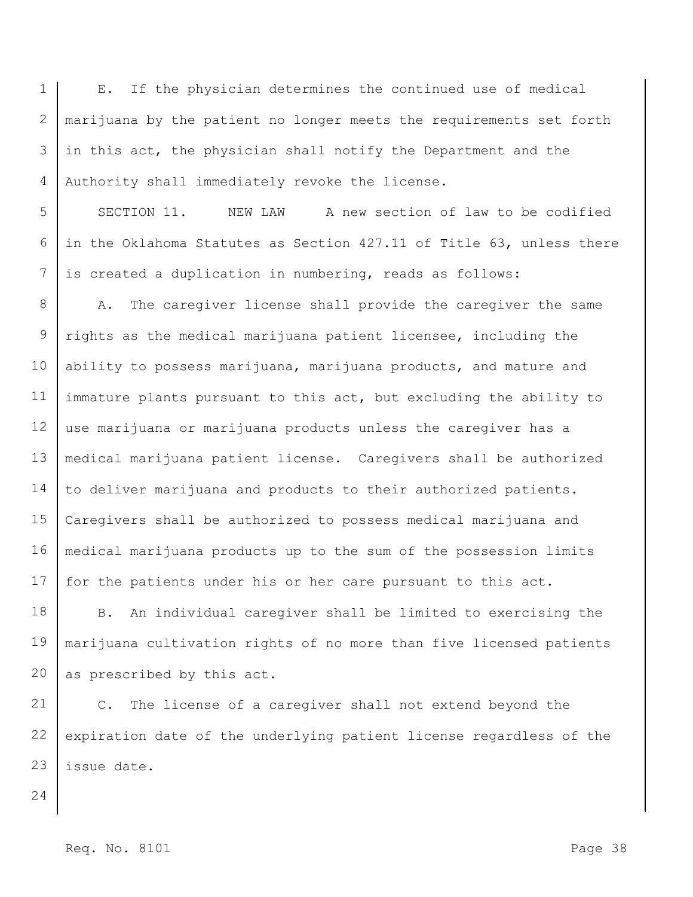E. If the physician determines the continued use of medical marijuana by the patient no longer meets the requirements set forth in this act, the physician shall notify the Department and the Authority shall immediately revoke the license.

SECTION 11. NEW LAW A new section of law to be codified in the Oklahoma Statutes as Section 427.11 of Title 63, unless there is created a duplication in numbering, reads as follows:

A. The caregiver license shall provide the caregiver the same rights as the medical marijuana patient licensee, including the ability to possess marijuana, marijuana products, and mature and immature plants pursuant to this act, but excluding the ability to use marijuana or marijuana products unless the caregiver has a medical marijuana patient license. Caregivers shall be authorized to deliver marijuana and products to their authorized patients. Caregivers shall be authorized to possess medical marijuana and medical marijuana products up to the sum of the possession limits for the patients under his or her care pursuant to this act.

B. An individual caregiver shall be limited to exercising the marijuana cultivation rights of no more than five licensed patients as prescribed by this act.

C. The license of a caregiver shall not extend beyond the expiration date of the underlying patient license regardless of the issue date.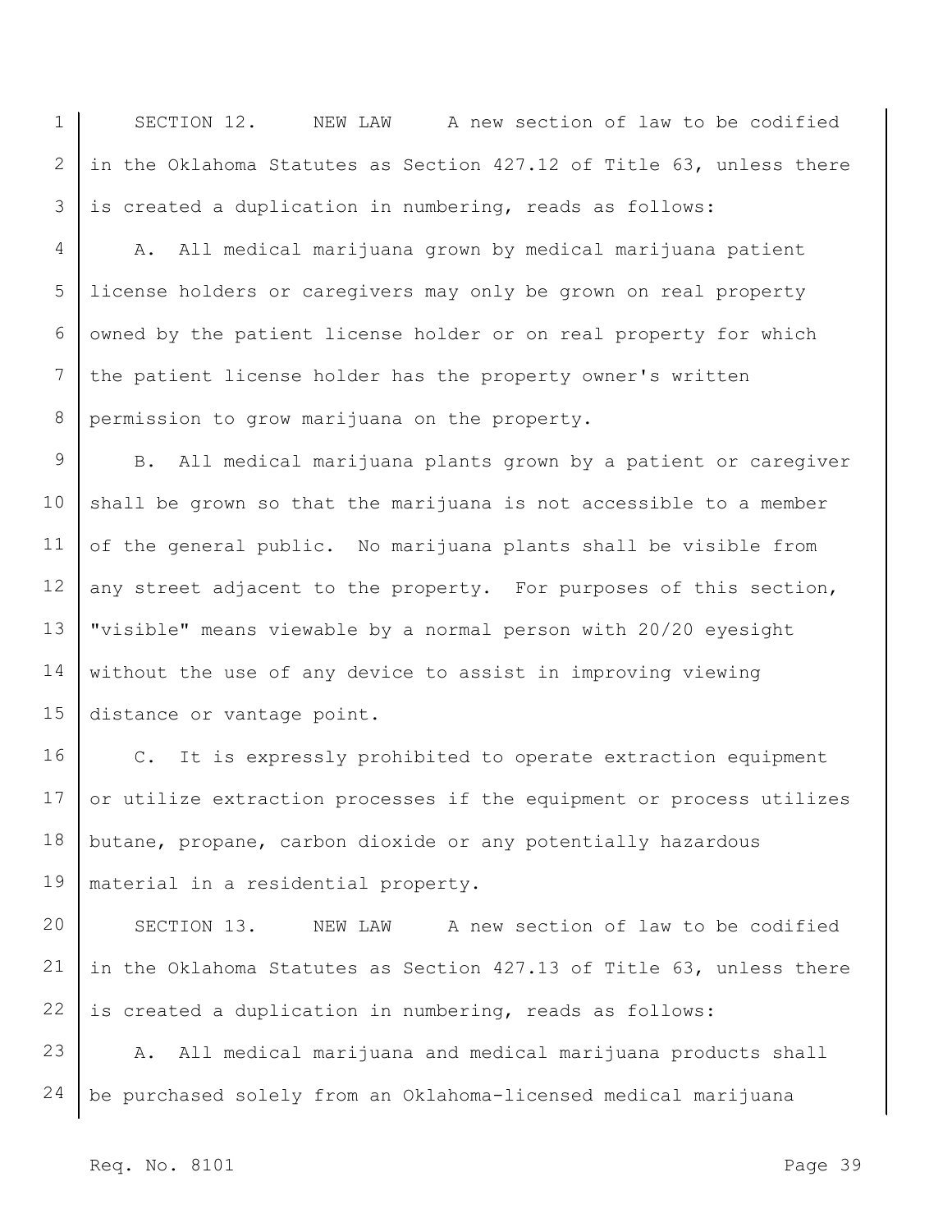SECTION 12. NEW LAW A new section of law to be codified in the Oklahoma Statutes as Section 427.12 of Title 63, unless there is created a duplication in numbering, reads as follows:

A. All medical marijuana grown by medical marijuana patient license holders or caregivers may only be grown on real property owned by the patient license holder or on real property for which the patient license holder has the property owner's written permission to grow marijuana on the property.

B. All medical marijuana plants grown by a patient or caregiver shall be grown so that the marijuana is not accessible to a member of the general public. No marijuana plants shall be visible from any street adjacent to the property. For purposes of this section, "visible" means viewable by a normal person with 20/20 eyesight without the use of any device to assist in improving viewing distance or vantage point.

C. It is expressly prohibited to operate extraction equipment or utilize extraction processes if the equipment or process utilizes butane, propane, carbon dioxide or any potentially hazardous material in a residential property.

SECTION 13. NEW LAW A new section of law to be codified in the Oklahoma Statutes as Section 427.13 of Title 63, unless there is created a duplication in numbering, reads as follows:

A. All medical marijuana and medical marijuana products shall be purchased solely from an Oklahoma-licensed medical marijuana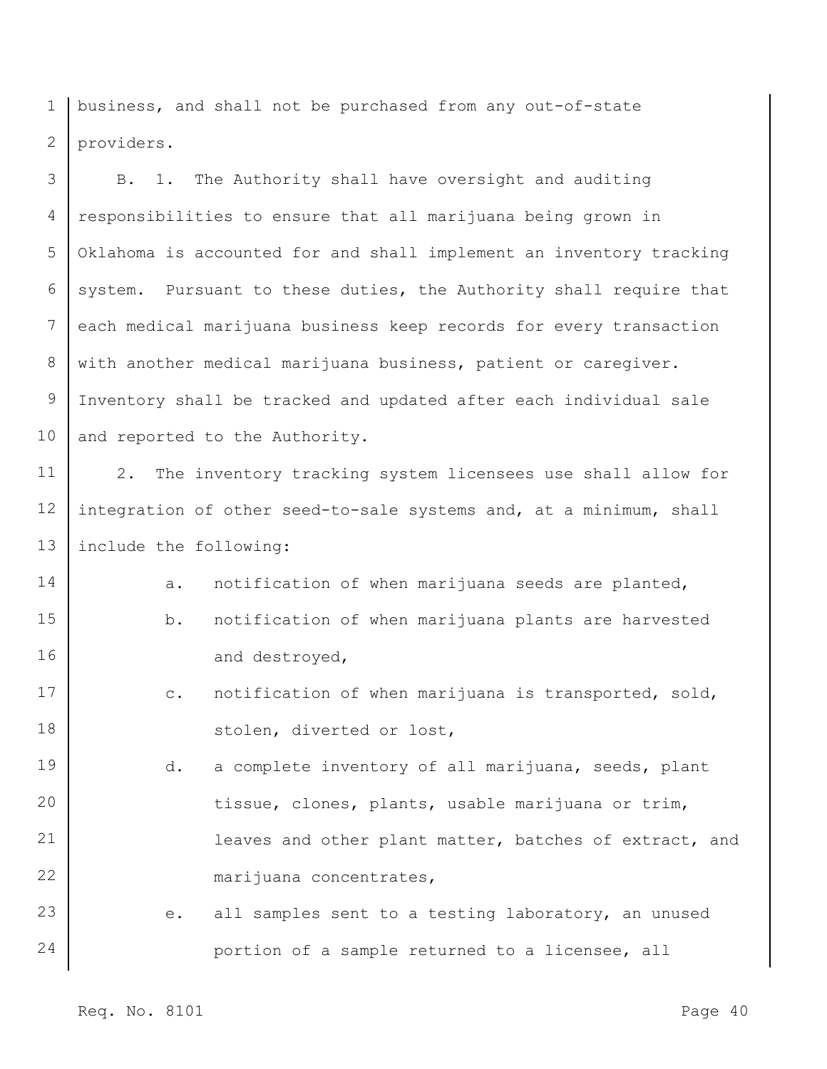business, and shall not be purchased from any out-of-state providers.

B. 1. The Authority shall have oversight and auditing responsibilities to ensure that all marijuana being grown in Oklahoma is accounted for and shall implement an inventory tracking system. Pursuant to these duties, the Authority shall require that each medical marijuana business keep records for every transaction with another medical marijuana business, patient or caregiver. Inventory shall be tracked and updated after each individual sale and reported to the Authority.

2. The inventory tracking system licensees use shall allow for integration of other seed-to-sale systems and, at a minimum, shall include the following:

   a. notification of when marijuana seeds are planted,

   b. notification of when marijuana plants are harvested and destroyed,

   c. notification of when marijuana is transported, sold, stolen, diverted or lost,

   d. a complete inventory of all marijuana, seeds, plant tissue, clones, plants, usable marijuana or trim, leaves and other plant matter, batches of extract, and marijuana concentrates,

   e. all samples sent to a testing laboratory, an unused portion of a sample returned to a licensee, all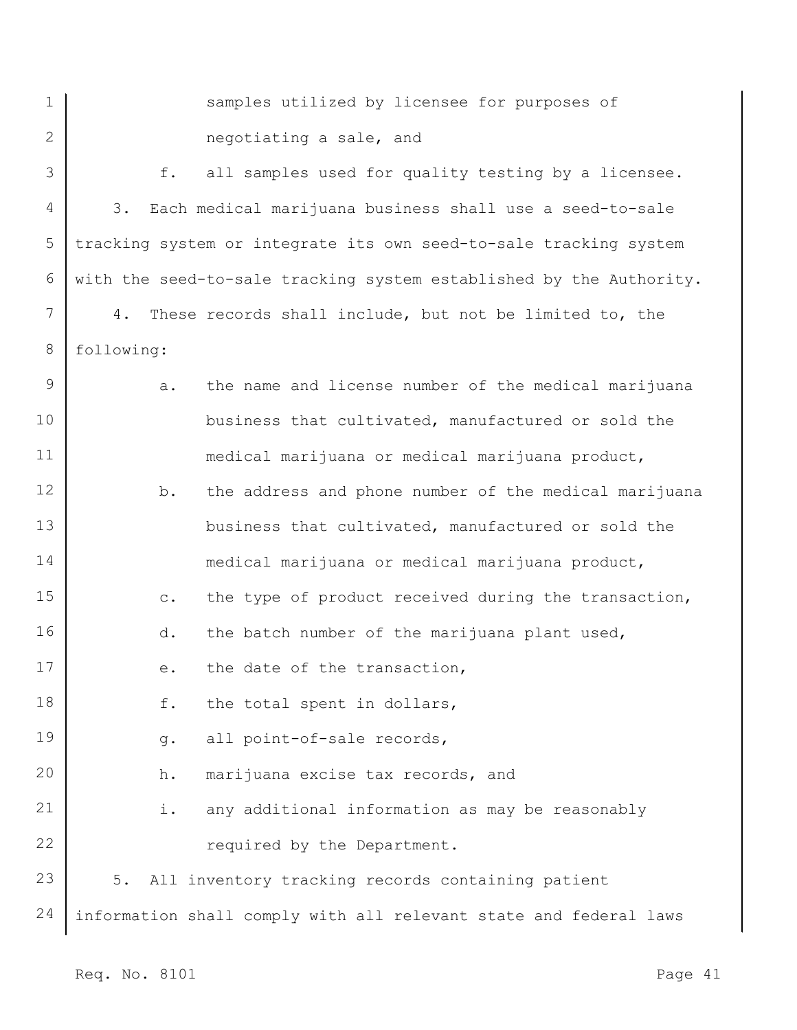samples utilized by licensee for purposes of negotiating a sale, and

f. all samples used for quality testing by a licensee.

3. Each medical marijuana business shall use a seed-to-sale tracking system or integrate its own seed-to-sale tracking system with the seed-to-sale tracking system established by the Authority.

4. These records shall include, but not be limited to, the following:

a. the name and license number of the medical marijuana business that cultivated, manufactured or sold the medical marijuana or medical marijuana product,

b. the address and phone number of the medical marijuana business that cultivated, manufactured or sold the medical marijuana or medical marijuana product,

c. the type of product received during the transaction,

d. the batch number of the marijuana plant used,

e. the date of the transaction,

f. the total spent in dollars,

g. all point-of-sale records,

h. marijuana excise tax records, and

i. any additional information as may be reasonably required by the Department.

5. All inventory tracking records containing patient information shall comply with all relevant state and federal laws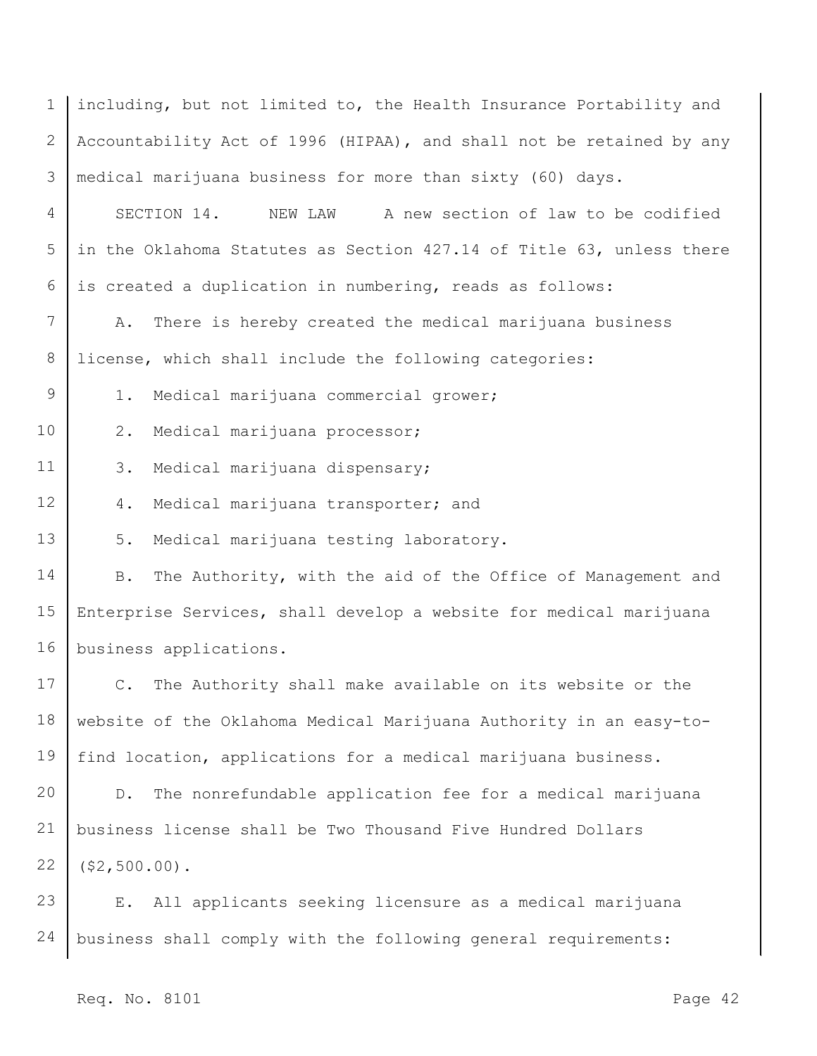including, but not limited to, the Health Insurance Portability and Accountability Act of 1996 (HIPAA), and shall not be retained by any medical marijuana business for more than sixty (60) days.

SECTION 14. NEW LAW A new section of law to be codified in the Oklahoma Statutes as Section 427.14 of Title 63, unless there is created a duplication in numbering, reads as follows:

A. There is hereby created the medical marijuana business license, which shall include the following categories:

1. Medical marijuana commercial grower;
2. Medical marijuana processor;
3. Medical marijuana dispensary;
4. Medical marijuana transporter; and
5. Medical marijuana testing laboratory.

B. The Authority, with the aid of the Office of Management and Enterprise Services, shall develop a website for medical marijuana business applications.

C. The Authority shall make available on its website or the website of the Oklahoma Medical Marijuana Authority in an easy-to-find location, applications for a medical marijuana business.

D. The nonrefundable application fee for a medical marijuana business license shall be Two Thousand Five Hundred Dollars ($2,500.00).

E. All applicants seeking licensure as a medical marijuana business shall comply with the following general requirements: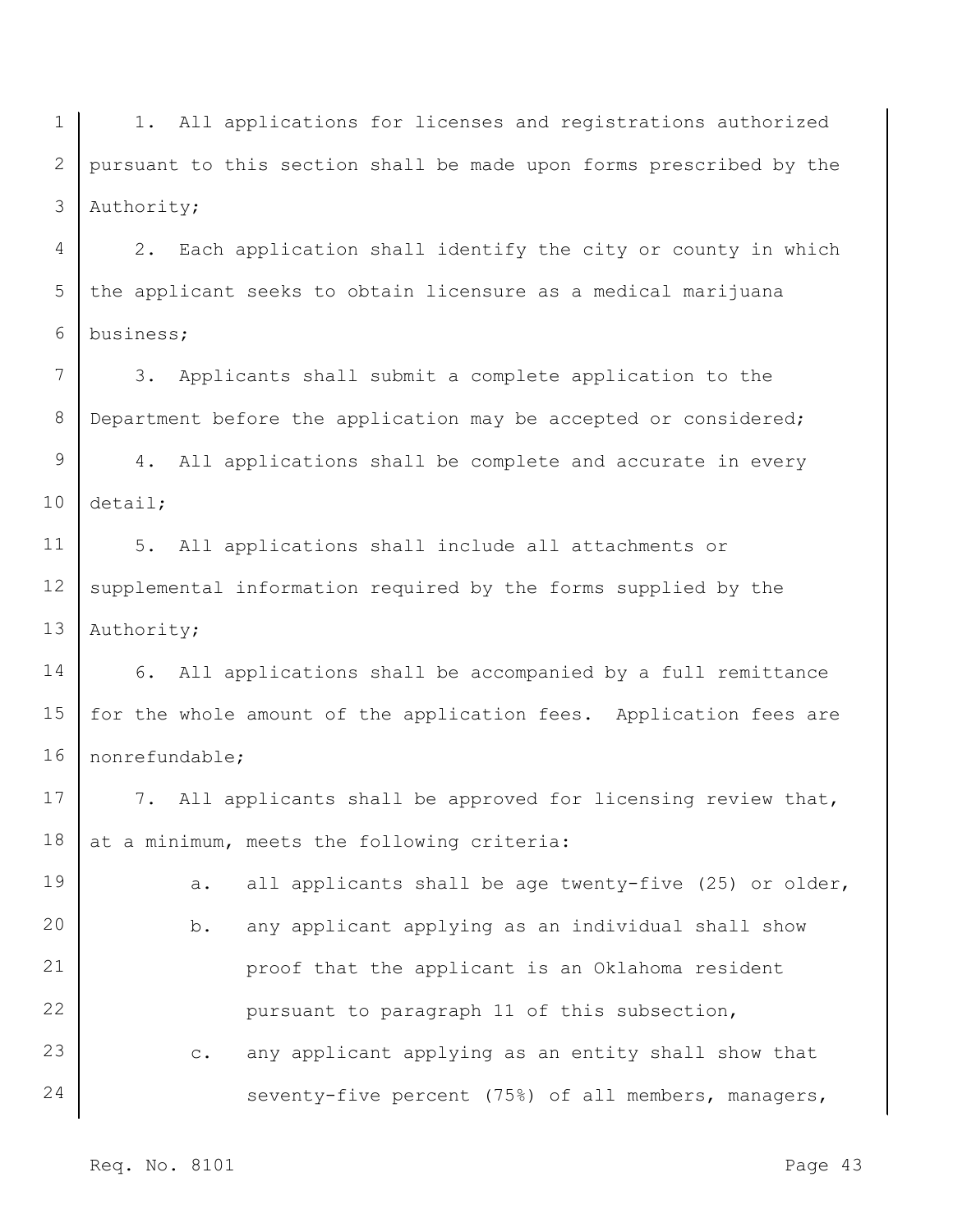1. All applications for licenses and registrations authorized pursuant to this section shall be made upon forms prescribed by the Authority;

2. Each application shall identify the city or county in which the applicant seeks to obtain licensure as a medical marijuana business;

3. Applicants shall submit a complete application to the Department before the application may be accepted or considered;

4. All applications shall be complete and accurate in every detail;

5. All applications shall include all attachments or supplemental information required by the forms supplied by the Authority;

6. All applications shall be accompanied by a full remittance for the whole amount of the application fees. Application fees are nonrefundable;

7. All applicants shall be approved for licensing review that, at a minimum, meets the following criteria:

   a. all applicants shall be age twenty-five (25) or older,

   b. any applicant applying as an individual shall show proof that the applicant is an Oklahoma resident pursuant to paragraph 11 of this subsection,

   c. any applicant applying as an entity shall show that seventy-five percent (75%) of all members, managers,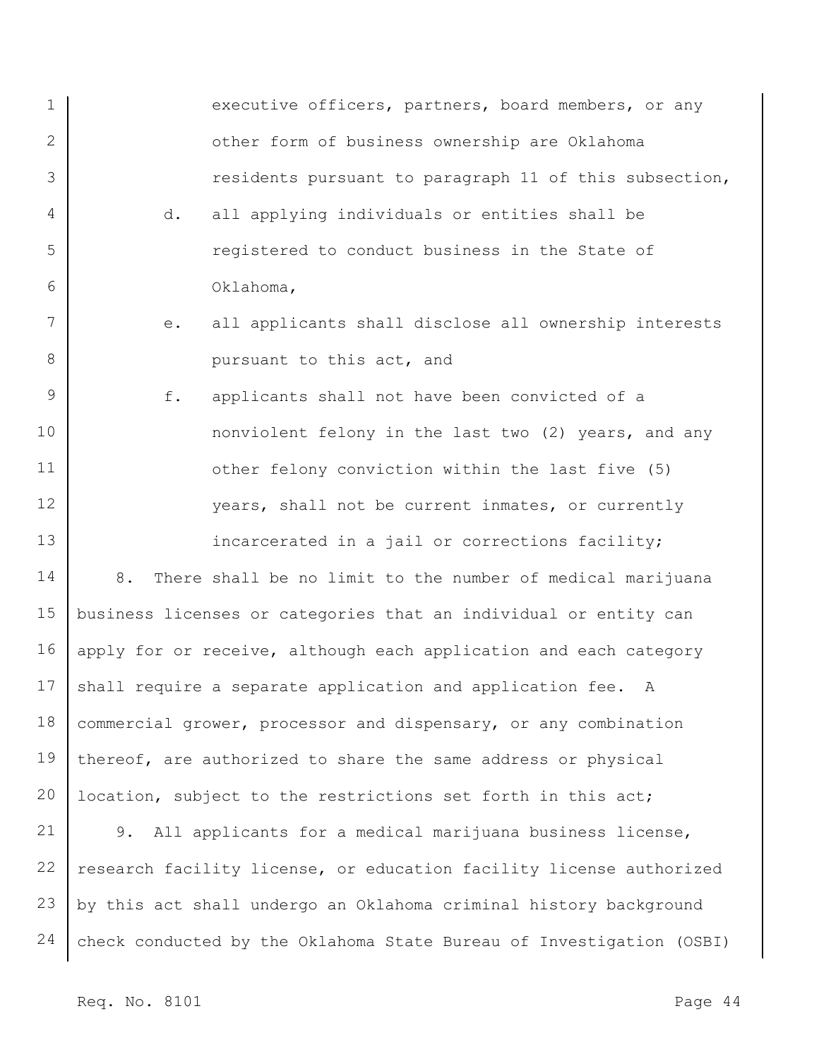executive officers, partners, board members, or any other form of business ownership are Oklahoma residents pursuant to paragraph 11 of this subsection,

d. all applying individuals or entities shall be registered to conduct business in the State of Oklahoma,

e. all applicants shall disclose all ownership interests pursuant to this act, and

f. applicants shall not have been convicted of a nonviolent felony in the last two (2) years, and any other felony conviction within the last five (5) years, shall not be current inmates, or currently incarcerated in a jail or corrections facility;

8. There shall be no limit to the number of medical marijuana business licenses or categories that an individual or entity can apply for or receive, although each application and each category shall require a separate application and application fee. A commercial grower, processor and dispensary, or any combination thereof, are authorized to share the same address or physical location, subject to the restrictions set forth in this act;

9. All applicants for a medical marijuana business license, research facility license, or education facility license authorized by this act shall undergo an Oklahoma criminal history background check conducted by the Oklahoma State Bureau of Investigation (OSBI)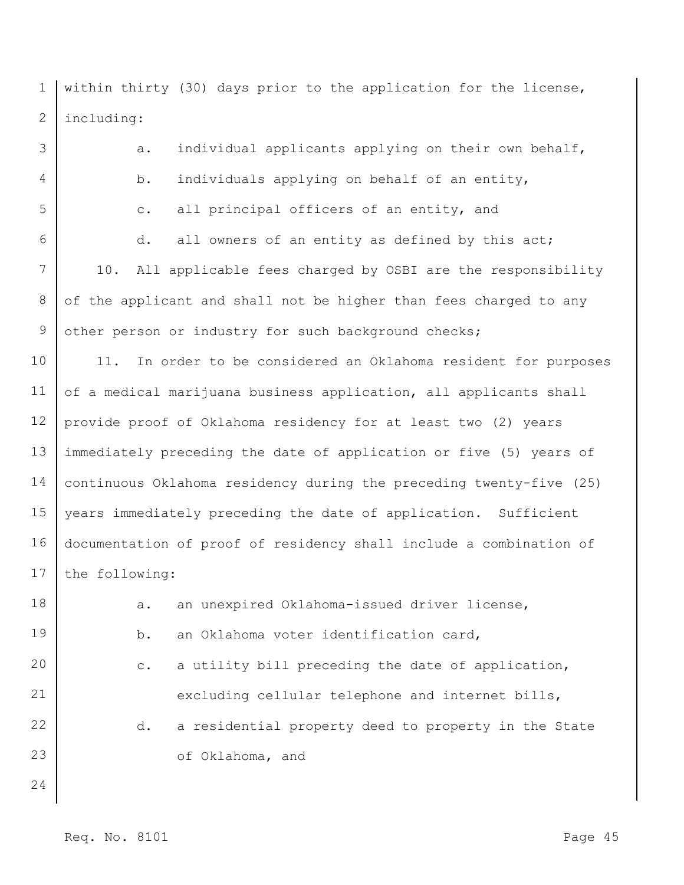within thirty (30) days prior to the application for the license, including:

a. individual applicants applying on their own behalf,

b. individuals applying on behalf of an entity,

c. all principal officers of an entity, and

d. all owners of an entity as defined by this act;

10. All applicable fees charged by OSBI are the responsibility of the applicant and shall not be higher than fees charged to any other person or industry for such background checks;

11. In order to be considered an Oklahoma resident for purposes of a medical marijuana business application, all applicants shall provide proof of Oklahoma residency for at least two (2) years immediately preceding the date of application or five (5) years of continuous Oklahoma residency during the preceding twenty-five (25) years immediately preceding the date of application. Sufficient documentation of proof of residency shall include a combination of the following:

a. an unexpired Oklahoma-issued driver license,

b. an Oklahoma voter identification card,

c. a utility bill preceding the date of application, excluding cellular telephone and internet bills,

d. a residential property deed to property in the State of Oklahoma, and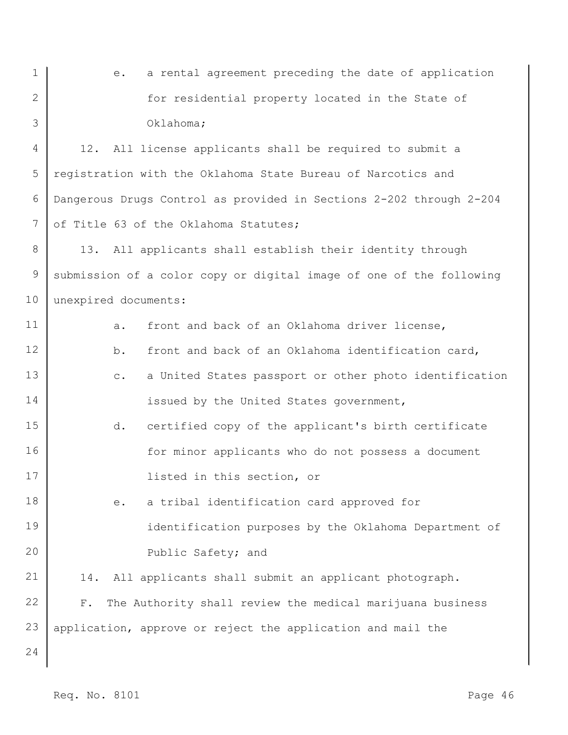e. a rental agreement preceding the date of application for residential property located in the State of Oklahoma;

12. All license applicants shall be required to submit a registration with the Oklahoma State Bureau of Narcotics and Dangerous Drugs Control as provided in Sections 2-202 through 2-204 of Title 63 of the Oklahoma Statutes;

13. All applicants shall establish their identity through submission of a color copy or digital image of one of the following unexpired documents:

a. front and back of an Oklahoma driver license,

b. front and back of an Oklahoma identification card,

c. a United States passport or other photo identification issued by the United States government,

d. certified copy of the applicant's birth certificate for minor applicants who do not possess a document listed in this section, or

e. a tribal identification card approved for identification purposes by the Oklahoma Department of Public Safety; and

14. All applicants shall submit an applicant photograph.

F. The Authority shall review the medical marijuana business application, approve or reject the application and mail the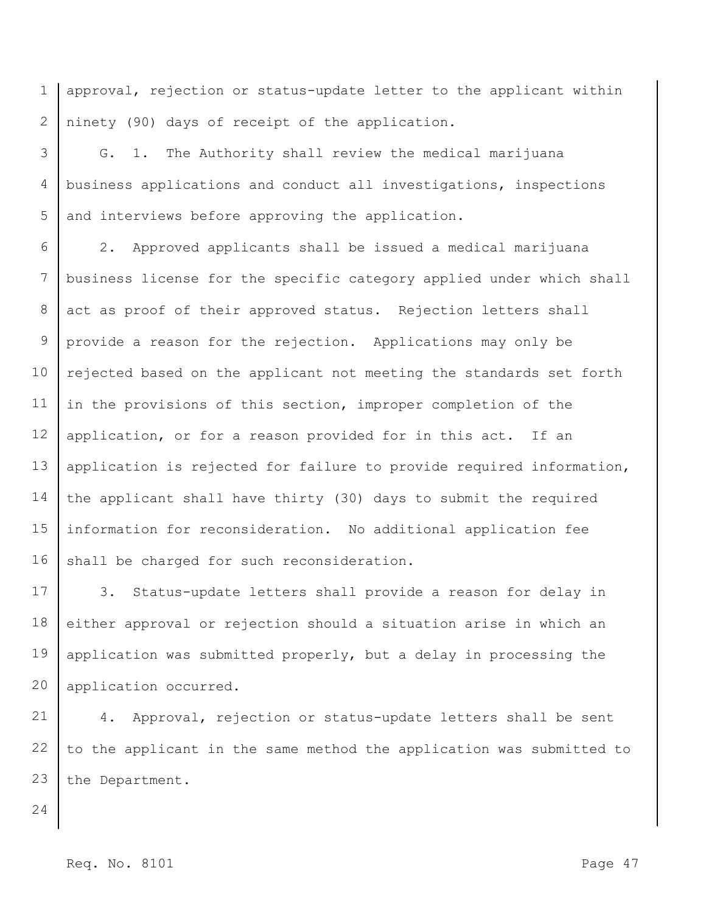approval, rejection or status-update letter to the applicant within ninety (90) days of receipt of the application.

G. 1. The Authority shall review the medical marijuana business applications and conduct all investigations, inspections and interviews before approving the application.

2. Approved applicants shall be issued a medical marijuana business license for the specific category applied under which shall act as proof of their approved status. Rejection letters shall provide a reason for the rejection. Applications may only be rejected based on the applicant not meeting the standards set forth in the provisions of this section, improper completion of the application, or for a reason provided for in this act. If an application is rejected for failure to provide required information, the applicant shall have thirty (30) days to submit the required information for reconsideration. No additional application fee shall be charged for such reconsideration.

3. Status-update letters shall provide a reason for delay in either approval or rejection should a situation arise in which an application was submitted properly, but a delay in processing the application occurred.

4. Approval, rejection or status-update letters shall be sent to the applicant in the same method the application was submitted to the Department.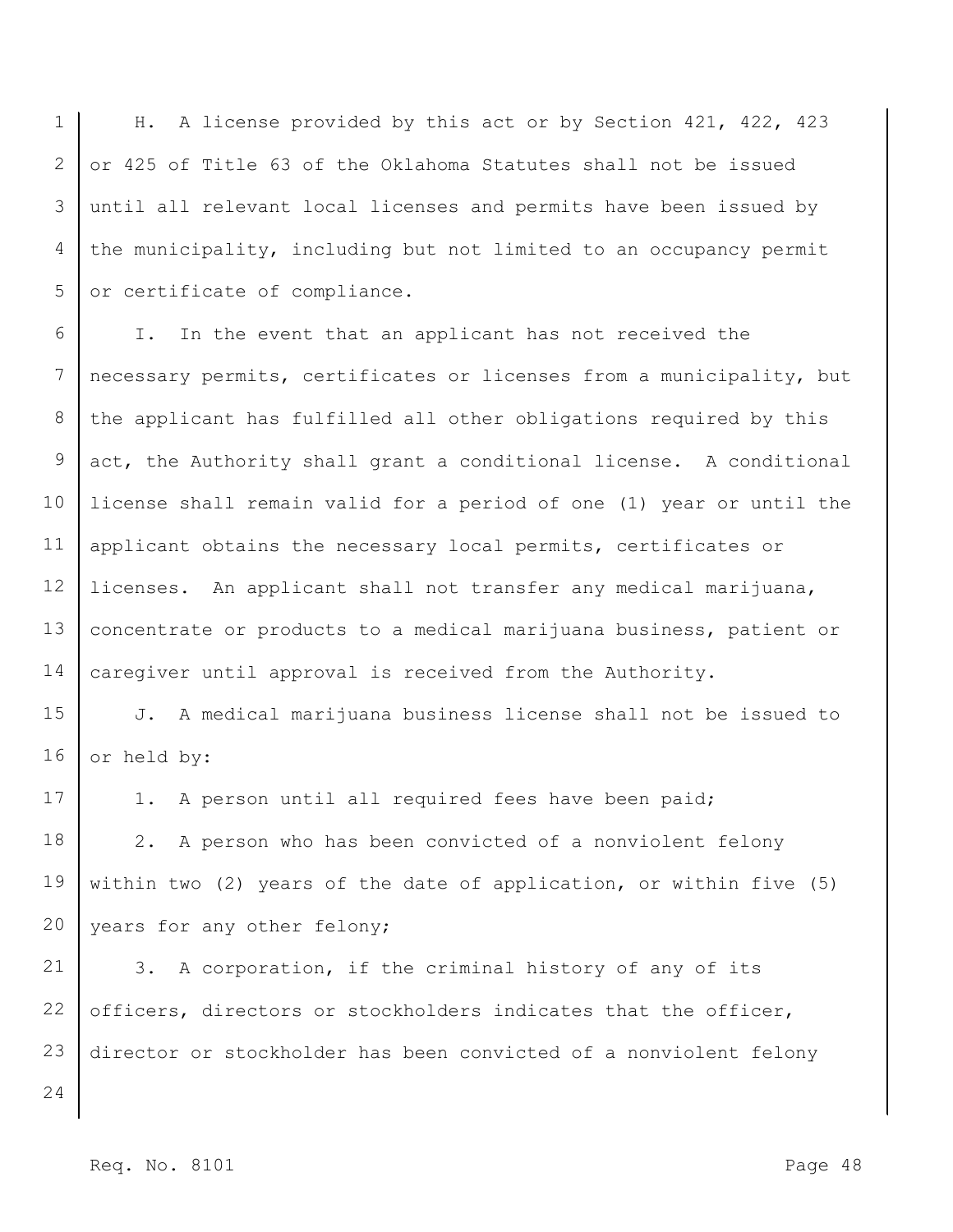H. A license provided by this act or by Section 421, 422, 423 or 425 of Title 63 of the Oklahoma Statutes shall not be issued until all relevant local licenses and permits have been issued by the municipality, including but not limited to an occupancy permit or certificate of compliance.

I. In the event that an applicant has not received the necessary permits, certificates or licenses from a municipality, but the applicant has fulfilled all other obligations required by this act, the Authority shall grant a conditional license. A conditional license shall remain valid for a period of one (1) year or until the applicant obtains the necessary local permits, certificates or licenses. An applicant shall not transfer any medical marijuana, concentrate or products to a medical marijuana business, patient or caregiver until approval is received from the Authority.

J. A medical marijuana business license shall not be issued to or held by:

1. A person until all required fees have been paid;

2. A person who has been convicted of a nonviolent felony within two (2) years of the date of application, or within five (5) years for any other felony;

3. A corporation, if the criminal history of any of its officers, directors or stockholders indicates that the officer, director or stockholder has been convicted of a nonviolent felony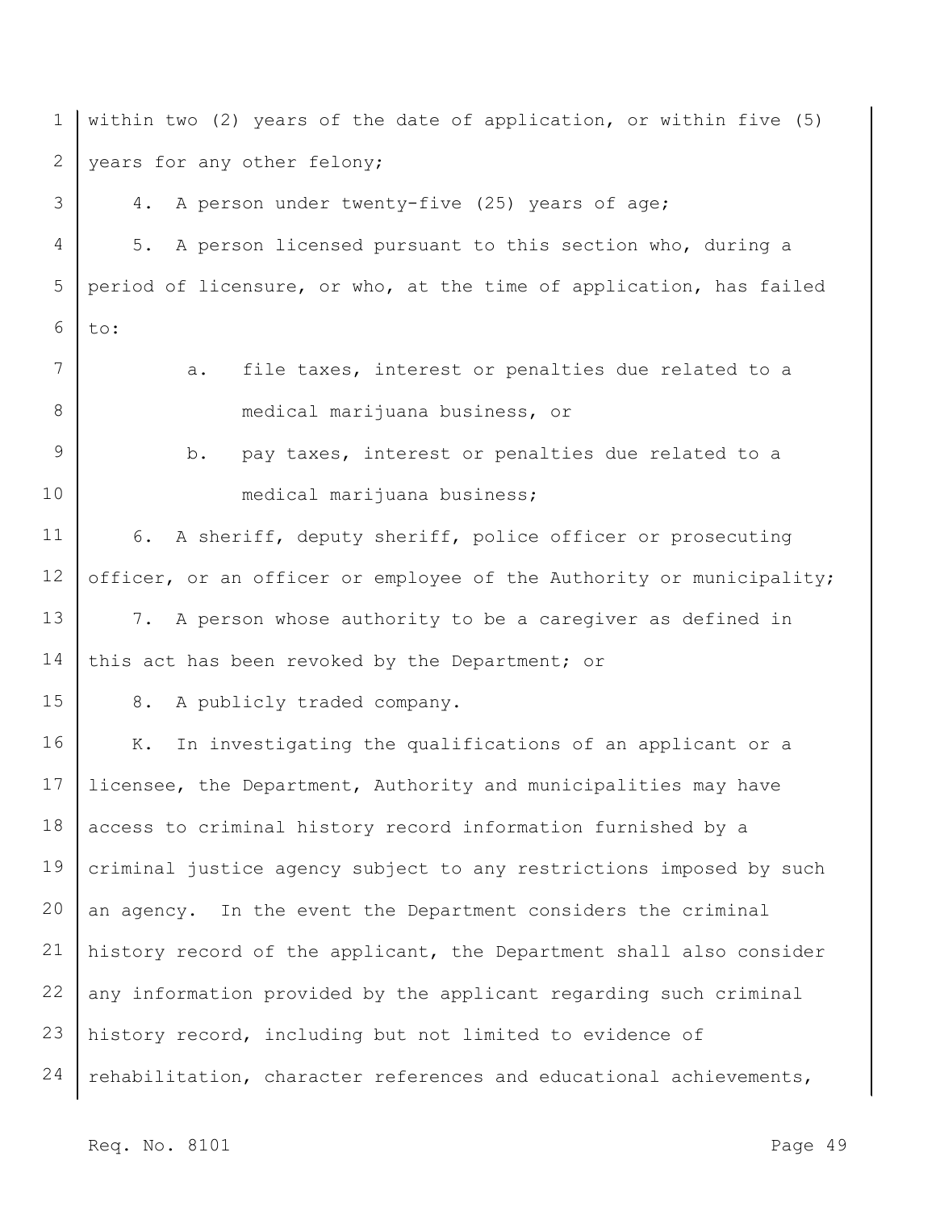within two (2) years of the date of application, or within five (5) years for any other felony;

4. A person under twenty-five (25) years of age;

5. A person licensed pursuant to this section who, during a period of licensure, or who, at the time of application, has failed to:

   a. file taxes, interest or penalties due related to a medical marijuana business, or

   b. pay taxes, interest or penalties due related to a medical marijuana business;

6. A sheriff, deputy sheriff, police officer or prosecuting officer, or an officer or employee of the Authority or municipality;

7. A person whose authority to be a caregiver as defined in this act has been revoked by the Department; or

8. A publicly traded company.

K. In investigating the qualifications of an applicant or a licensee, the Department, Authority and municipalities may have access to criminal history record information furnished by a criminal justice agency subject to any restrictions imposed by such an agency. In the event the Department considers the criminal history record of the applicant, the Department shall also consider any information provided by the applicant regarding such criminal history record, including but not limited to evidence of rehabilitation, character references and educational achievements,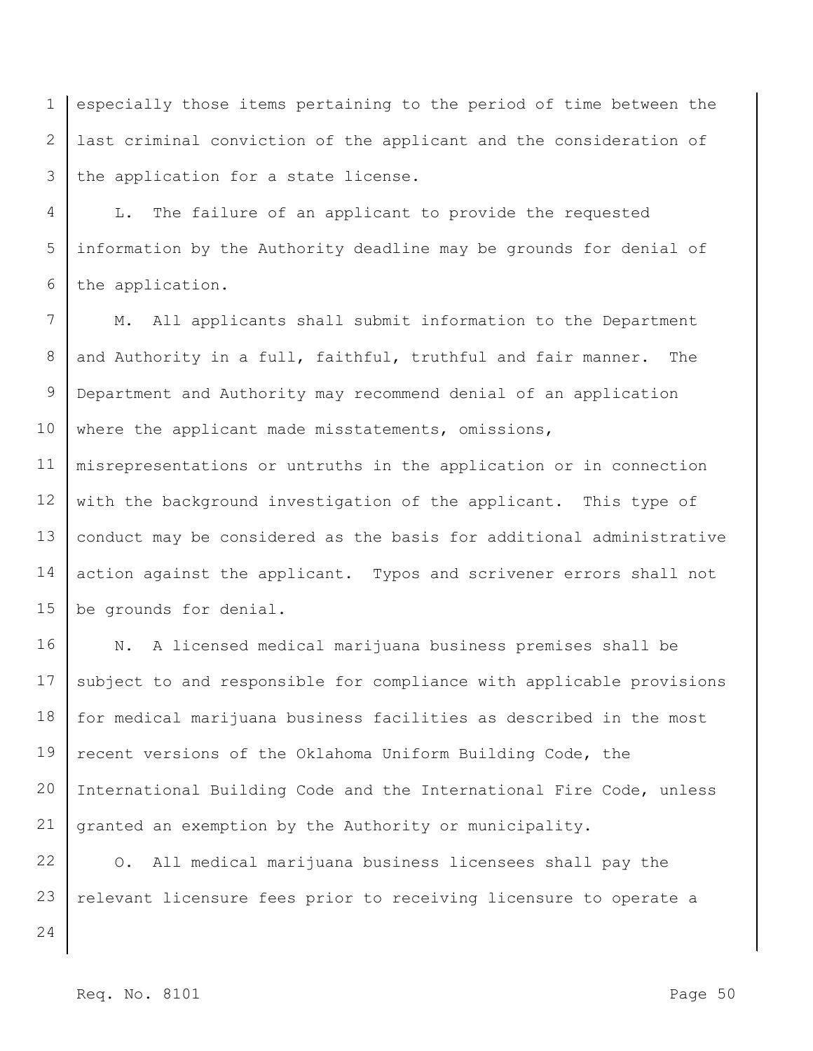especially those items pertaining to the period of time between the last criminal conviction of the applicant and the consideration of the application for a state license.

L. The failure of an applicant to provide the requested information by the Authority deadline may be grounds for denial of the application.

M. All applicants shall submit information to the Department and Authority in a full, faithful, truthful and fair manner. The Department and Authority may recommend denial of an application where the applicant made misstatements, omissions, misrepresentations or untruths in the application or in connection with the background investigation of the applicant. This type of conduct may be considered as the basis for additional administrative action against the applicant. Typos and scrivener errors shall not be grounds for denial.

N. A licensed medical marijuana business premises shall be subject to and responsible for compliance with applicable provisions for medical marijuana business facilities as described in the most recent versions of the Oklahoma Uniform Building Code, the International Building Code and the International Fire Code, unless granted an exemption by the Authority or municipality.

O. All medical marijuana business licensees shall pay the relevant licensure fees prior to receiving licensure to operate a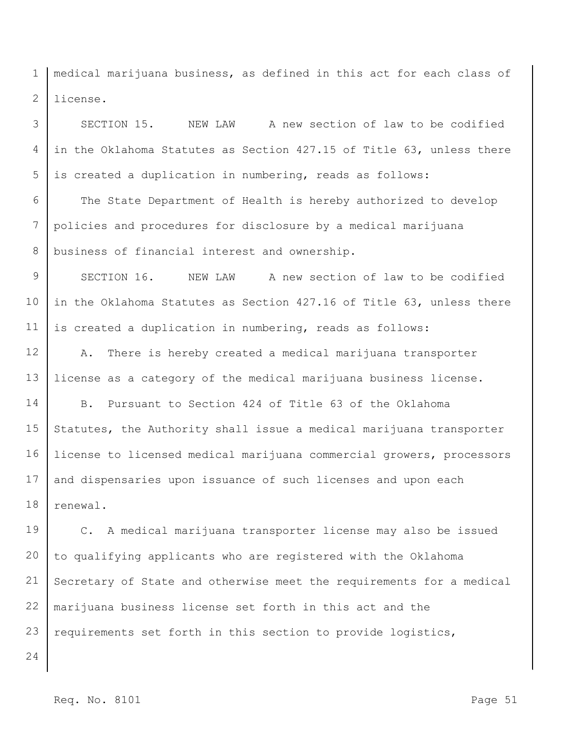medical marijuana business, as defined in this act for each class of license.

SECTION 15. NEW LAW A new section of law to be codified in the Oklahoma Statutes as Section 427.15 of Title 63, unless there is created a duplication in numbering, reads as follows:

The State Department of Health is hereby authorized to develop policies and procedures for disclosure by a medical marijuana business of financial interest and ownership.

SECTION 16. NEW LAW A new section of law to be codified in the Oklahoma Statutes as Section 427.16 of Title 63, unless there is created a duplication in numbering, reads as follows:

A. There is hereby created a medical marijuana transporter license as a category of the medical marijuana business license.

B. Pursuant to Section 424 of Title 63 of the Oklahoma Statutes, the Authority shall issue a medical marijuana transporter license to licensed medical marijuana commercial growers, processors and dispensaries upon issuance of such licenses and upon each renewal.

C. A medical marijuana transporter license may also be issued to qualifying applicants who are registered with the Oklahoma Secretary of State and otherwise meet the requirements for a medical marijuana business license set forth in this act and the requirements set forth in this section to provide logistics,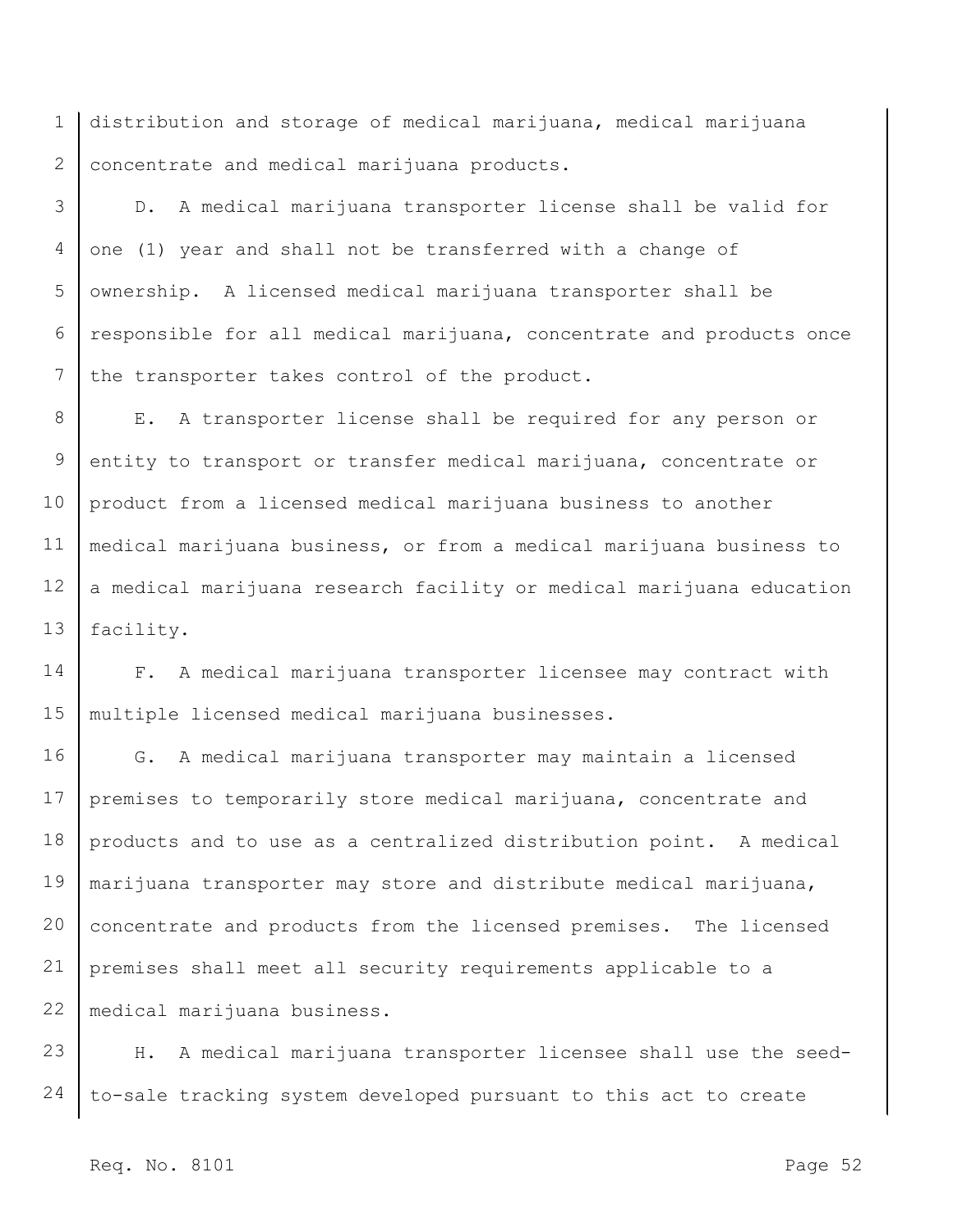distribution and storage of medical marijuana, medical marijuana concentrate and medical marijuana products.

D. A medical marijuana transporter license shall be valid for one (1) year and shall not be transferred with a change of ownership. A licensed medical marijuana transporter shall be responsible for all medical marijuana, concentrate and products once the transporter takes control of the product.

E. A transporter license shall be required for any person or entity to transport or transfer medical marijuana, concentrate or product from a licensed medical marijuana business to another medical marijuana business, or from a medical marijuana business to a medical marijuana research facility or medical marijuana education facility.

F. A medical marijuana transporter licensee may contract with multiple licensed medical marijuana businesses.

G. A medical marijuana transporter may maintain a licensed premises to temporarily store medical marijuana, concentrate and products and to use as a centralized distribution point. A medical marijuana transporter may store and distribute medical marijuana, concentrate and products from the licensed premises. The licensed premises shall meet all security requirements applicable to a medical marijuana business.

H. A medical marijuana transporter licensee shall use the seed-to-sale tracking system developed pursuant to this act to create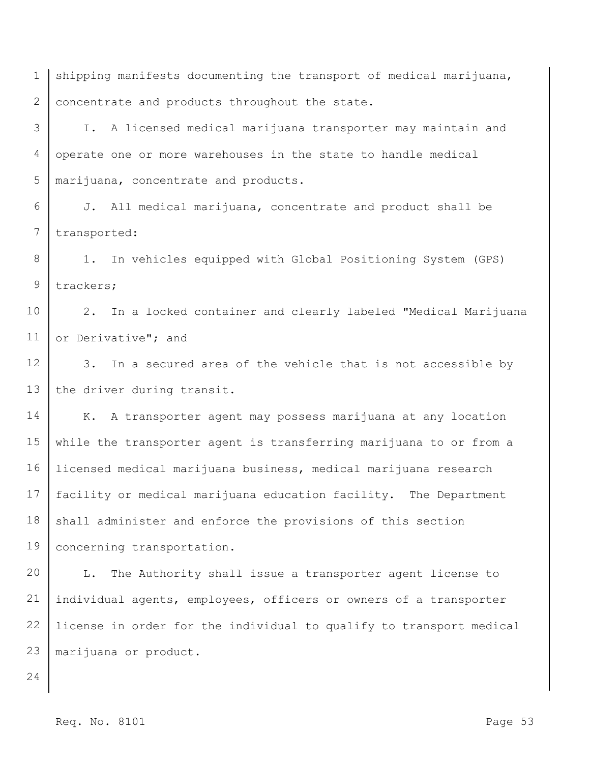shipping manifests documenting the transport of medical marijuana, concentrate and products throughout the state.

I. A licensed medical marijuana transporter may maintain and operate one or more warehouses in the state to handle medical marijuana, concentrate and products.

J. All medical marijuana, concentrate and product shall be transported:

1. In vehicles equipped with Global Positioning System (GPS) trackers;

2. In a locked container and clearly labeled "Medical Marijuana or Derivative"; and

3. In a secured area of the vehicle that is not accessible by the driver during transit.

K. A transporter agent may possess marijuana at any location while the transporter agent is transferring marijuana to or from a licensed medical marijuana business, medical marijuana research facility or medical marijuana education facility. The Department shall administer and enforce the provisions of this section concerning transportation.

L. The Authority shall issue a transporter agent license to individual agents, employees, officers or owners of a transporter license in order for the individual to qualify to transport medical marijuana or product.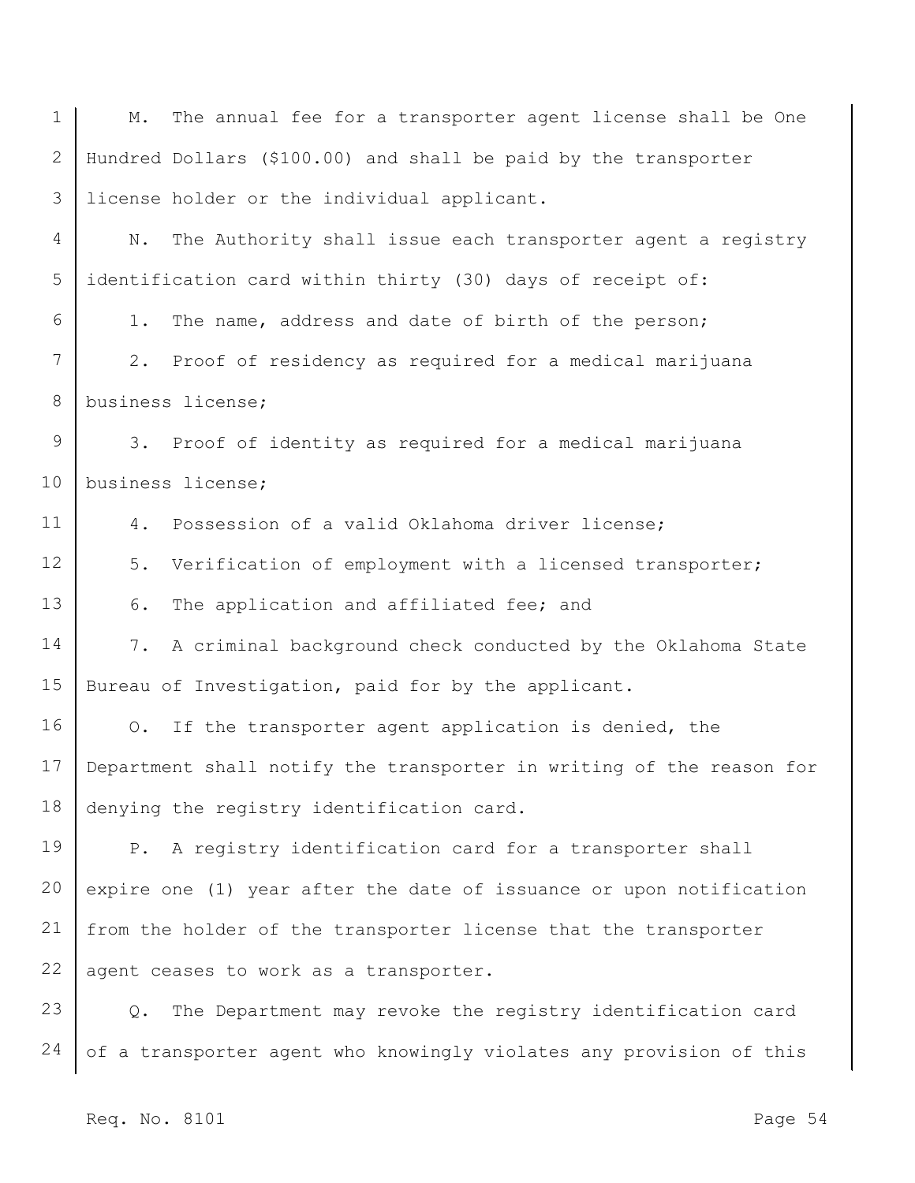M. The annual fee for a transporter agent license shall be One Hundred Dollars ($100.00) and shall be paid by the transporter license holder or the individual applicant.

N. The Authority shall issue each transporter agent a registry identification card within thirty (30) days of receipt of:

1. The name, address and date of birth of the person;

2. Proof of residency as required for a medical marijuana business license;

3. Proof of identity as required for a medical marijuana business license;

4. Possession of a valid Oklahoma driver license;

5. Verification of employment with a licensed transporter;

6. The application and affiliated fee; and

7. A criminal background check conducted by the Oklahoma State Bureau of Investigation, paid for by the applicant.

O. If the transporter agent application is denied, the Department shall notify the transporter in writing of the reason for denying the registry identification card.

P. A registry identification card for a transporter shall expire one (1) year after the date of issuance or upon notification from the holder of the transporter license that the transporter agent ceases to work as a transporter.

Q. The Department may revoke the registry identification card of a transporter agent who knowingly violates any provision of this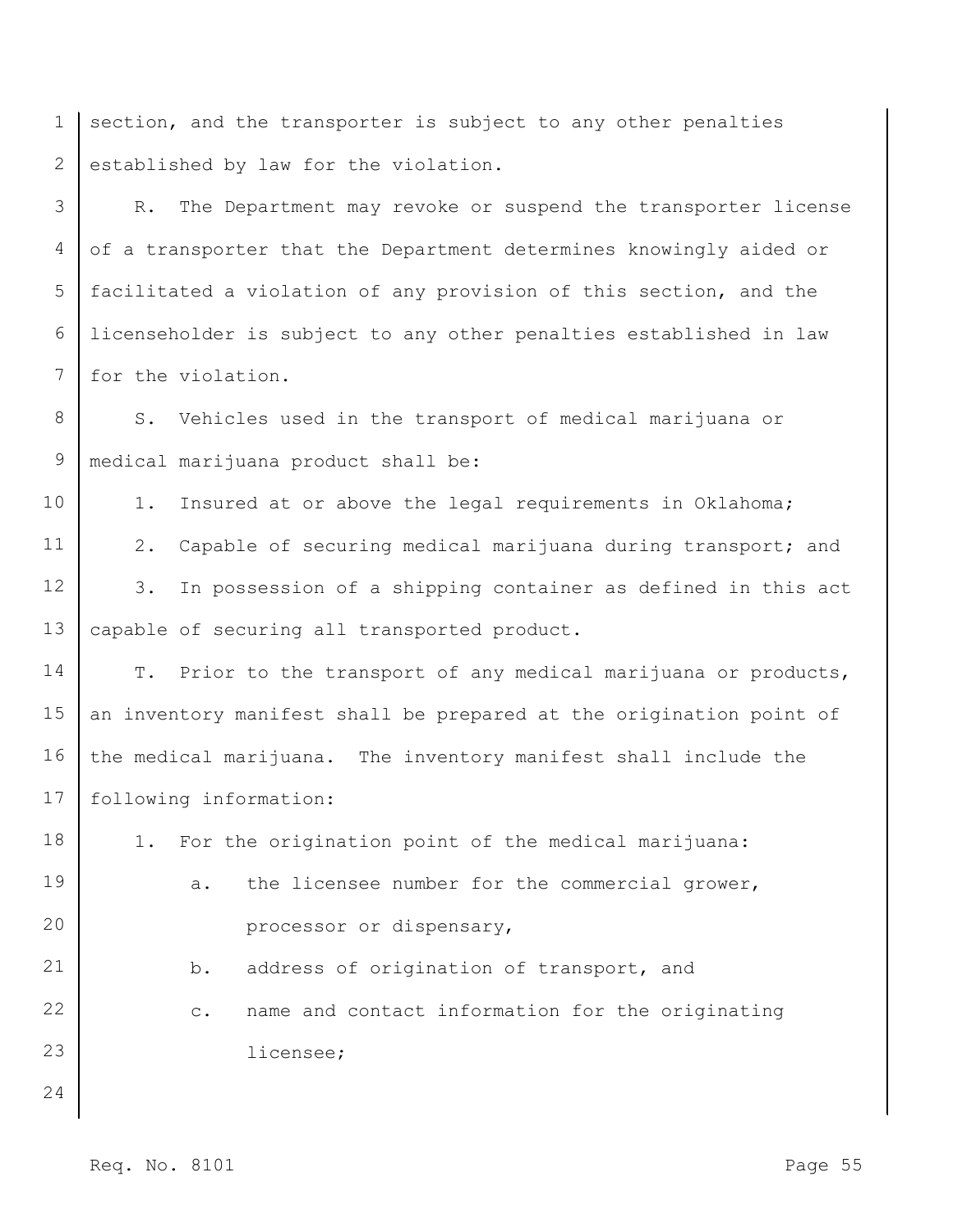section, and the transporter is subject to any other penalties established by law for the violation.

R. The Department may revoke or suspend the transporter license of a transporter that the Department determines knowingly aided or facilitated a violation of any provision of this section, and the licenseholder is subject to any other penalties established in law for the violation.

S. Vehicles used in the transport of medical marijuana or medical marijuana product shall be:

1. Insured at or above the legal requirements in Oklahoma;

2. Capable of securing medical marijuana during transport; and

3. In possession of a shipping container as defined in this act capable of securing all transported product.

T. Prior to the transport of any medical marijuana or products, an inventory manifest shall be prepared at the origination point of the medical marijuana. The inventory manifest shall include the following information:

1. For the origination point of the medical marijuana:

   a. the licensee number for the commercial grower, processor or dispensary,

   b. address of origination of transport, and

   c. name and contact information for the originating licensee;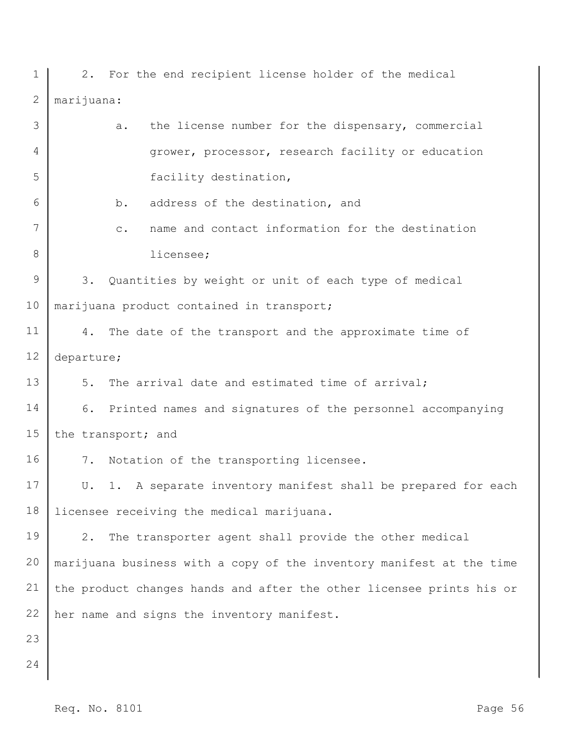2. For the end recipient license holder of the medical marijuana:

   a. the license number for the dispensary, commercial grower, processor, research facility or education facility destination,

   b. address of the destination, and

   c. name and contact information for the destination licensee;

3. Quantities by weight or unit of each type of medical marijuana product contained in transport;

4. The date of the transport and the approximate time of departure;

5. The arrival date and estimated time of arrival;

6. Printed names and signatures of the personnel accompanying the transport; and

7. Notation of the transporting licensee.

U. 1. A separate inventory manifest shall be prepared for each licensee receiving the medical marijuana.

2. The transporter agent shall provide the other medical marijuana business with a copy of the inventory manifest at the time the product changes hands and after the other licensee prints his or her name and signs the inventory manifest.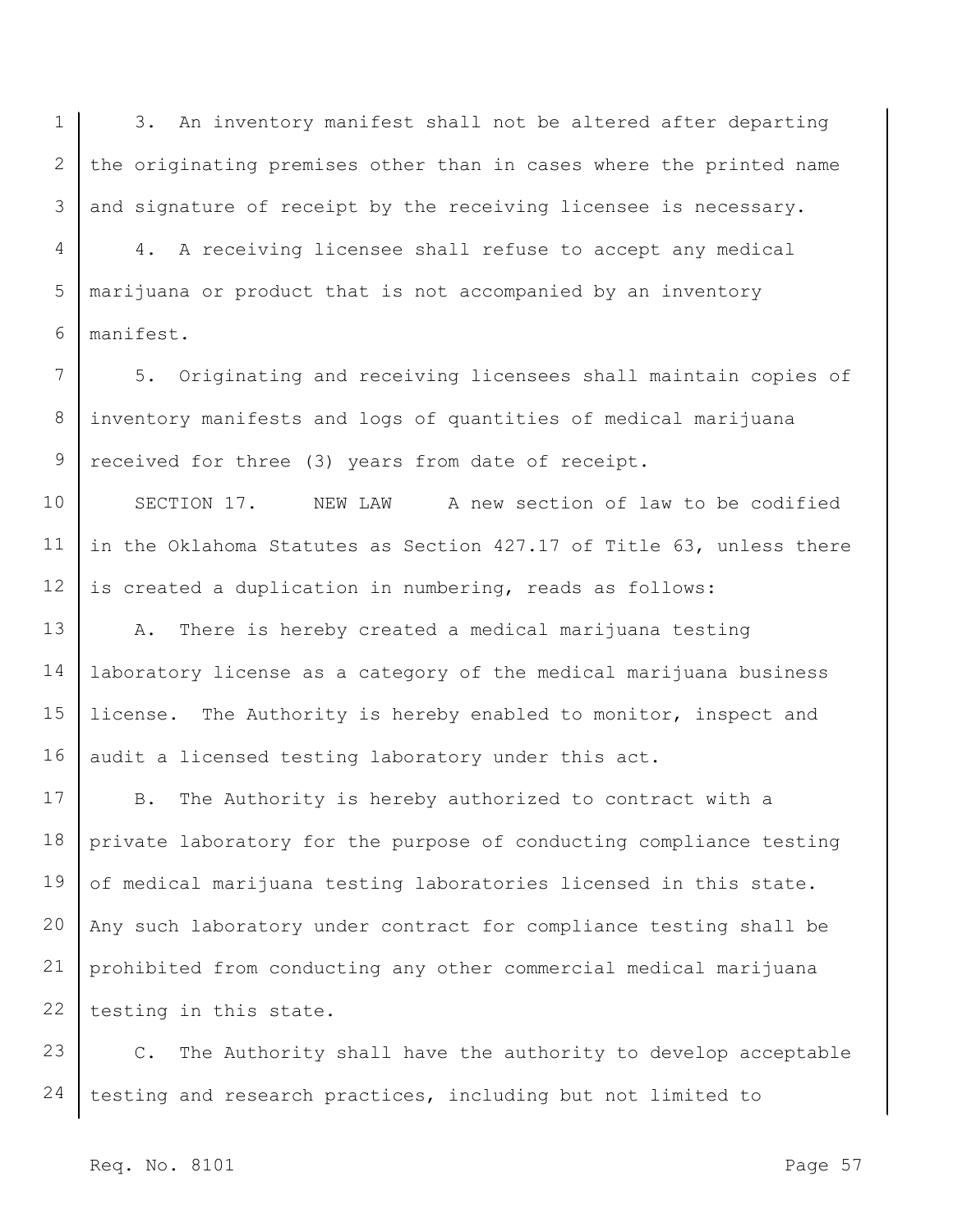3. An inventory manifest shall not be altered after departing the originating premises other than in cases where the printed name and signature of receipt by the receiving licensee is necessary.

4. A receiving licensee shall refuse to accept any medical marijuana or product that is not accompanied by an inventory manifest.

5. Originating and receiving licensees shall maintain copies of inventory manifests and logs of quantities of medical marijuana received for three (3) years from date of receipt.

SECTION 17. NEW LAW A new section of law to be codified in the Oklahoma Statutes as Section 427.17 of Title 63, unless there is created a duplication in numbering, reads as follows:

A. There is hereby created a medical marijuana testing laboratory license as a category of the medical marijuana business license. The Authority is hereby enabled to monitor, inspect and audit a licensed testing laboratory under this act.

B. The Authority is hereby authorized to contract with a private laboratory for the purpose of conducting compliance testing of medical marijuana testing laboratories licensed in this state. Any such laboratory under contract for compliance testing shall be prohibited from conducting any other commercial medical marijuana testing in this state.

C. The Authority shall have the authority to develop acceptable testing and research practices, including but not limited to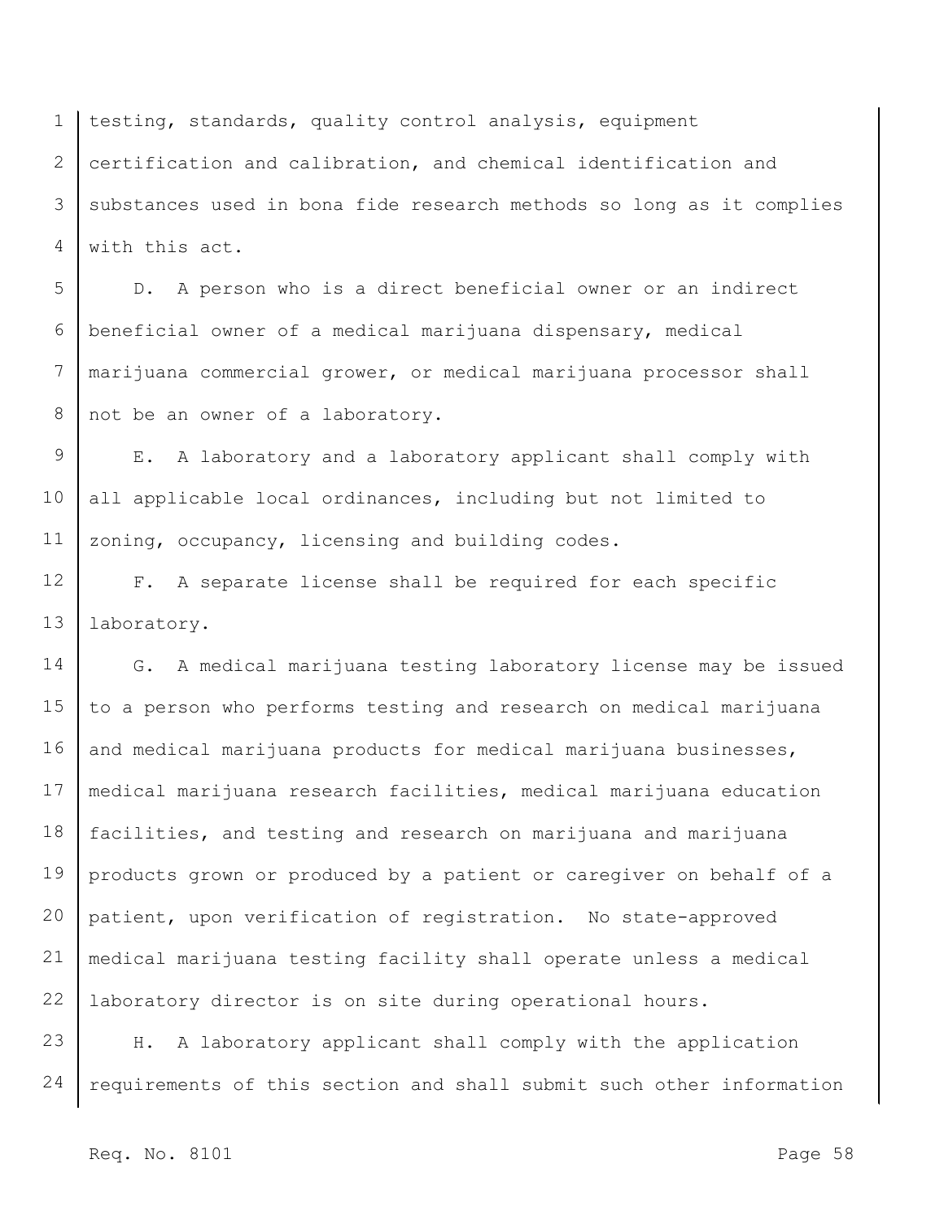testing, standards, quality control analysis, equipment certification and calibration, and chemical identification and substances used in bona fide research methods so long as it complies with this act.

D. A person who is a direct beneficial owner or an indirect beneficial owner of a medical marijuana dispensary, medical marijuana commercial grower, or medical marijuana processor shall not be an owner of a laboratory.

E. A laboratory and a laboratory applicant shall comply with all applicable local ordinances, including but not limited to zoning, occupancy, licensing and building codes.

F. A separate license shall be required for each specific laboratory.

G. A medical marijuana testing laboratory license may be issued to a person who performs testing and research on medical marijuana and medical marijuana products for medical marijuana businesses, medical marijuana research facilities, medical marijuana education facilities, and testing and research on marijuana and marijuana products grown or produced by a patient or caregiver on behalf of a patient, upon verification of registration. No state-approved medical marijuana testing facility shall operate unless a medical laboratory director is on site during operational hours.

H. A laboratory applicant shall comply with the application requirements of this section and shall submit such other information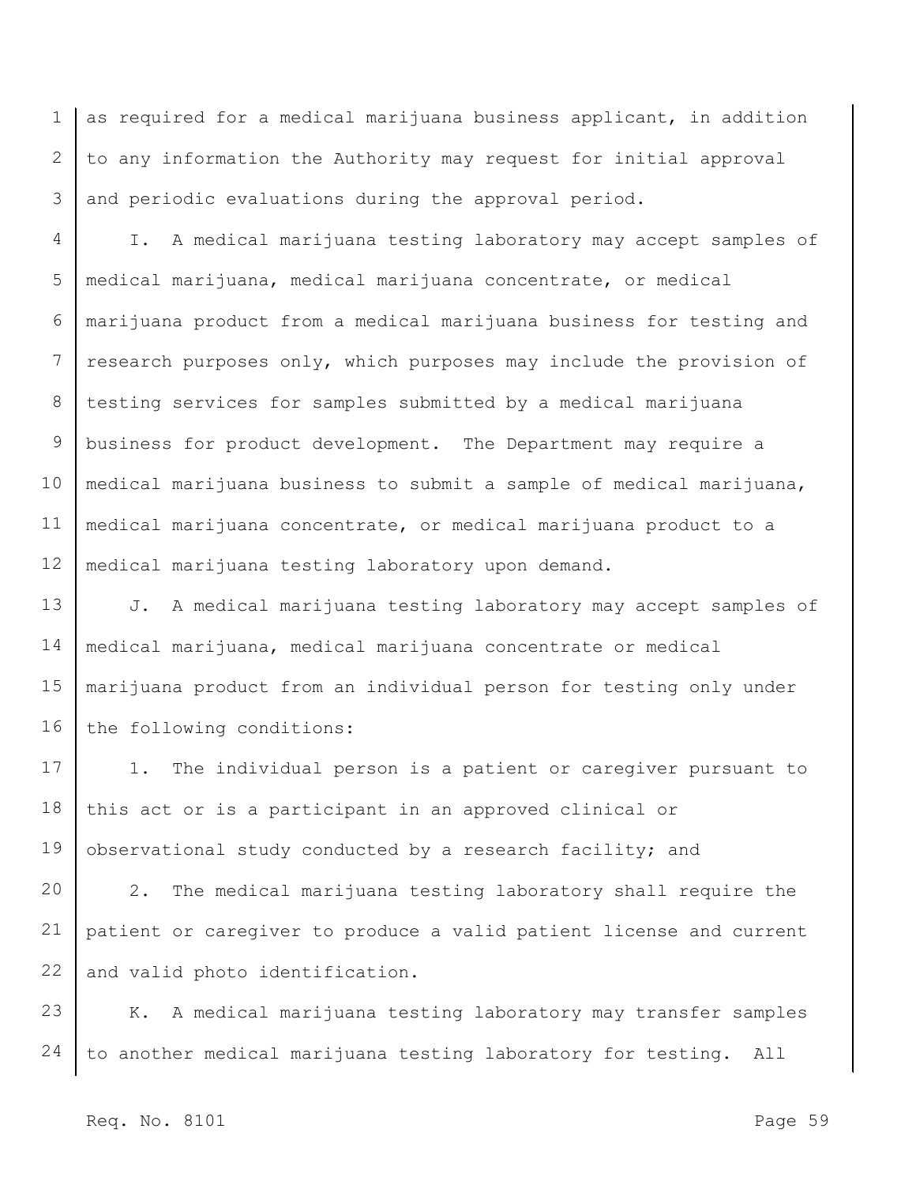as required for a medical marijuana business applicant, in addition to any information the Authority may request for initial approval and periodic evaluations during the approval period.

I. A medical marijuana testing laboratory may accept samples of medical marijuana, medical marijuana concentrate, or medical marijuana product from a medical marijuana business for testing and research purposes only, which purposes may include the provision of testing services for samples submitted by a medical marijuana business for product development. The Department may require a medical marijuana business to submit a sample of medical marijuana, medical marijuana concentrate, or medical marijuana product to a medical marijuana testing laboratory upon demand.

J. A medical marijuana testing laboratory may accept samples of medical marijuana, medical marijuana concentrate or medical marijuana product from an individual person for testing only under the following conditions:

1. The individual person is a patient or caregiver pursuant to this act or is a participant in an approved clinical or observational study conducted by a research facility; and

2. The medical marijuana testing laboratory shall require the patient or caregiver to produce a valid patient license and current and valid photo identification.

K. A medical marijuana testing laboratory may transfer samples to another medical marijuana testing laboratory for testing. All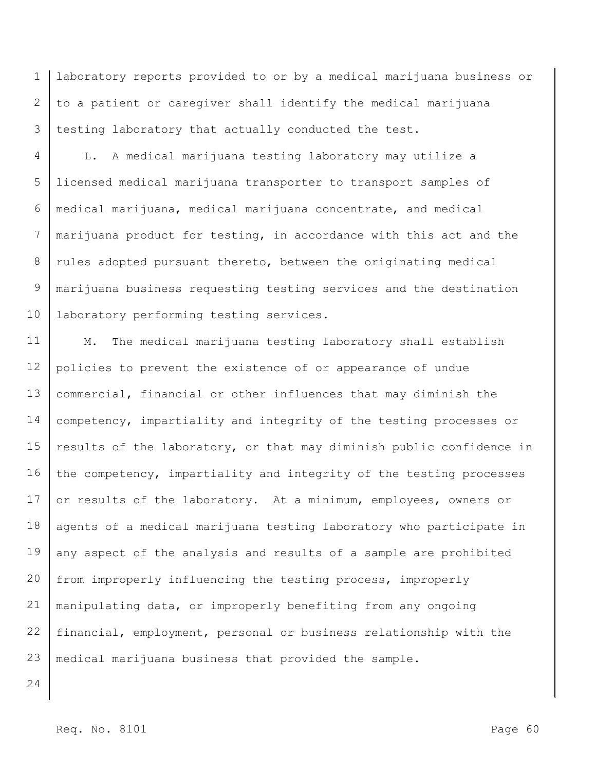laboratory reports provided to or by a medical marijuana business or to a patient or caregiver shall identify the medical marijuana testing laboratory that actually conducted the test.

L. A medical marijuana testing laboratory may utilize a licensed medical marijuana transporter to transport samples of medical marijuana, medical marijuana concentrate, and medical marijuana product for testing, in accordance with this act and the rules adopted pursuant thereto, between the originating medical marijuana business requesting testing services and the destination laboratory performing testing services.

M. The medical marijuana testing laboratory shall establish policies to prevent the existence of or appearance of undue commercial, financial or other influences that may diminish the competency, impartiality and integrity of the testing processes or results of the laboratory, or that may diminish public confidence in the competency, impartiality and integrity of the testing processes or results of the laboratory. At a minimum, employees, owners or agents of a medical marijuana testing laboratory who participate in any aspect of the analysis and results of a sample are prohibited from improperly influencing the testing process, improperly manipulating data, or improperly benefiting from any ongoing financial, employment, personal or business relationship with the medical marijuana business that provided the sample.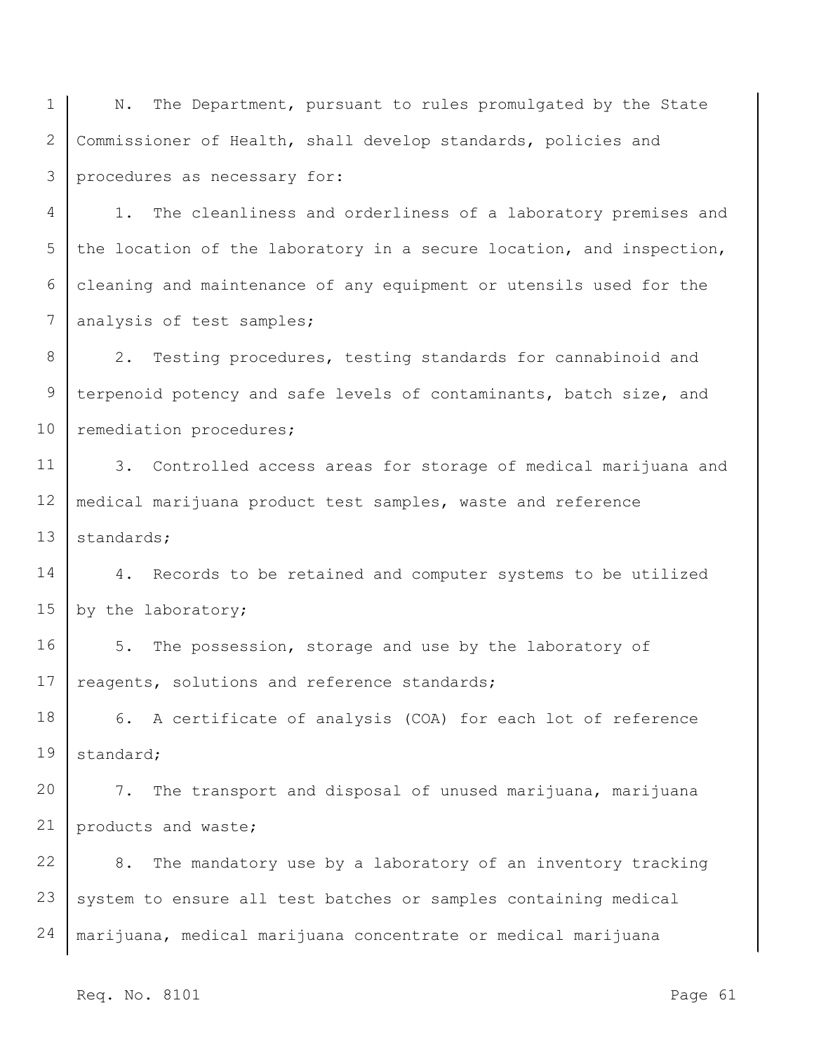N. The Department, pursuant to rules promulgated by the State Commissioner of Health, shall develop standards, policies and procedures as necessary for:

1. The cleanliness and orderliness of a laboratory premises and the location of the laboratory in a secure location, and inspection, cleaning and maintenance of any equipment or utensils used for the analysis of test samples;

2. Testing procedures, testing standards for cannabinoid and terpenoid potency and safe levels of contaminants, batch size, and remediation procedures;

3. Controlled access areas for storage of medical marijuana and medical marijuana product test samples, waste and reference standards;

4. Records to be retained and computer systems to be utilized by the laboratory;

5. The possession, storage and use by the laboratory of reagents, solutions and reference standards;

6. A certificate of analysis (COA) for each lot of reference standard;

7. The transport and disposal of unused marijuana, marijuana products and waste;

8. The mandatory use by a laboratory of an inventory tracking system to ensure all test batches or samples containing medical marijuana, medical marijuana concentrate or medical marijuana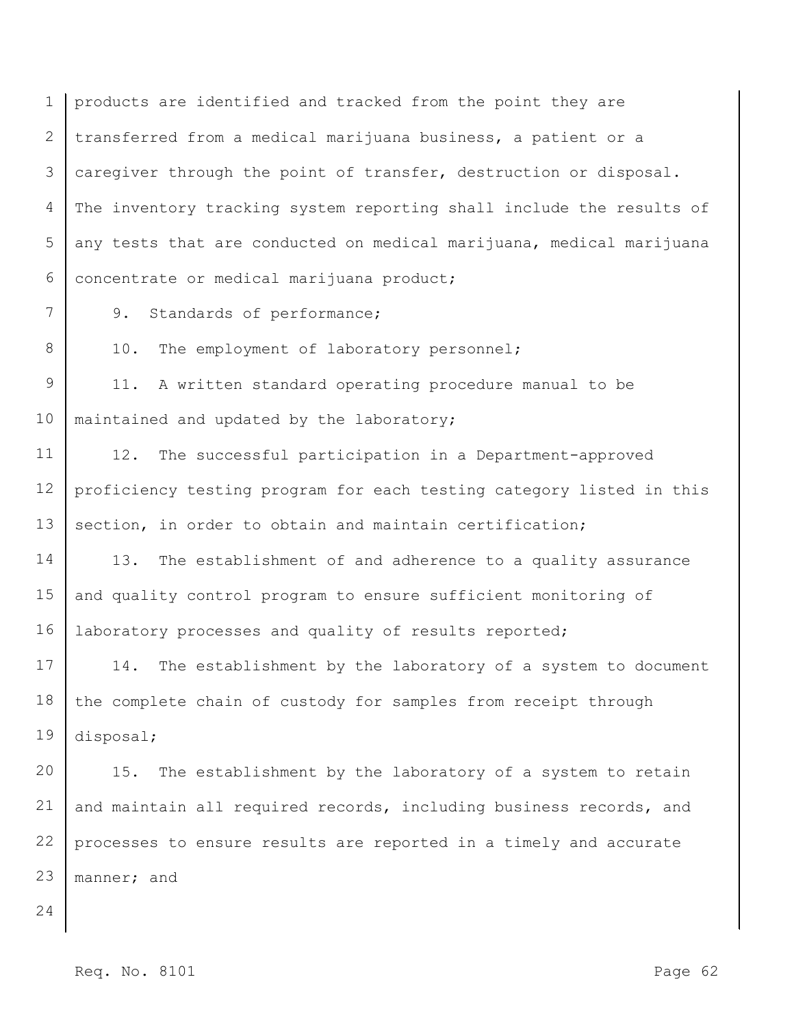products are identified and tracked from the point they are transferred from a medical marijuana business, a patient or a caregiver through the point of transfer, destruction or disposal. The inventory tracking system reporting shall include the results of any tests that are conducted on medical marijuana, medical marijuana concentrate or medical marijuana product;

9. Standards of performance;

10. The employment of laboratory personnel;

11. A written standard operating procedure manual to be maintained and updated by the laboratory;

12. The successful participation in a Department-approved proficiency testing program for each testing category listed in this section, in order to obtain and maintain certification;

13. The establishment of and adherence to a quality assurance and quality control program to ensure sufficient monitoring of laboratory processes and quality of results reported;

14. The establishment by the laboratory of a system to document the complete chain of custody for samples from receipt through disposal;

15. The establishment by the laboratory of a system to retain and maintain all required records, including business records, and processes to ensure results are reported in a timely and accurate manner; and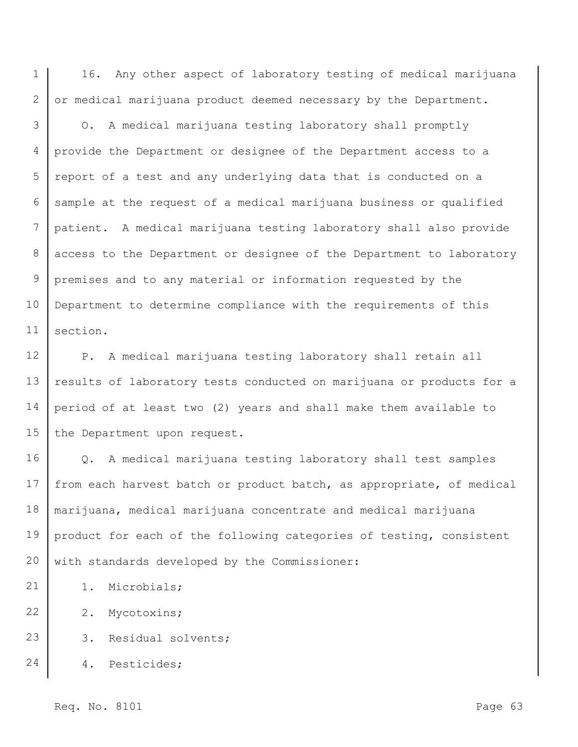16. Any other aspect of laboratory testing of medical marijuana or medical marijuana product deemed necessary by the Department.

O. A medical marijuana testing laboratory shall promptly provide the Department or designee of the Department access to a report of a test and any underlying data that is conducted on a sample at the request of a medical marijuana business or qualified patient. A medical marijuana testing laboratory shall also provide access to the Department or designee of the Department to laboratory premises and to any material or information requested by the Department to determine compliance with the requirements of this section.

P. A medical marijuana testing laboratory shall retain all results of laboratory tests conducted on marijuana or products for a period of at least two (2) years and shall make them available to the Department upon request.

Q. A medical marijuana testing laboratory shall test samples from each harvest batch or product batch, as appropriate, of medical marijuana, medical marijuana concentrate and medical marijuana product for each of the following categories of testing, consistent with standards developed by the Commissioner:

1. Microbials;

2. Mycotoxins;

3. Residual solvents;

4. Pesticides;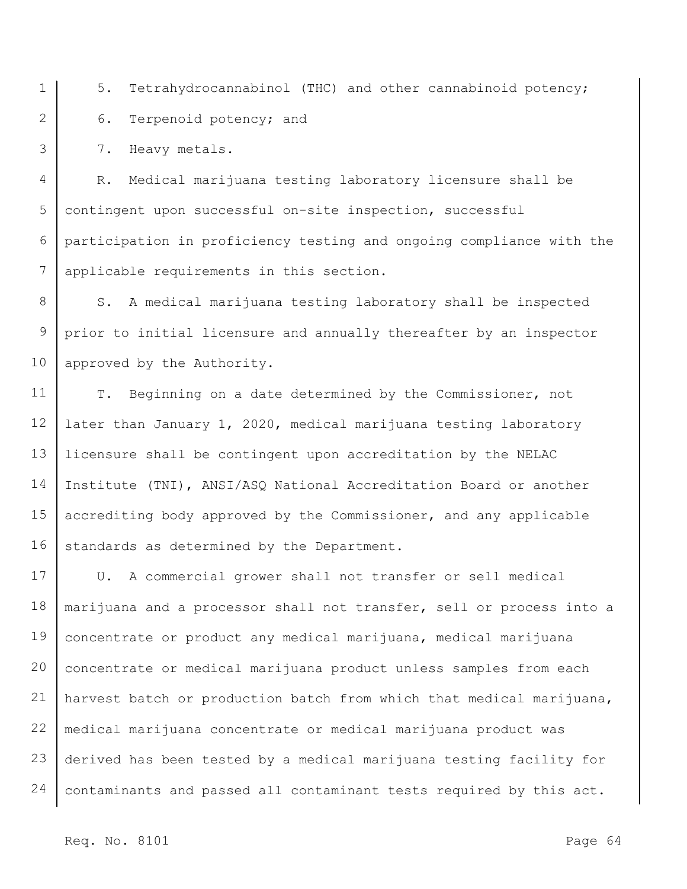5. Tetrahydrocannabinol (THC) and other cannabinoid potency;

6. Terpenoid potency; and

7. Heavy metals.

R. Medical marijuana testing laboratory licensure shall be contingent upon successful on-site inspection, successful participation in proficiency testing and ongoing compliance with the applicable requirements in this section.

S. A medical marijuana testing laboratory shall be inspected prior to initial licensure and annually thereafter by an inspector approved by the Authority.

T. Beginning on a date determined by the Commissioner, not later than January 1, 2020, medical marijuana testing laboratory licensure shall be contingent upon accreditation by the NELAC Institute (TNI), ANSI/ASQ National Accreditation Board or another accrediting body approved by the Commissioner, and any applicable standards as determined by the Department.

U. A commercial grower shall not transfer or sell medical marijuana and a processor shall not transfer, sell or process into a concentrate or product any medical marijuana, medical marijuana concentrate or medical marijuana product unless samples from each harvest batch or production batch from which that medical marijuana, medical marijuana concentrate or medical marijuana product was derived has been tested by a medical marijuana testing facility for contaminants and passed all contaminant tests required by this act.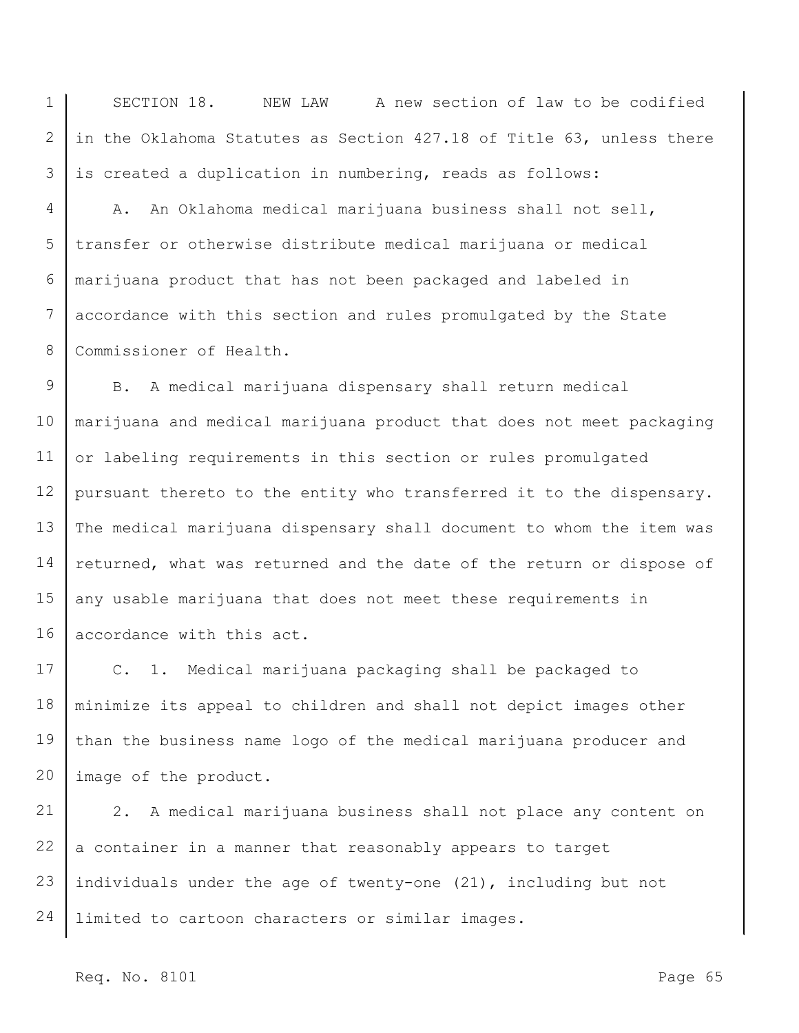SECTION 18. NEW LAW A new section of law to be codified in the Oklahoma Statutes as Section 427.18 of Title 63, unless there is created a duplication in numbering, reads as follows:

A. An Oklahoma medical marijuana business shall not sell, transfer or otherwise distribute medical marijuana or medical marijuana product that has not been packaged and labeled in accordance with this section and rules promulgated by the State Commissioner of Health.

B. A medical marijuana dispensary shall return medical marijuana and medical marijuana product that does not meet packaging or labeling requirements in this section or rules promulgated pursuant thereto to the entity who transferred it to the dispensary. The medical marijuana dispensary shall document to whom the item was returned, what was returned and the date of the return or dispose of any usable marijuana that does not meet these requirements in accordance with this act.

C. 1. Medical marijuana packaging shall be packaged to minimize its appeal to children and shall not depict images other than the business name logo of the medical marijuana producer and image of the product.

2. A medical marijuana business shall not place any content on a container in a manner that reasonably appears to target individuals under the age of twenty-one (21), including but not limited to cartoon characters or similar images.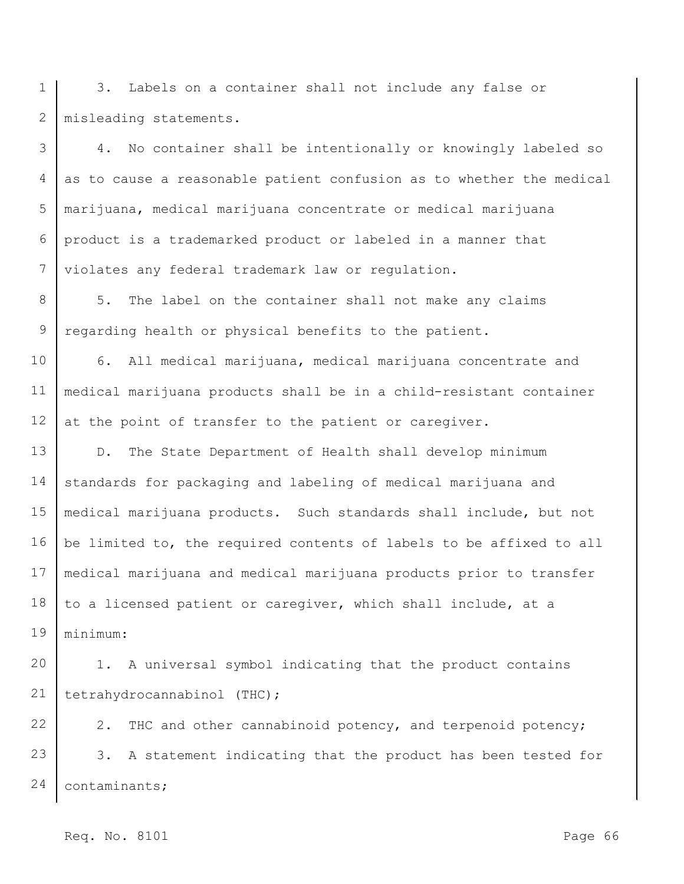3. Labels on a container shall not include any false or misleading statements.

4. No container shall be intentionally or knowingly labeled so as to cause a reasonable patient confusion as to whether the medical marijuana, medical marijuana concentrate or medical marijuana product is a trademarked product or labeled in a manner that violates any federal trademark law or regulation.

5. The label on the container shall not make any claims regarding health or physical benefits to the patient.

6. All medical marijuana, medical marijuana concentrate and medical marijuana products shall be in a child-resistant container at the point of transfer to the patient or caregiver.

D. The State Department of Health shall develop minimum standards for packaging and labeling of medical marijuana and medical marijuana products. Such standards shall include, but not be limited to, the required contents of labels to be affixed to all medical marijuana and medical marijuana products prior to transfer to a licensed patient or caregiver, which shall include, at a minimum:

1. A universal symbol indicating that the product contains tetrahydrocannabinol (THC);

2. THC and other cannabinoid potency, and terpenoid potency;

3. A statement indicating that the product has been tested for contaminants;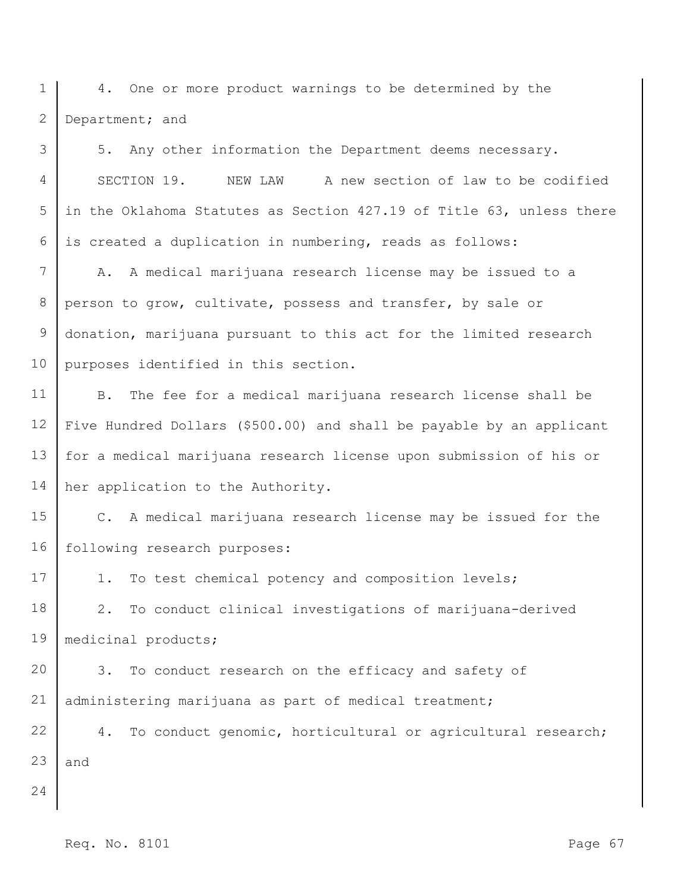4. One or more product warnings to be determined by the Department; and

5. Any other information the Department deems necessary.

SECTION 19. NEW LAW A new section of law to be codified in the Oklahoma Statutes as Section 427.19 of Title 63, unless there is created a duplication in numbering, reads as follows:

A. A medical marijuana research license may be issued to a person to grow, cultivate, possess and transfer, by sale or donation, marijuana pursuant to this act for the limited research purposes identified in this section.

B. The fee for a medical marijuana research license shall be Five Hundred Dollars ($500.00) and shall be payable by an applicant for a medical marijuana research license upon submission of his or her application to the Authority.

C. A medical marijuana research license may be issued for the following research purposes:

1. To test chemical potency and composition levels;

2. To conduct clinical investigations of marijuana-derived medicinal products;

3. To conduct research on the efficacy and safety of administering marijuana as part of medical treatment;

4. To conduct genomic, horticultural or agricultural research; and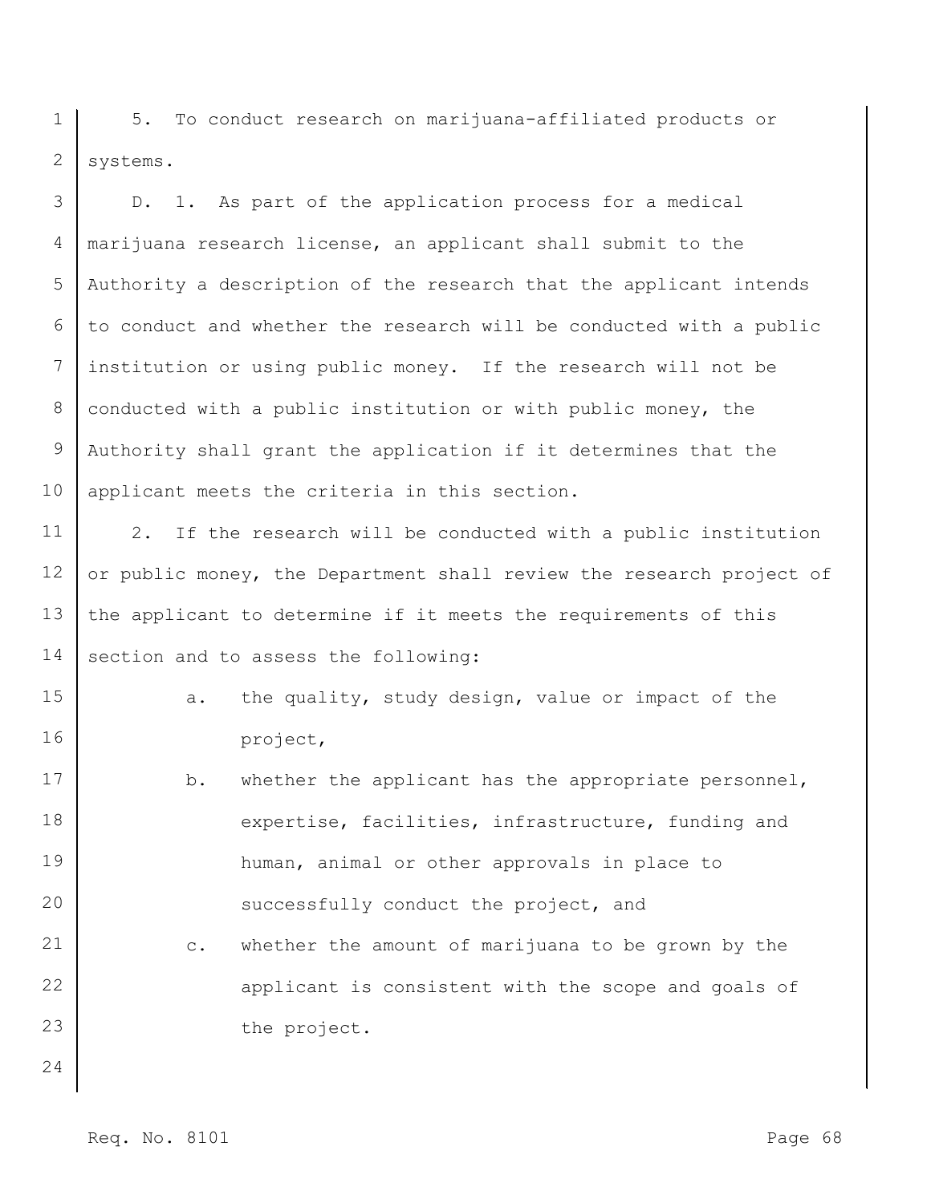5. To conduct research on marijuana-affiliated products or systems.

D. 1. As part of the application process for a medical marijuana research license, an applicant shall submit to the Authority a description of the research that the applicant intends to conduct and whether the research will be conducted with a public institution or using public money. If the research will not be conducted with a public institution or with public money, the Authority shall grant the application if it determines that the applicant meets the criteria in this section.

2. If the research will be conducted with a public institution or public money, the Department shall review the research project of the applicant to determine if it meets the requirements of this section and to assess the following:

a. the quality, study design, value or impact of the project,

b. whether the applicant has the appropriate personnel, expertise, facilities, infrastructure, funding and human, animal or other approvals in place to successfully conduct the project, and

c. whether the amount of marijuana to be grown by the applicant is consistent with the scope and goals of the project.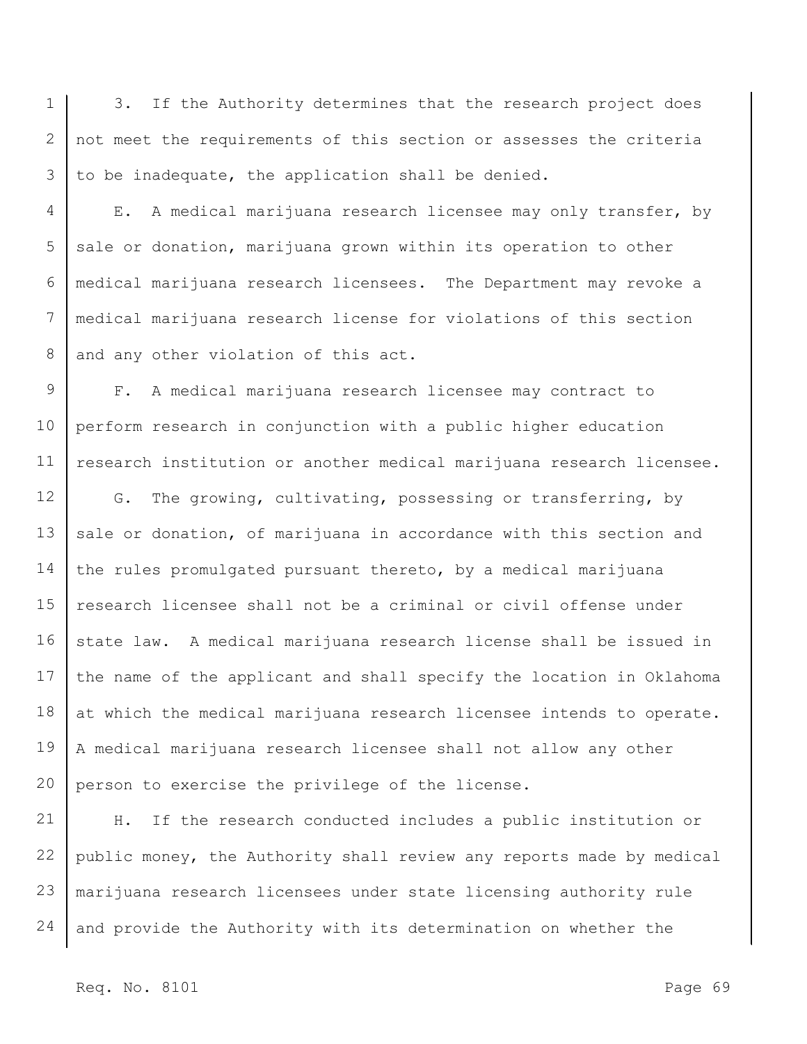3. If the Authority determines that the research project does not meet the requirements of this section or assesses the criteria to be inadequate, the application shall be denied.

E. A medical marijuana research licensee may only transfer, by sale or donation, marijuana grown within its operation to other medical marijuana research licensees. The Department may revoke a medical marijuana research license for violations of this section and any other violation of this act.

F. A medical marijuana research licensee may contract to perform research in conjunction with a public higher education research institution or another medical marijuana research licensee.

G. The growing, cultivating, possessing or transferring, by sale or donation, of marijuana in accordance with this section and the rules promulgated pursuant thereto, by a medical marijuana research licensee shall not be a criminal or civil offense under state law. A medical marijuana research license shall be issued in the name of the applicant and shall specify the location in Oklahoma at which the medical marijuana research licensee intends to operate. A medical marijuana research licensee shall not allow any other person to exercise the privilege of the license.

H. If the research conducted includes a public institution or public money, the Authority shall review any reports made by medical marijuana research licensees under state licensing authority rule and provide the Authority with its determination on whether the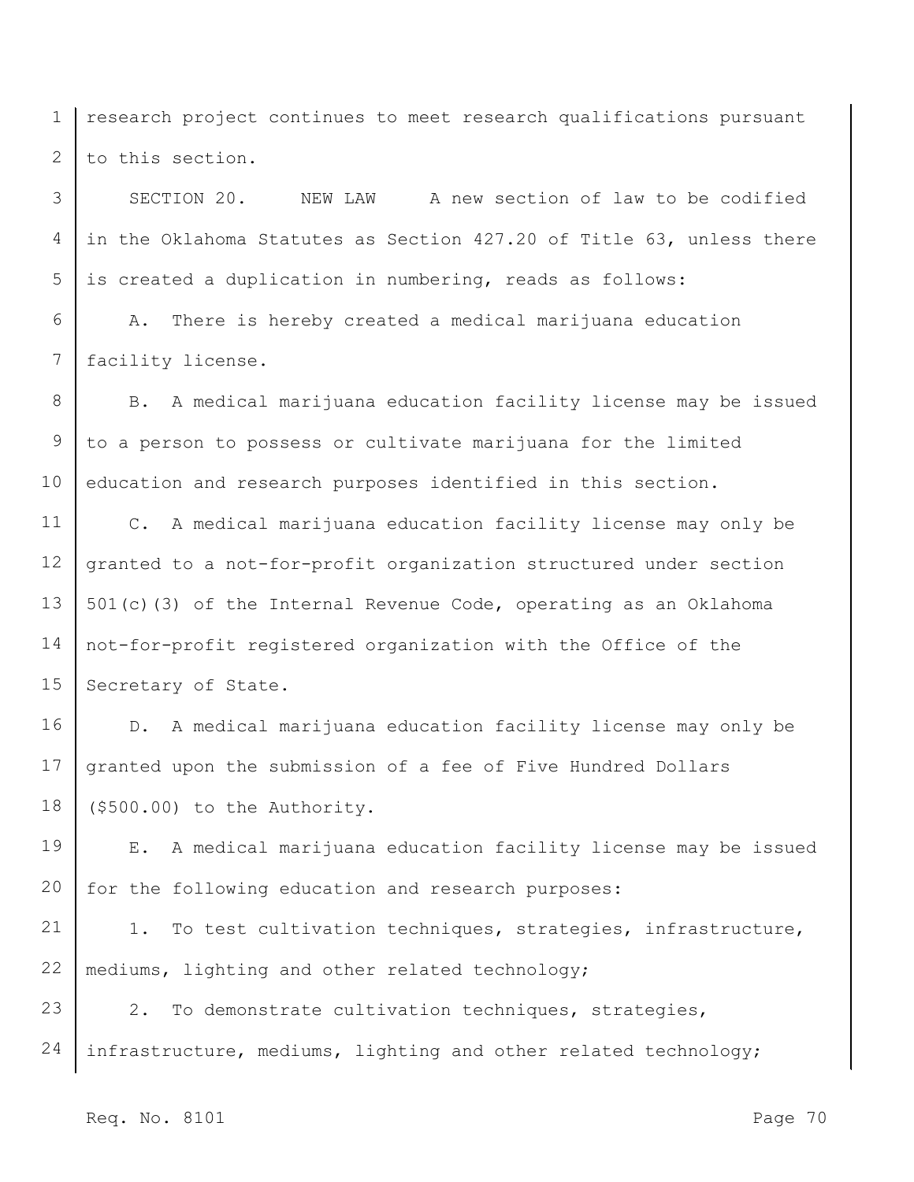research project continues to meet research qualifications pursuant to this section.

SECTION 20. NEW LAW A new section of law to be codified in the Oklahoma Statutes as Section 427.20 of Title 63, unless there is created a duplication in numbering, reads as follows:

A. There is hereby created a medical marijuana education facility license.

B. A medical marijuana education facility license may be issued to a person to possess or cultivate marijuana for the limited education and research purposes identified in this section.

C. A medical marijuana education facility license may only be granted to a not-for-profit organization structured under section 501(c)(3) of the Internal Revenue Code, operating as an Oklahoma not-for-profit registered organization with the Office of the Secretary of State.

D. A medical marijuana education facility license may only be granted upon the submission of a fee of Five Hundred Dollars ($500.00) to the Authority.

E. A medical marijuana education facility license may be issued for the following education and research purposes:

1. To test cultivation techniques, strategies, infrastructure, mediums, lighting and other related technology;

2. To demonstrate cultivation techniques, strategies, infrastructure, mediums, lighting and other related technology;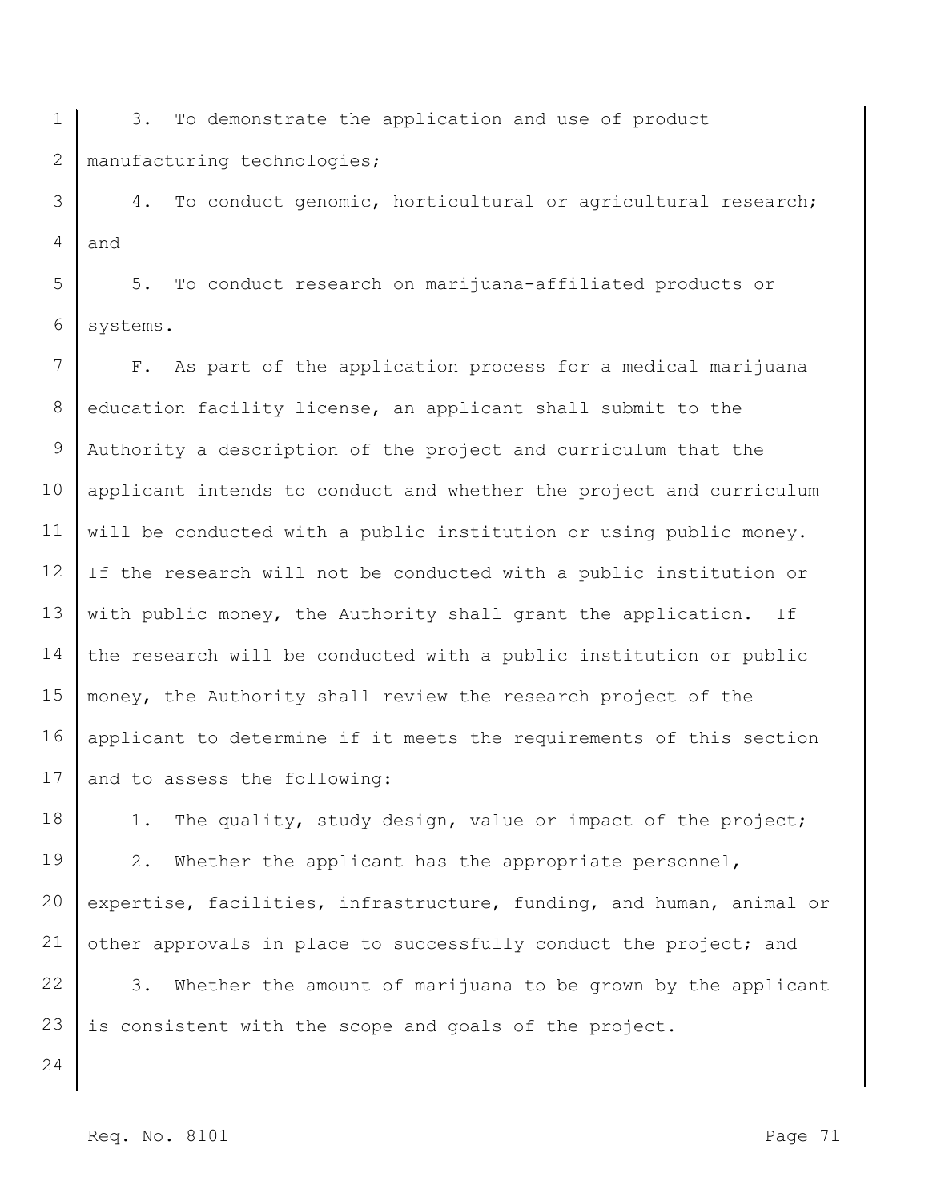3. To demonstrate the application and use of product manufacturing technologies;

4. To conduct genomic, horticultural or agricultural research; and

5. To conduct research on marijuana-affiliated products or systems.

F. As part of the application process for a medical marijuana education facility license, an applicant shall submit to the Authority a description of the project and curriculum that the applicant intends to conduct and whether the project and curriculum will be conducted with a public institution or using public money. If the research will not be conducted with a public institution or with public money, the Authority shall grant the application. If the research will be conducted with a public institution or public money, the Authority shall review the research project of the applicant to determine if it meets the requirements of this section and to assess the following:

1. The quality, study design, value or impact of the project;

2. Whether the applicant has the appropriate personnel, expertise, facilities, infrastructure, funding, and human, animal or other approvals in place to successfully conduct the project; and

3. Whether the amount of marijuana to be grown by the applicant is consistent with the scope and goals of the project.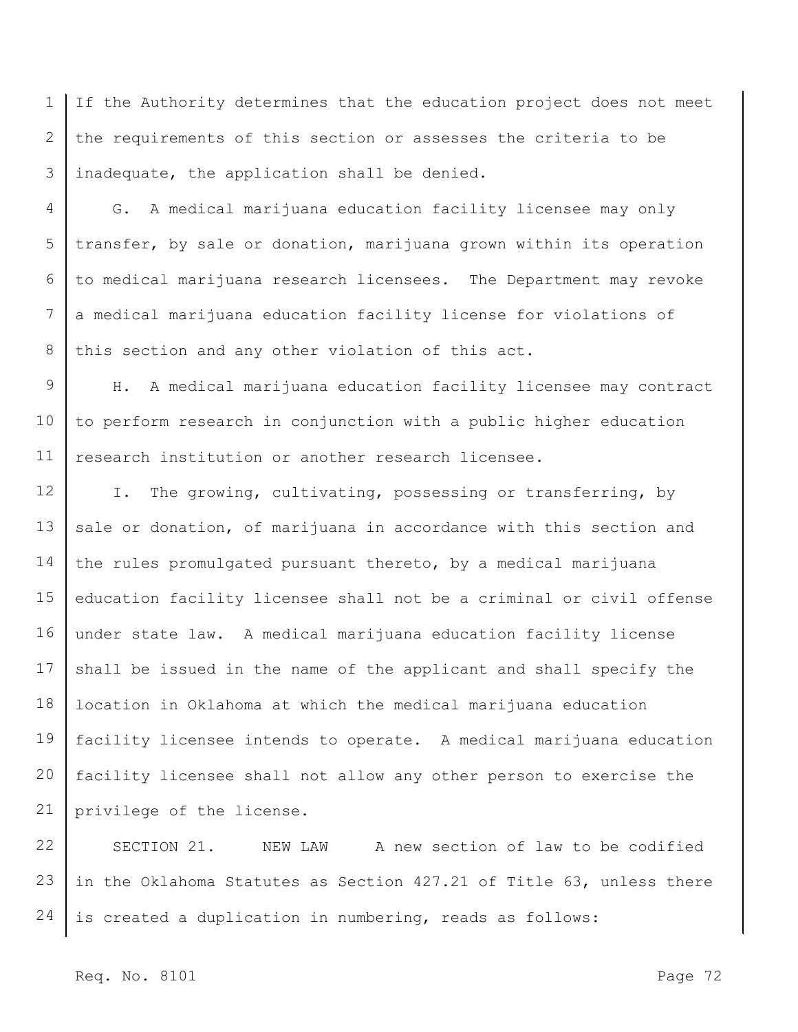If the Authority determines that the education project does not meet the requirements of this section or assesses the criteria to be inadequate, the application shall be denied.

G. A medical marijuana education facility licensee may only transfer, by sale or donation, marijuana grown within its operation to medical marijuana research licensees. The Department may revoke a medical marijuana education facility license for violations of this section and any other violation of this act.

H. A medical marijuana education facility licensee may contract to perform research in conjunction with a public higher education research institution or another research licensee.

I. The growing, cultivating, possessing or transferring, by sale or donation, of marijuana in accordance with this section and the rules promulgated pursuant thereto, by a medical marijuana education facility licensee shall not be a criminal or civil offense under state law. A medical marijuana education facility license shall be issued in the name of the applicant and shall specify the location in Oklahoma at which the medical marijuana education facility licensee intends to operate. A medical marijuana education facility licensee shall not allow any other person to exercise the privilege of the license.

SECTION 21. NEW LAW A new section of law to be codified in the Oklahoma Statutes as Section 427.21 of Title 63, unless there is created a duplication in numbering, reads as follows: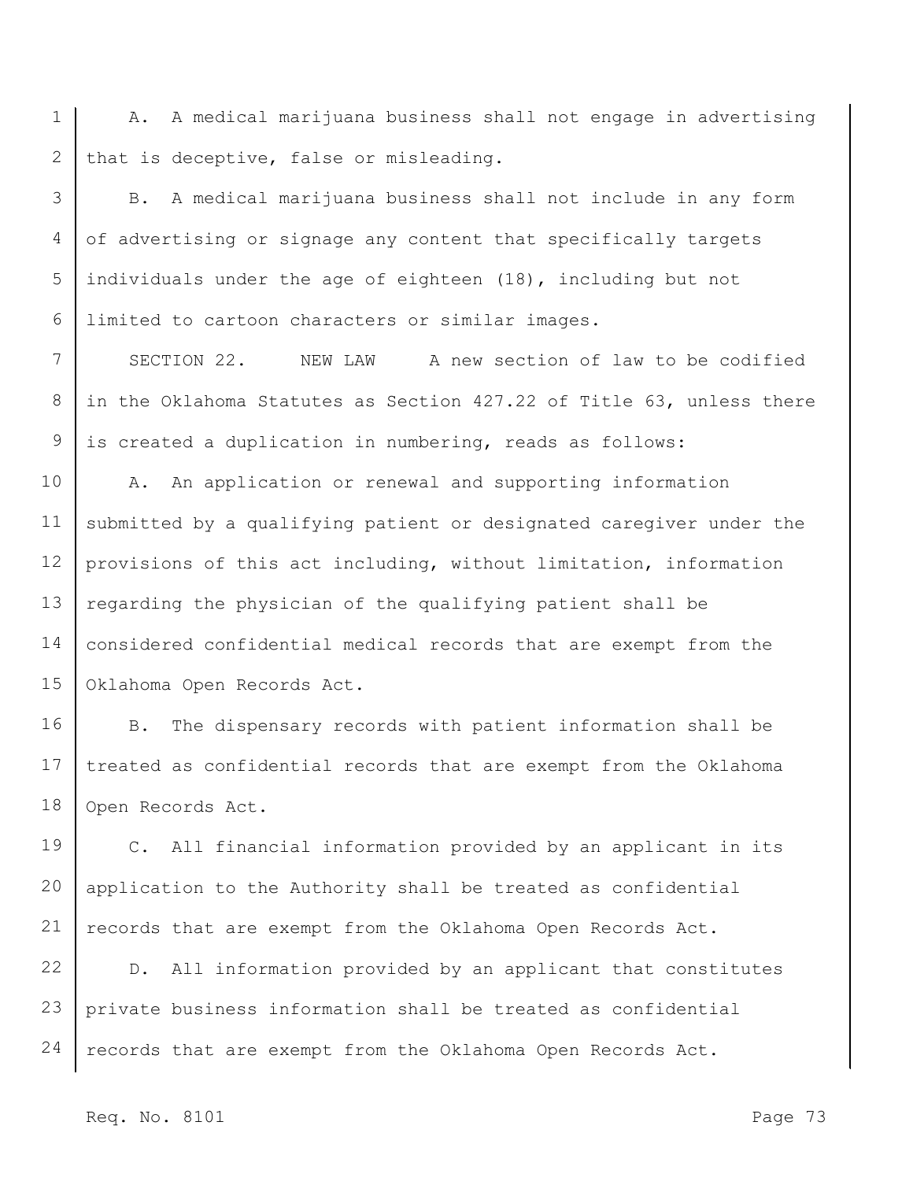A. A medical marijuana business shall not engage in advertising that is deceptive, false or misleading.

B. A medical marijuana business shall not include in any form of advertising or signage any content that specifically targets individuals under the age of eighteen (18), including but not limited to cartoon characters or similar images.

SECTION 22. NEW LAW A new section of law to be codified in the Oklahoma Statutes as Section 427.22 of Title 63, unless there is created a duplication in numbering, reads as follows:

A. An application or renewal and supporting information submitted by a qualifying patient or designated caregiver under the provisions of this act including, without limitation, information regarding the physician of the qualifying patient shall be considered confidential medical records that are exempt from the Oklahoma Open Records Act.

B. The dispensary records with patient information shall be treated as confidential records that are exempt from the Oklahoma Open Records Act.

C. All financial information provided by an applicant in its application to the Authority shall be treated as confidential records that are exempt from the Oklahoma Open Records Act.

D. All information provided by an applicant that constitutes private business information shall be treated as confidential records that are exempt from the Oklahoma Open Records Act.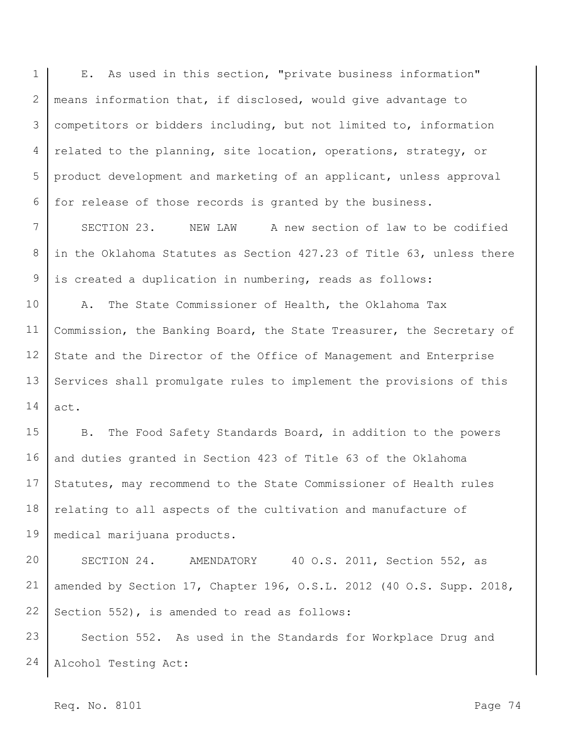E. As used in this section, "private business information" means information that, if disclosed, would give advantage to competitors or bidders including, but not limited to, information related to the planning, site location, operations, strategy, or product development and marketing of an applicant, unless approval for release of those records is granted by the business.

SECTION 23. NEW LAW A new section of law to be codified in the Oklahoma Statutes as Section 427.23 of Title 63, unless there is created a duplication in numbering, reads as follows:

A. The State Commissioner of Health, the Oklahoma Tax Commission, the Banking Board, the State Treasurer, the Secretary of State and the Director of the Office of Management and Enterprise Services shall promulgate rules to implement the provisions of this act.

B. The Food Safety Standards Board, in addition to the powers and duties granted in Section 423 of Title 63 of the Oklahoma Statutes, may recommend to the State Commissioner of Health rules relating to all aspects of the cultivation and manufacture of medical marijuana products.

SECTION 24. AMENDATORY 40 O.S. 2011, Section 552, as amended by Section 17, Chapter 196, O.S.L. 2012 (40 O.S. Supp. 2018, Section 552), is amended to read as follows:

Section 552. As used in the Standards for Workplace Drug and Alcohol Testing Act: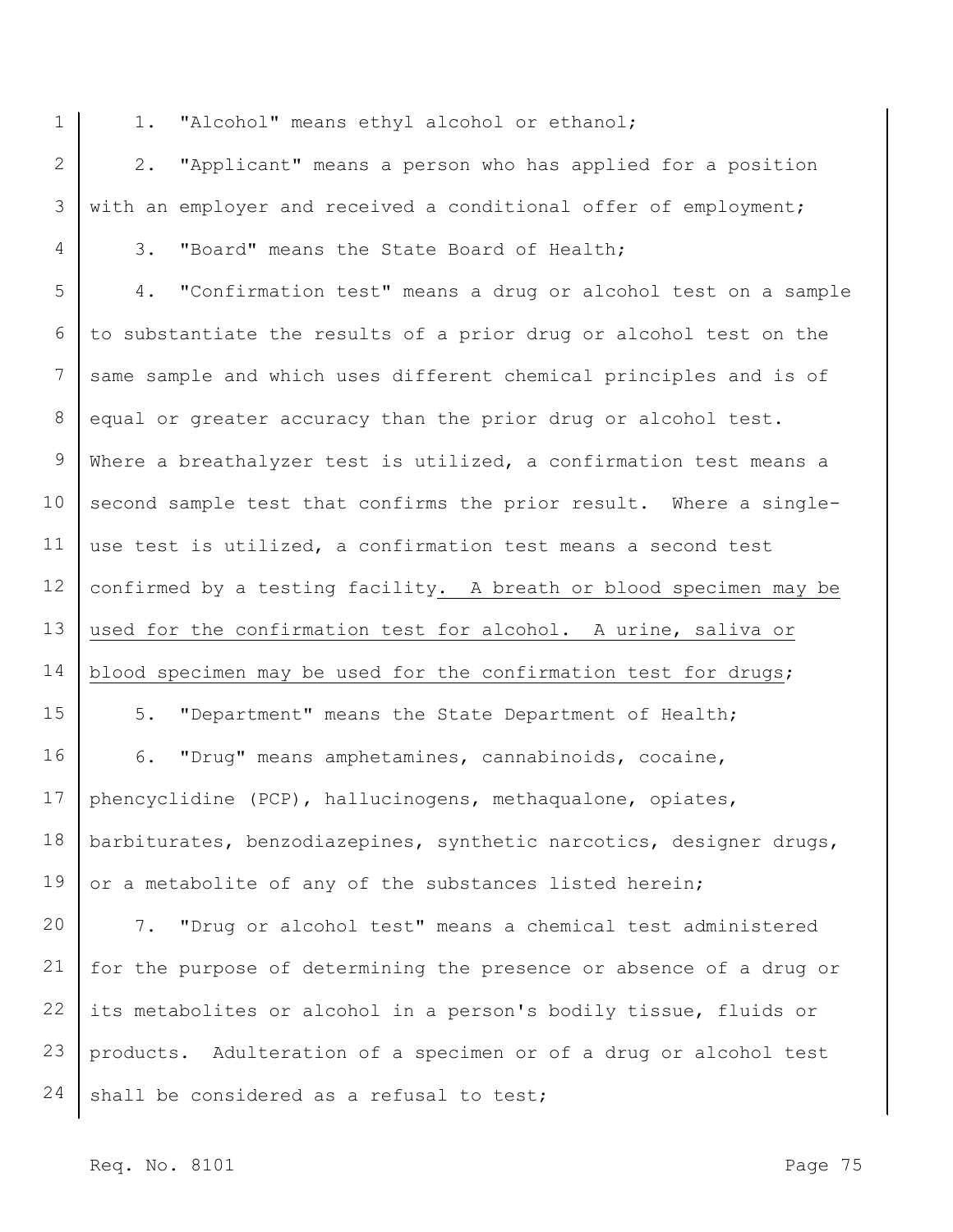1. "Alcohol" means ethyl alcohol or ethanol;

2. "Applicant" means a person who has applied for a position with an employer and received a conditional offer of employment;

3. "Board" means the State Board of Health;

4. "Confirmation test" means a drug or alcohol test on a sample to substantiate the results of a prior drug or alcohol test on the same sample and which uses different chemical principles and is of equal or greater accuracy than the prior drug or alcohol test. Where a breathalyzer test is utilized, a confirmation test means a second sample test that confirms the prior result. Where a single-use test is utilized, a confirmation test means a second test confirmed by a testing facility. A breath or blood specimen may be used for the confirmation test for alcohol. A urine, saliva or blood specimen may be used for the confirmation test for drugs;

5. "Department" means the State Department of Health;

6. "Drug" means amphetamines, cannabinoids, cocaine, phencyclidine (PCP), hallucinogens, methaqualone, opiates, barbiturates, benzodiazepines, synthetic narcotics, designer drugs, or a metabolite of any of the substances listed herein;

7. "Drug or alcohol test" means a chemical test administered for the purpose of determining the presence or absence of a drug or its metabolites or alcohol in a person's bodily tissue, fluids or products. Adulteration of a specimen or of a drug or alcohol test shall be considered as a refusal to test;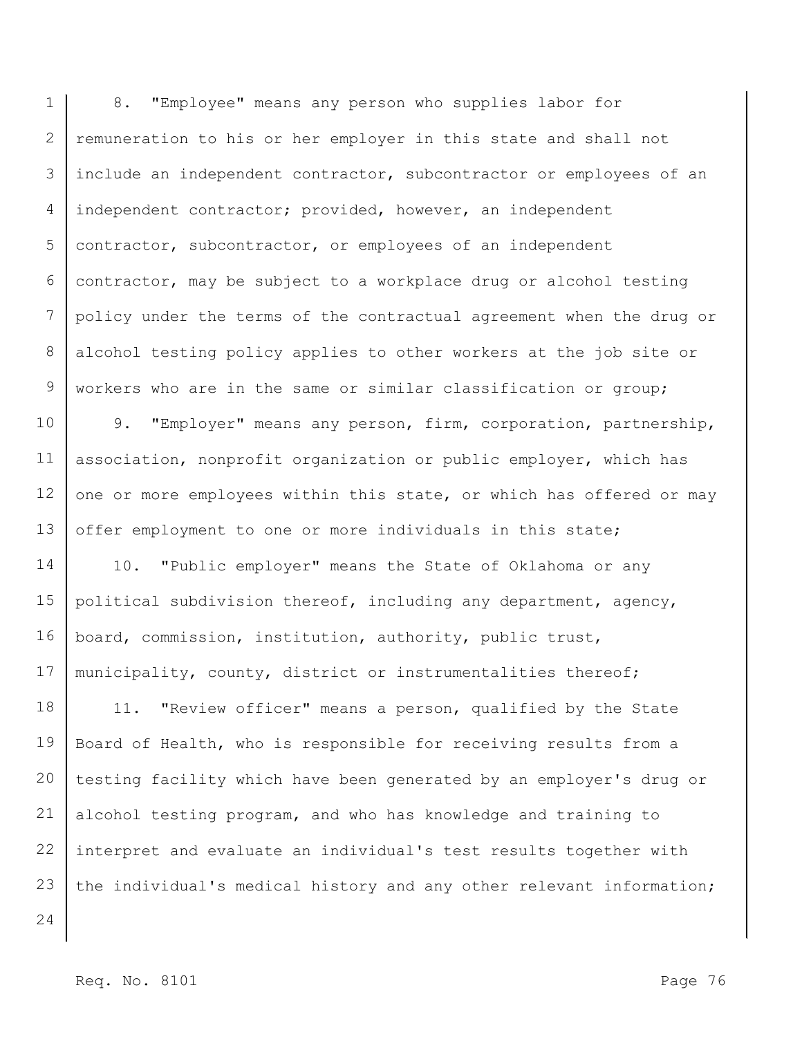8. "Employee" means any person who supplies labor for remuneration to his or her employer in this state and shall not include an independent contractor, subcontractor or employees of an independent contractor; provided, however, an independent contractor, subcontractor, or employees of an independent contractor, may be subject to a workplace drug or alcohol testing policy under the terms of the contractual agreement when the drug or alcohol testing policy applies to other workers at the job site or workers who are in the same or similar classification or group;

9. "Employer" means any person, firm, corporation, partnership, association, nonprofit organization or public employer, which has one or more employees within this state, or which has offered or may offer employment to one or more individuals in this state;

10. "Public employer" means the State of Oklahoma or any political subdivision thereof, including any department, agency, board, commission, institution, authority, public trust, municipality, county, district or instrumentalities thereof;

11. "Review officer" means a person, qualified by the State Board of Health, who is responsible for receiving results from a testing facility which have been generated by an employer's drug or alcohol testing program, and who has knowledge and training to interpret and evaluate an individual's test results together with the individual's medical history and any other relevant information;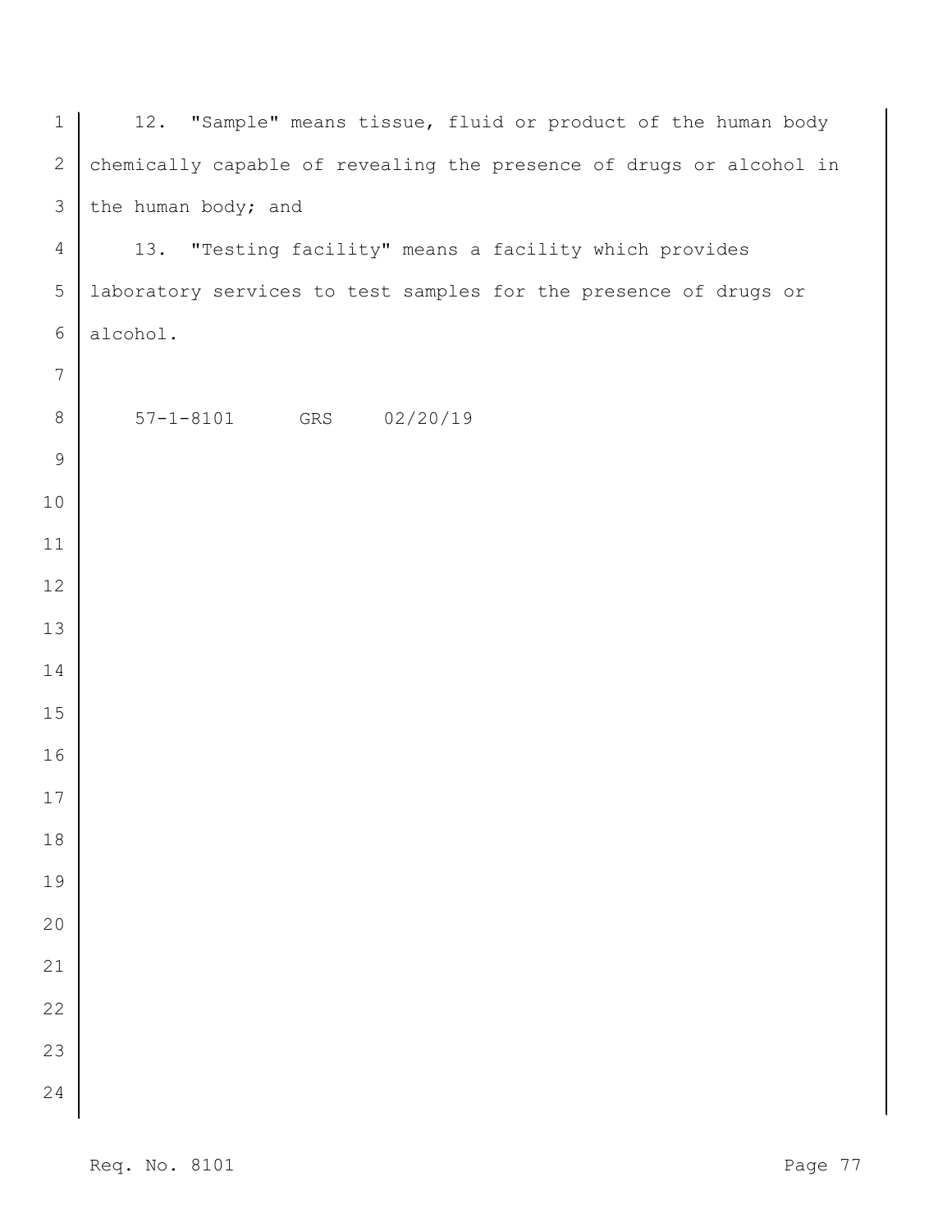12. "Sample" means tissue, fluid or product of the human body chemically capable of revealing the presence of drugs or alcohol in the human body; and

13. "Testing facility" means a facility which provides laboratory services to test samples for the presence of drugs or alcohol.

57-1-8101 GRS 02/20/19